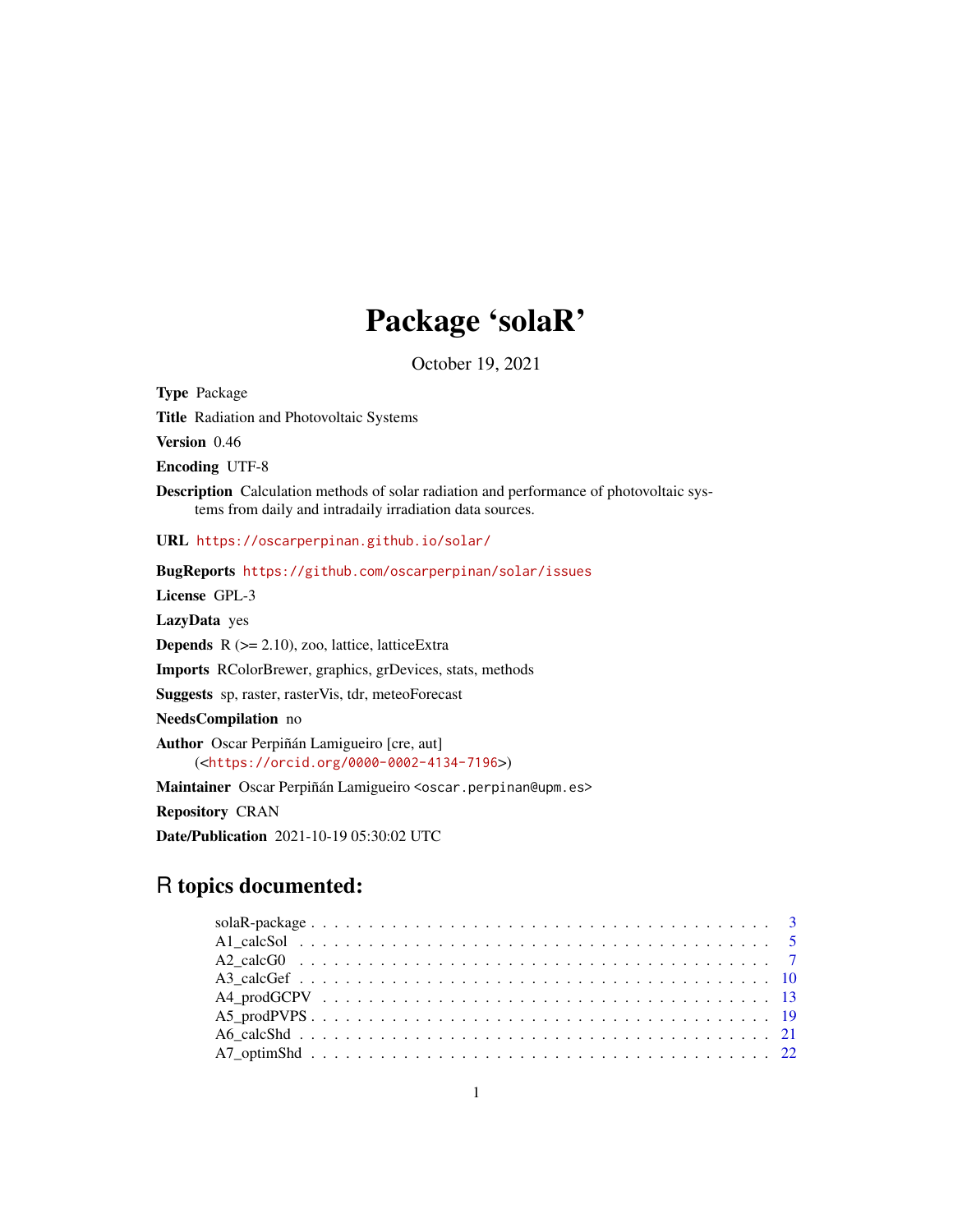# Package 'solaR'

October 19, 2021

**Type** Package

**Title** Radiation and Photovoltaic Systems

**Version** 0.46

**Encoding** UTF-8

**Description** Calculation methods of solar radiation and performance of photovoltaic systems from daily and intradaily irradiation data sources.

**URL** https://oscarperpinan.github.io/solar/

**BugReports** https://github.com/oscarperpinan/solar/issues

**License** GPL-3

**LazyData** yes

**Depends** R (>= 2.10), zoo, lattice, latticeExtra

**Imports** RColorBrewer, graphics, grDevices, stats, methods

**Suggests** sp, raster, rasterVis, tdr, meteoForecast

**NeedsCompilation** no

**Author** Oscar Perpiñán Lamigueiro [cre, aut] (<https://orcid.org/0000-0002-4134-7196>)

**Maintainer** Oscar Perpiñán Lamigueiro <oscar.perpinan@upm.es>

**Repository** CRAN

**Date/Publication** 2021-10-19 05:30:02 UTC

## R topics documented:

- solaR-package . . . . . . . . . . . . . . . . . . . . . . . . . . . . . . . . . . . . . . 3
- A1_calcSol . . . . . . . . . . . . . . . . . . . . . . . . . . . . . . . . . . . . . . . . 5
- A2_calcG0 . . . . . . . . . . . . . . . . . . . . . . . . . . . . . . . . . . . . . . . . 7
- A3_calcGef . . . . . . . . . . . . . . . . . . . . . . . . . . . . . . . . . . . . . . . . 10
- A4_prodGCPV . . . . . . . . . . . . . . . . . . . . . . . . . . . . . . . . . . . . . . 13
- A5_prodPVPS . . . . . . . . . . . . . . . . . . . . . . . . . . . . . . . . . . . . . . . 19
- A6_calcShd . . . . . . . . . . . . . . . . . . . . . . . . . . . . . . . . . . . . . . . . 21
- A7_optimShd . . . . . . . . . . . . . . . . . . . . . . . . . . . . . . . . . . . . . . . 22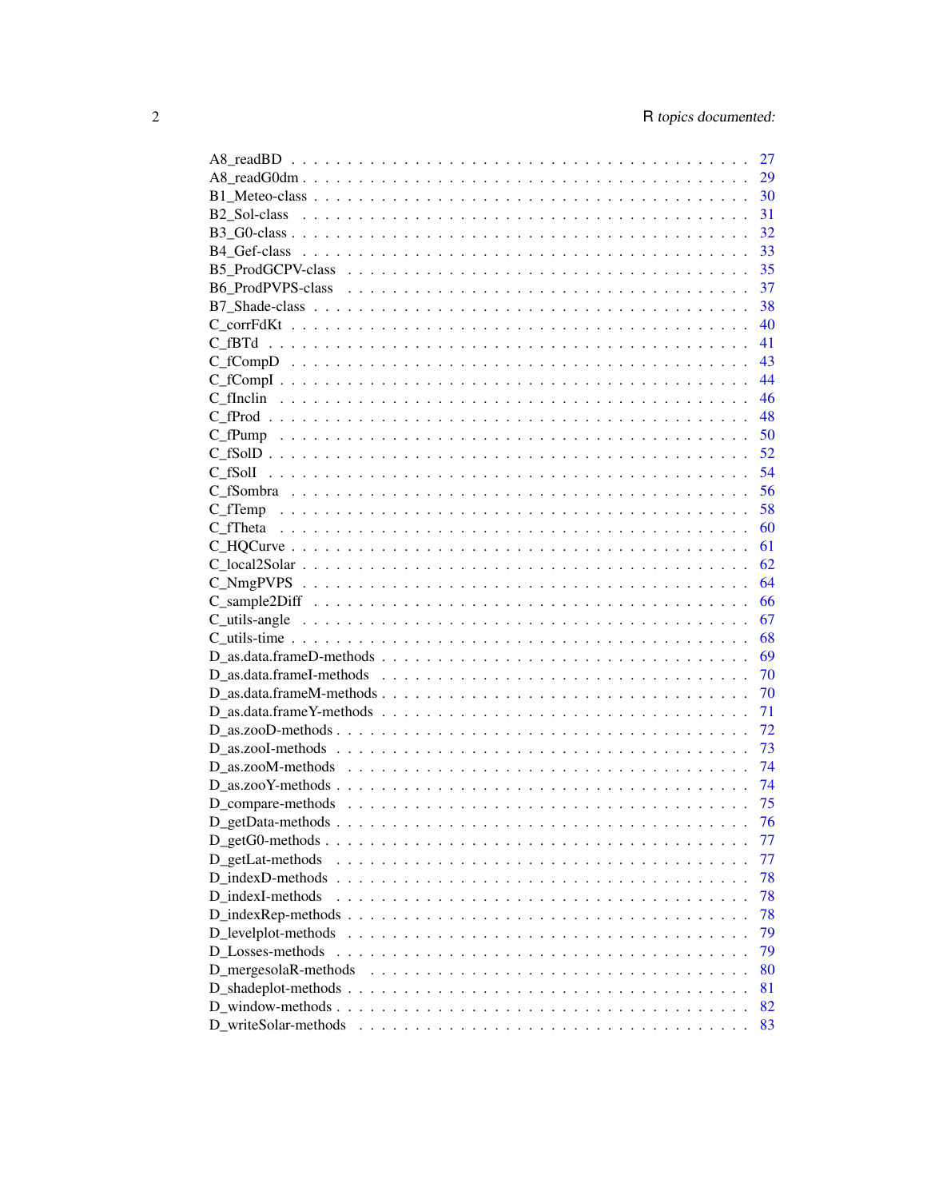A8_readBD . . . . . . . . . . . . . . . . . . . . . . . . . . . . . . . . . . . . . 27
A8_readG0dm . . . . . . . . . . . . . . . . . . . . . . . . . . . . . . . . . . . . 29
B1_Meteo-class . . . . . . . . . . . . . . . . . . . . . . . . . . . . . . . . . . . 30
B2_Sol-class . . . . . . . . . . . . . . . . . . . . . . . . . . . . . . . . . . . . 31
B3_G0-class . . . . . . . . . . . . . . . . . . . . . . . . . . . . . . . . . . . . 32
B4_Gef-class . . . . . . . . . . . . . . . . . . . . . . . . . . . . . . . . . . . . 33
B5_ProdGCPV-class . . . . . . . . . . . . . . . . . . . . . . . . . . . . . . . . . 35
B6_ProdPVPS-class . . . . . . . . . . . . . . . . . . . . . . . . . . . . . . . . . 37
B7_Shade-class . . . . . . . . . . . . . . . . . . . . . . . . . . . . . . . . . . . 38
C_corrFdKt . . . . . . . . . . . . . . . . . . . . . . . . . . . . . . . . . . . . . 40
C_fBTd . . . . . . . . . . . . . . . . . . . . . . . . . . . . . . . . . . . . . . . 41
C_fCompD . . . . . . . . . . . . . . . . . . . . . . . . . . . . . . . . . . . . . . 43
C_fCompI . . . . . . . . . . . . . . . . . . . . . . . . . . . . . . . . . . . . . . 44
C_fInclin . . . . . . . . . . . . . . . . . . . . . . . . . . . . . . . . . . . . . 46
C_fProd . . . . . . . . . . . . . . . . . . . . . . . . . . . . . . . . . . . . . . 48
C_fPump . . . . . . . . . . . . . . . . . . . . . . . . . . . . . . . . . . . . . . 50
C_fSolD . . . . . . . . . . . . . . . . . . . . . . . . . . . . . . . . . . . . . . 52
C_fSolI . . . . . . . . . . . . . . . . . . . . . . . . . . . . . . . . . . . . . . 54
C_fSombra . . . . . . . . . . . . . . . . . . . . . . . . . . . . . . . . . . . . . 56
C_fTemp . . . . . . . . . . . . . . . . . . . . . . . . . . . . . . . . . . . . . . 58
C_fTheta . . . . . . . . . . . . . . . . . . . . . . . . . . . . . . . . . . . . . . 60
C_HQCurve . . . . . . . . . . . . . . . . . . . . . . . . . . . . . . . . . . . . . 61
C_local2Solar . . . . . . . . . . . . . . . . . . . . . . . . . . . . . . . . . . . 62
C_NmgPVPS . . . . . . . . . . . . . . . . . . . . . . . . . . . . . . . . . . . . . 64
C_sample2Diff . . . . . . . . . . . . . . . . . . . . . . . . . . . . . . . . . . . 66
C_utils-angle . . . . . . . . . . . . . . . . . . . . . . . . . . . . . . . . . . . 67
C_utils-time . . . . . . . . . . . . . . . . . . . . . . . . . . . . . . . . . . . . 68
D_as.data.frameD-methods . . . . . . . . . . . . . . . . . . . . . . . . . . . . . 69
D_as.data.frameI-methods . . . . . . . . . . . . . . . . . . . . . . . . . . . . . 70
D_as.data.frameM-methods . . . . . . . . . . . . . . . . . . . . . . . . . . . . . 70
D_as.data.frameY-methods . . . . . . . . . . . . . . . . . . . . . . . . . . . . . 71
D_as.zooD-methods . . . . . . . . . . . . . . . . . . . . . . . . . . . . . . . . . 72
D_as.zooI-methods . . . . . . . . . . . . . . . . . . . . . . . . . . . . . . . . . 73
D_as.zooM-methods . . . . . . . . . . . . . . . . . . . . . . . . . . . . . . . . . 74
D_as.zooY-methods . . . . . . . . . . . . . . . . . . . . . . . . . . . . . . . . . 74
D_compare-methods . . . . . . . . . . . . . . . . . . . . . . . . . . . . . . . . . 75
D_getData-methods . . . . . . . . . . . . . . . . . . . . . . . . . . . . . . . . . 76
D_getG0-methods . . . . . . . . . . . . . . . . . . . . . . . . . . . . . . . . . . 77
D_getLat-methods . . . . . . . . . . . . . . . . . . . . . . . . . . . . . . . . . 77
D_indexD-methods . . . . . . . . . . . . . . . . . . . . . . . . . . . . . . . . . 78
D_indexI-methods . . . . . . . . . . . . . . . . . . . . . . . . . . . . . . . . . 78
D_indexRep-methods . . . . . . . . . . . . . . . . . . . . . . . . . . . . . . . . 78
D_levelplot-methods . . . . . . . . . . . . . . . . . . . . . . . . . . . . . . . . 79
D_Losses-methods . . . . . . . . . . . . . . . . . . . . . . . . . . . . . . . . . 79
D_mergesolaR-methods . . . . . . . . . . . . . . . . . . . . . . . . . . . . . . . 80
D_shadeplot-methods . . . . . . . . . . . . . . . . . . . . . . . . . . . . . . . . 81
D_window-methods . . . . . . . . . . . . . . . . . . . . . . . . . . . . . . . . . 82
D_writeSolar-methods . . . . . . . . . . . . . . . . . . . . . . . . . . . . . . . 83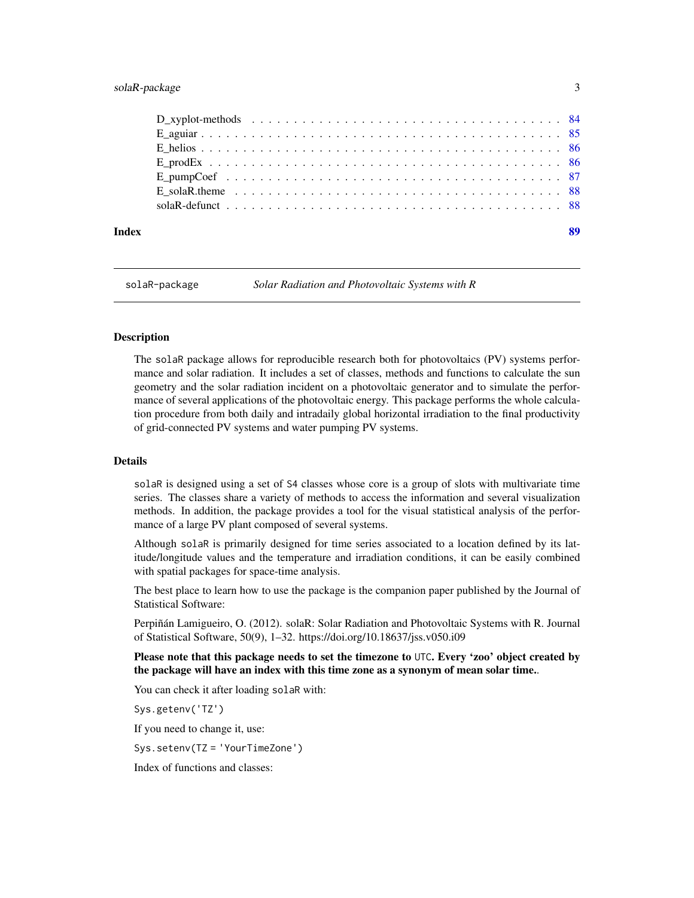| | |
|---|---|
| D_xyplot-methods | 84 |
| E_aguiar | 85 |
| E_helios | 86 |
| E_prodEx | 86 |
| E_pumpCoef | 87 |
| E_solaR.theme | 88 |
| solaR-defunct | 88 |

**Index** **89**

---

`solaR-package` *Solar Radiation and Photovoltaic Systems with R*

---

## Description

The `solaR` package allows for reproducible research both for photovoltaics (PV) systems performance and solar radiation. It includes a set of classes, methods and functions to calculate the sun geometry and the solar radiation incident on a photovoltaic generator and to simulate the performance of several applications of the photovoltaic energy. This package performs the whole calculation procedure from both daily and intradaily global horizontal irradiation to the final productivity of grid-connected PV systems and water pumping PV systems.

## Details

`solaR` is designed using a set of `S4` classes whose core is a group of slots with multivariate time series. The classes share a variety of methods to access the information and several visualization methods. In addition, the package provides a tool for the visual statistical analysis of the performance of a large PV plant composed of several systems.

Although `solaR` is primarily designed for time series associated to a location defined by its latitude/longitude values and the temperature and irradiation conditions, it can be easily combined with spatial packages for space-time analysis.

The best place to learn how to use the package is the companion paper published by the Journal of Statistical Software:

Perpiñán Lamigueiro, O. (2012). solaR: Solar Radiation and Photovoltaic Systems with R. Journal of Statistical Software, 50(9), 1–32. https://doi.org/10.18637/jss.v050.i09

**Please note that this package needs to set the timezone to `UTC`. Every 'zoo' object created by the package will have an index with this time zone as a synonym of mean solar time.**.

You can check it after loading `solaR` with:

`Sys.getenv('TZ')`

If you need to change it, use:

`Sys.setenv(TZ = 'YourTimeZone')`

Index of functions and classes: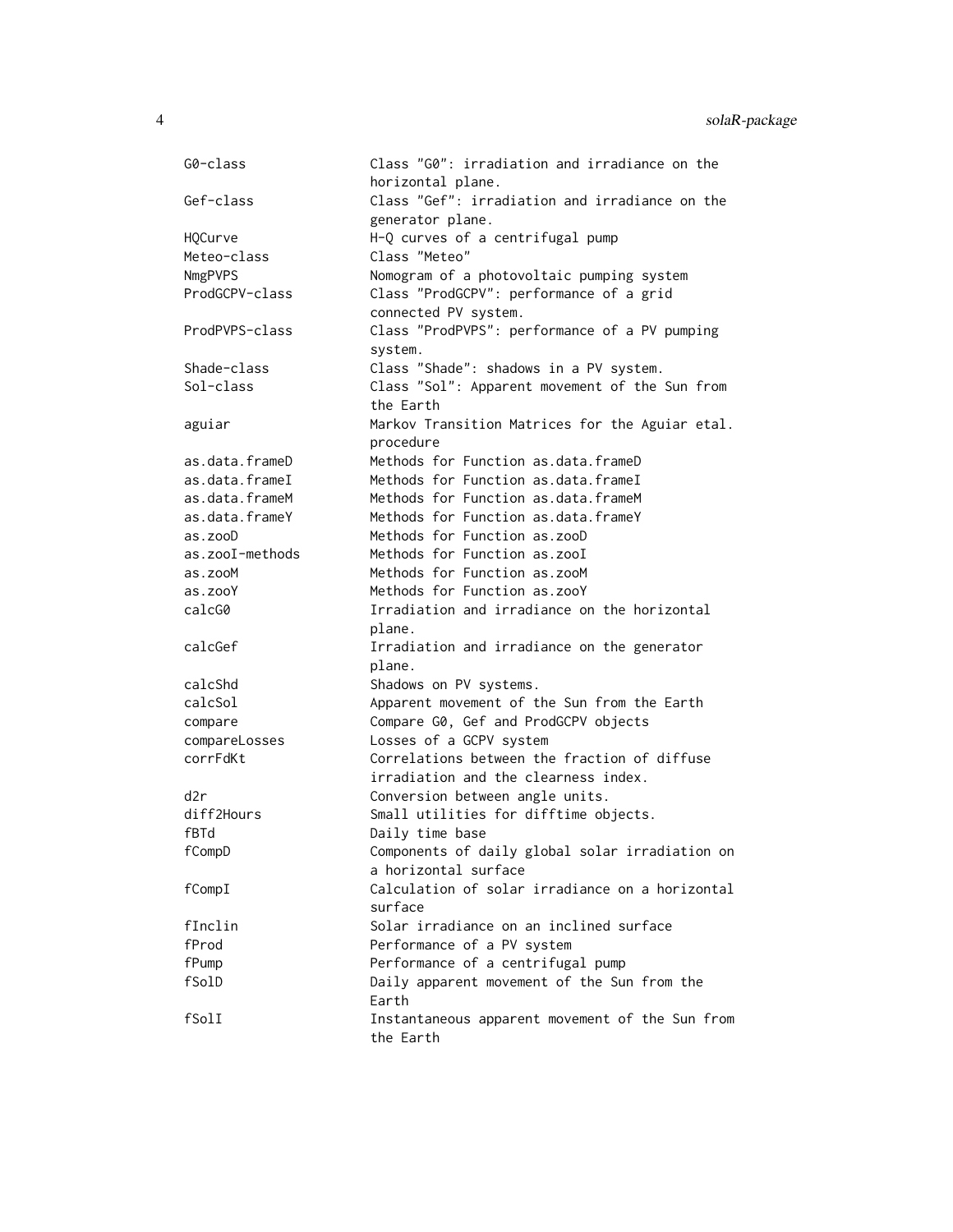| | |
|---|---|
| G0-class | Class "G0": irradiation and irradiance on the horizontal plane. |
| Gef-class | Class "Gef": irradiation and irradiance on the generator plane. |
| HQCurve | H-Q curves of a centrifugal pump |
| Meteo-class | Class "Meteo" |
| NmgPVPS | Nomogram of a photovoltaic pumping system |
| ProdGCPV-class | Class "ProdGCPV": performance of a grid connected PV system. |
| ProdPVPS-class | Class "ProdPVPS": performance of a PV pumping system. |
| Shade-class | Class "Shade": shadows in a PV system. |
| Sol-class | Class "Sol": Apparent movement of the Sun from the Earth |
| aguiar | Markov Transition Matrices for the Aguiar etal. procedure |
| as.data.frameD | Methods for Function as.data.frameD |
| as.data.frameI | Methods for Function as.data.frameI |
| as.data.frameM | Methods for Function as.data.frameM |
| as.data.frameY | Methods for Function as.data.frameY |
| as.zooD | Methods for Function as.zooD |
| as.zooI-methods | Methods for Function as.zooI |
| as.zooM | Methods for Function as.zooM |
| as.zooY | Methods for Function as.zooY |
| calcG0 | Irradiation and irradiance on the horizontal plane. |
| calcGef | Irradiation and irradiance on the generator plane. |
| calcShd | Shadows on PV systems. |
| calcSol | Apparent movement of the Sun from the Earth |
| compare | Compare G0, Gef and ProdGCPV objects |
| compareLosses | Losses of a GCPV system |
| corrFdKt | Correlations between the fraction of diffuse irradiation and the clearness index. |
| d2r | Conversion between angle units. |
| diff2Hours | Small utilities for difftime objects. |
| fBTd | Daily time base |
| fCompD | Components of daily global solar irradiation on a horizontal surface |
| fCompI | Calculation of solar irradiance on a horizontal surface |
| fInclin | Solar irradiance on an inclined surface |
| fProd | Performance of a PV system |
| fPump | Performance of a centrifugal pump |
| fSolD | Daily apparent movement of the Sun from the Earth |
| fSolI | Instantaneous apparent movement of the Sun from the Earth |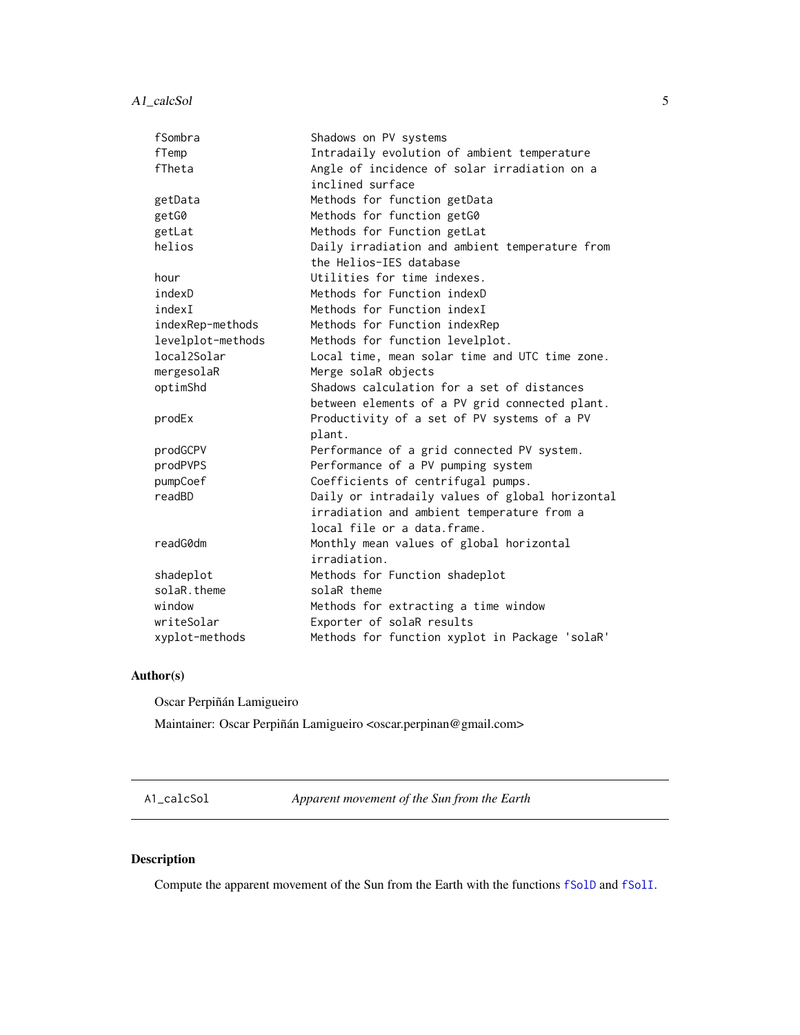| | |
|---|---|
| fSombra | Shadows on PV systems |
| fTemp | Intradaily evolution of ambient temperature |
| fTheta | Angle of incidence of solar irradiation on a inclined surface |
| getData | Methods for function getData |
| getG0 | Methods for function getG0 |
| getLat | Methods for Function getLat |
| helios | Daily irradiation and ambient temperature from the Helios-IES database |
| hour | Utilities for time indexes. |
| indexD | Methods for Function indexD |
| indexI | Methods for Function indexI |
| indexRep-methods | Methods for Function indexRep |
| levelplot-methods | Methods for function levelplot. |
| local2Solar | Local time, mean solar time and UTC time zone. |
| mergesolaR | Merge solaR objects |
| optimShd | Shadows calculation for a set of distances between elements of a PV grid connected plant. |
| prodEx | Productivity of a set of PV systems of a PV plant. |
| prodGCPV | Performance of a grid connected PV system. |
| prodPVPS | Performance of a PV pumping system |
| pumpCoef | Coefficients of centrifugal pumps. |
| readBD | Daily or intradaily values of global horizontal irradiation and ambient temperature from a local file or a data.frame. |
| readG0dm | Monthly mean values of global horizontal irradiation. |
| shadeplot | Methods for Function shadeplot |
| solaR.theme | solaR theme |
| window | Methods for extracting a time window |
| writeSolar | Exporter of solaR results |
| xyplot-methods | Methods for function xyplot in Package 'solaR' |

## Author(s)

Oscar Perpiñán Lamigueiro

Maintainer: Oscar Perpiñán Lamigueiro <oscar.perpinan@gmail.com>

---

A1_calcSol — *Apparent movement of the Sun from the Earth*

---

## Description

Compute the apparent movement of the Sun from the Earth with the functions fSolD and fSolI.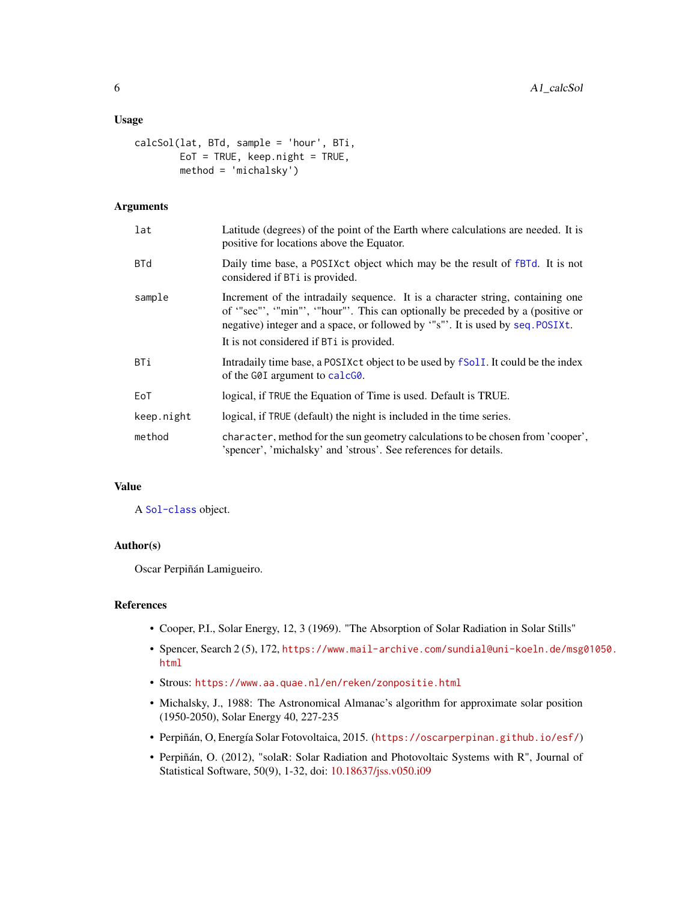### Usage

```
calcSol(lat, BTd, sample = 'hour', BTi,
        EoT = TRUE, keep.night = TRUE,
        method = 'michalsky')
```

### Arguments

| | |
|---|---|
| `lat` | Latitude (degrees) of the point of the Earth where calculations are needed. It is positive for locations above the Equator. |
| `BTd` | Daily time base, a `POSIXct` object which may be the result of `fBTd`. It is not considered if `BTi` is provided. |
| `sample` | Increment of the intradaily sequence. It is a character string, containing one of '"sec"', '"min"', '"hour"'. This can optionally be preceded by a (positive or negative) integer and a space, or followed by '"s"'. It is used by `seq.POSIXt`. It is not considered if `BTi` is provided. |
| `BTi` | Intradaily time base, a `POSIXct` object to be used by `fSolI`. It could be the index of the `G0I` argument to `calcG0`. |
| `EoT` | logical, if `TRUE` the Equation of Time is used. Default is TRUE. |
| `keep.night` | logical, if `TRUE` (default) the night is included in the time series. |
| `method` | `character`, method for the sun geometry calculations to be chosen from 'cooper', 'spencer', 'michalsky' and 'strous'. See references for details. |

### Value

A `Sol-class` object.

### Author(s)

Oscar Perpiñán Lamigueiro.

### References

- Cooper, P.I., Solar Energy, 12, 3 (1969). "The Absorption of Solar Radiation in Solar Stills"
- Spencer, Search 2 (5), 172, https://www.mail-archive.com/sundial@uni-koeln.de/msg01050.html
- Strous: https://www.aa.quae.nl/en/reken/zonpositie.html
- Michalsky, J., 1988: The Astronomical Almanac's algorithm for approximate solar position (1950-2050), Solar Energy 40, 227-235
- Perpiñán, O, Energía Solar Fotovoltaica, 2015. (https://oscarperpinan.github.io/esf/)
- Perpiñán, O. (2012), "solaR: Solar Radiation and Photovoltaic Systems with R", Journal of Statistical Software, 50(9), 1-32, doi: 10.18637/jss.v050.i09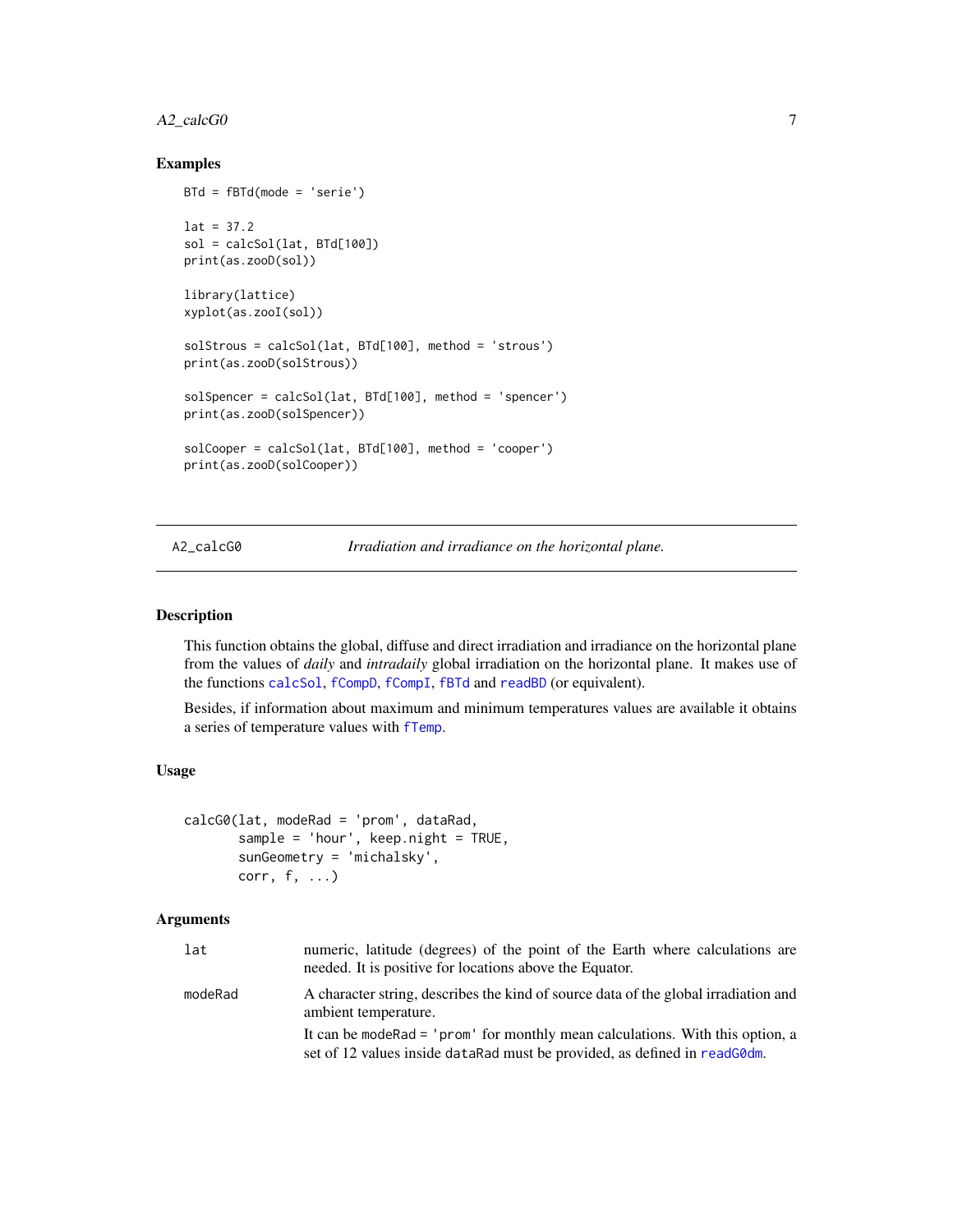## Examples

```
BTd = fBTd(mode = 'serie')

lat = 37.2
sol = calcSol(lat, BTd[100])
print(as.zooD(sol))

library(lattice)
xyplot(as.zooI(sol))

solStrous = calcSol(lat, BTd[100], method = 'strous')
print(as.zooD(solStrous))

solSpencer = calcSol(lat, BTd[100], method = 'spencer')
print(as.zooD(solSpencer))

solCooper = calcSol(lat, BTd[100], method = 'cooper')
print(as.zooD(solCooper))
```

---

# A2_calcG0 *Irradiation and irradiance on the horizontal plane.*

---

## Description

This function obtains the global, diffuse and direct irradiation and irradiance on the horizontal plane from the values of *daily* and *intradaily* global irradiation on the horizontal plane. It makes use of the functions calcSol, fCompD, fCompI, fBTd and readBD (or equivalent).

Besides, if information about maximum and minimum temperatures values are available it obtains a series of temperature values with fTemp.

## Usage

```
calcG0(lat, modeRad = 'prom', dataRad,
       sample = 'hour', keep.night = TRUE,
       sunGeometry = 'michalsky',
       corr, f, ...)
```

## Arguments

| | |
|---|---|
| `lat` | numeric, latitude (degrees) of the point of the Earth where calculations are needed. It is positive for locations above the Equator. |
| `modeRad` | A character string, describes the kind of source data of the global irradiation and ambient temperature.<br><br>It can be `modeRad = 'prom'` for monthly mean calculations. With this option, a set of 12 values inside `dataRad` must be provided, as defined in readG0dm. |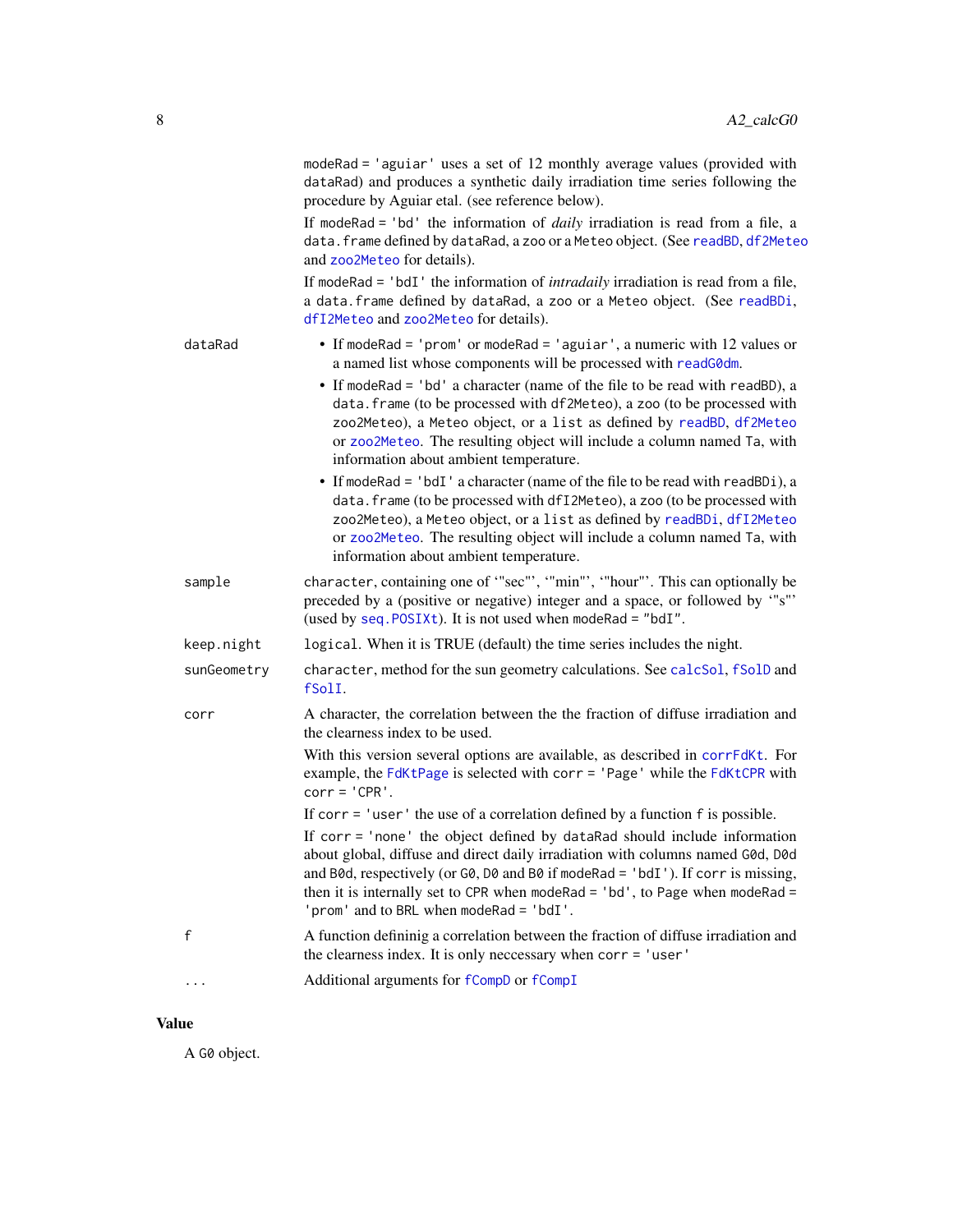modeRad = 'aguiar' uses a set of 12 monthly average values (provided with dataRad) and produces a synthetic daily irradiation time series following the procedure by Aguiar etal. (see reference below).

If modeRad = 'bd' the information of *daily* irradiation is read from a file, a data.frame defined by dataRad, a zoo or a Meteo object. (See readBD, df2Meteo and zoo2Meteo for details).

If modeRad = 'bdI' the information of *intradaily* irradiation is read from a file, a data.frame defined by dataRad, a zoo or a Meteo object. (See readBDi, dfI2Meteo and zoo2Meteo for details).

**dataRad**

- If modeRad = 'prom' or modeRad = 'aguiar', a numeric with 12 values or a named list whose components will be processed with readG0dm.
- If modeRad = 'bd' a character (name of the file to be read with readBD), a data.frame (to be processed with df2Meteo), a zoo (to be processed with zoo2Meteo), a Meteo object, or a list as defined by readBD, df2Meteo or zoo2Meteo. The resulting object will include a column named Ta, with information about ambient temperature.
- If modeRad = 'bdI' a character (name of the file to be read with readBDi), a data.frame (to be processed with dfI2Meteo), a zoo (to be processed with zoo2Meteo), a Meteo object, or a list as defined by readBDi, dfI2Meteo or zoo2Meteo. The resulting object will include a column named Ta, with information about ambient temperature.

**sample**

character, containing one of '"sec"', '"min"', '"hour"'. This can optionally be preceded by a (positive or negative) integer and a space, or followed by '"s"' (used by seq.POSIXt). It is not used when modeRad = "bdI".

**keep.night**

logical. When it is TRUE (default) the time series includes the night.

**sunGeometry**

character, method for the sun geometry calculations. See calcSol, fSolD and fSolI.

**corr**

A character, the correlation between the the fraction of diffuse irradiation and the clearness index to be used.

With this version several options are available, as described in corrFdKt. For example, the FdKtPage is selected with corr = 'Page' while the FdKtCPR with corr = 'CPR'.

If corr = 'user' the use of a correlation defined by a function f is possible.

If corr = 'none' the object defined by dataRad should include information about global, diffuse and direct daily irradiation with columns named G0d, D0d and B0d, respectively (or G0, D0 and B0 if modeRad = 'bdI'). If corr is missing, then it is internally set to CPR when modeRad = 'bd', to Page when modeRad = 'prom' and to BRL when modeRad = 'bdI'.

**f**

A function defininig a correlation between the fraction of diffuse irradiation and the clearness index. It is only neccessary when corr = 'user'

**...**

Additional arguments for fCompD or fCompI

## Value

A G0 object.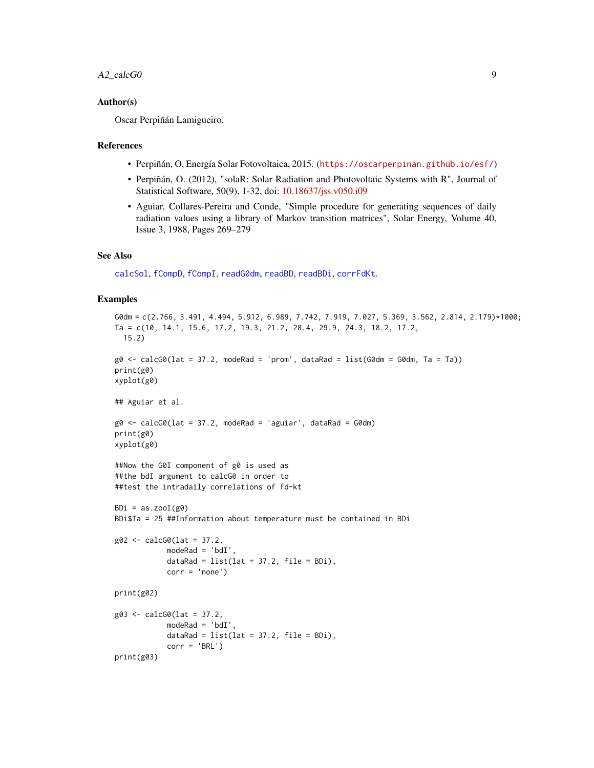### Author(s)

Oscar Perpiñán Lamigueiro.

### References

- Perpiñán, O, Energía Solar Fotovoltaica, 2015. (https://oscarperpinan.github.io/esf/)
- Perpiñán, O. (2012), "solaR: Solar Radiation and Photovoltaic Systems with R", Journal of Statistical Software, 50(9), 1-32, doi: 10.18637/jss.v050.i09
- Aguiar, Collares-Pereira and Conde, "Simple procedure for generating sequences of daily radiation values using a library of Markov transition matrices", Solar Energy, Volume 40, Issue 3, 1988, Pages 269–279

### See Also

calcSol, fCompD, fCompI, readG0dm, readBD, readBDi, corrFdKt.

### Examples

```
G0dm = c(2.766, 3.491, 4.494, 5.912, 6.989, 7.742, 7.919, 7.027, 5.369, 3.562, 2.814, 2.179)*1000;
Ta = c(10, 14.1, 15.6, 17.2, 19.3, 21.2, 28.4, 29.9, 24.3, 18.2, 17.2,
  15.2)

g0 <- calcG0(lat = 37.2, modeRad = 'prom', dataRad = list(G0dm = G0dm, Ta = Ta))
print(g0)
xyplot(g0)

## Aguiar et al.

g0 <- calcG0(lat = 37.2, modeRad = 'aguiar', dataRad = G0dm)
print(g0)
xyplot(g0)

##Now the G0I component of g0 is used as
##the bdI argument to calcG0 in order to
##test the intradaily correlations of fd-kt

BDi = as.zooI(g0)
BDi$Ta = 25 ##Information about temperature must be contained in BDi

g02 <- calcG0(lat = 37.2,
            modeRad = 'bdI',
            dataRad = list(lat = 37.2, file = BDi),
            corr = 'none')

print(g02)

g03 <- calcG0(lat = 37.2,
            modeRad = 'bdI',
            dataRad = list(lat = 37.2, file = BDi),
            corr = 'BRL')
print(g03)
```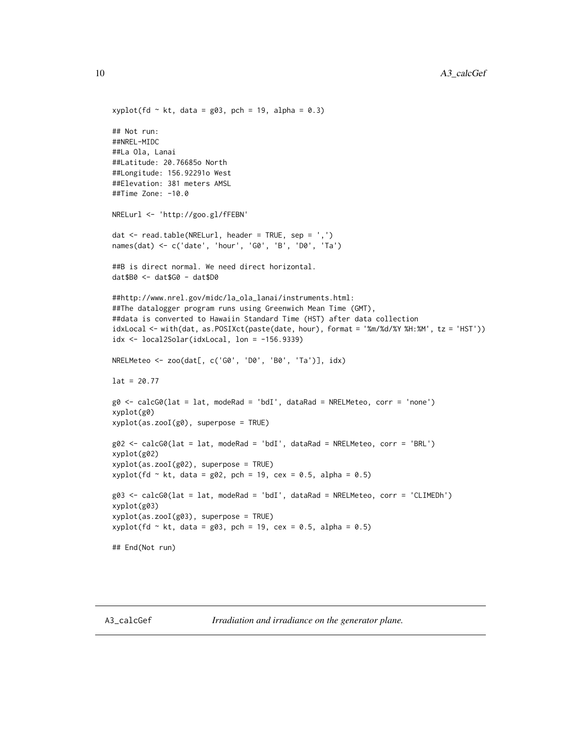```
xyplot(fd ~ kt, data = g03, pch = 19, alpha = 0.3)

## Not run:
##NREL-MIDC
##La Ola, Lanai
##Latitude: 20.76685o North
##Longitude: 156.92291o West
##Elevation: 381 meters AMSL
##Time Zone: -10.0

NRELurl <- 'http://goo.gl/fFEBN'

dat <- read.table(NRELurl, header = TRUE, sep = ',')
names(dat) <- c('date', 'hour', 'G0', 'B', 'D0', 'Ta')

##B is direct normal. We need direct horizontal.
dat$B0 <- dat$G0 - dat$D0

##http://www.nrel.gov/midc/la_ola_lanai/instruments.html:
##The datalogger program runs using Greenwich Mean Time (GMT),
##data is converted to Hawaiin Standard Time (HST) after data collection
idxLocal <- with(dat, as.POSIXct(paste(date, hour), format = '%m/%d/%Y %H:%M', tz = 'HST'))
idx <- local2Solar(idxLocal, lon = -156.9339)

NRELMeteo <- zoo(dat[, c('G0', 'D0', 'B0', 'Ta')], idx)

lat = 20.77

g0 <- calcG0(lat = lat, modeRad = 'bdI', dataRad = NRELMeteo, corr = 'none')
xyplot(g0)
xyplot(as.zooI(g0), superpose = TRUE)

g02 <- calcG0(lat = lat, modeRad = 'bdI', dataRad = NRELMeteo, corr = 'BRL')
xyplot(g02)
xyplot(as.zooI(g02), superpose = TRUE)
xyplot(fd ~ kt, data = g02, pch = 19, cex = 0.5, alpha = 0.5)

g03 <- calcG0(lat = lat, modeRad = 'bdI', dataRad = NRELMeteo, corr = 'CLIMEDh')
xyplot(g03)
xyplot(as.zooI(g03), superpose = TRUE)
xyplot(fd ~ kt, data = g03, pch = 19, cex = 0.5, alpha = 0.5)

## End(Not run)
```

---

A3_calcGef    *Irradiation and irradiance on the generator plane.*

---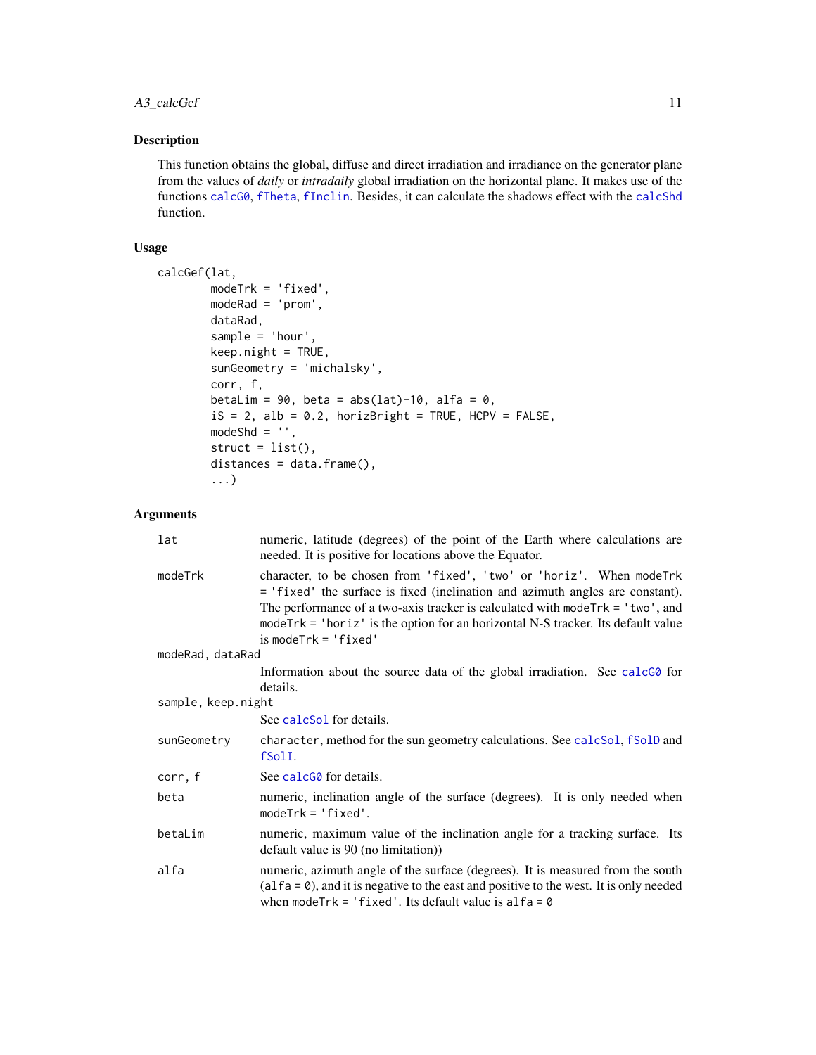## Description

This function obtains the global, diffuse and direct irradiation and irradiance on the generator plane from the values of *daily* or *intradaily* global irradiation on the horizontal plane. It makes use of the functions calcG0, fTheta, fInclin. Besides, it can calculate the shadows effect with the calcShd function.

## Usage

```
calcGef(lat,
        modeTrk = 'fixed',
        modeRad = 'prom',
        dataRad,
        sample = 'hour',
        keep.night = TRUE,
        sunGeometry = 'michalsky',
        corr, f,
        betaLim = 90, beta = abs(lat)-10, alfa = 0,
        iS = 2, alb = 0.2, horizBright = TRUE, HCPV = FALSE,
        modeShd = '',
        struct = list(),
        distances = data.frame(),
        ...)
```

## Arguments

| | |
|---|---|
| `lat` | numeric, latitude (degrees) of the point of the Earth where calculations are needed. It is positive for locations above the Equator. |
| `modeTrk` | character, to be chosen from `'fixed'`, `'two'` or `'horiz'`. When `modeTrk = 'fixed'` the surface is fixed (inclination and azimuth angles are constant). The performance of a two-axis tracker is calculated with `modeTrk = 'two'`, and `modeTrk = 'horiz'` is the option for an horizontal N-S tracker. Its default value is `modeTrk = 'fixed'` |
| `modeRad, dataRad` | Information about the source data of the global irradiation. See calcG0 for details. |
| `sample, keep.night` | See calcSol for details. |
| `sunGeometry` | character, method for the sun geometry calculations. See calcSol, fSolD and fSolI. |
| `corr, f` | See calcG0 for details. |
| `beta` | numeric, inclination angle of the surface (degrees). It is only needed when `modeTrk = 'fixed'`. |
| `betaLim` | numeric, maximum value of the inclination angle for a tracking surface. Its default value is 90 (no limitation)) |
| `alfa` | numeric, azimuth angle of the surface (degrees). It is measured from the south (`alfa = 0`), and it is negative to the east and positive to the west. It is only needed when `modeTrk = 'fixed'`. Its default value is `alfa = 0` |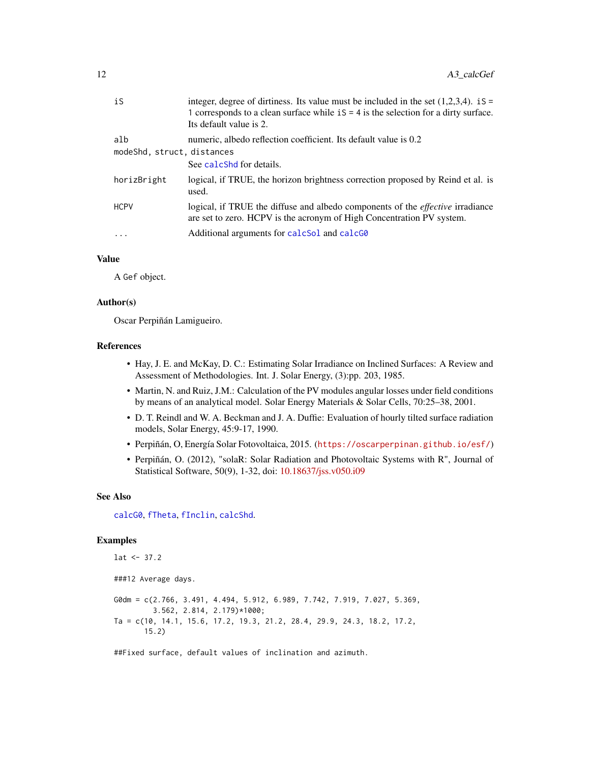| | |
|---|---|
| `iS` | integer, degree of dirtiness. Its value must be included in the set (1,2,3,4). `iS = 1` corresponds to a clean surface while `iS = 4` is the selection for a dirty surface. Its default value is 2. |
| `alb` | numeric, albedo reflection coefficient. Its default value is 0.2 |
| `modeShd, struct, distances` | See `calcShd` for details. |
| `horizBright` | logical, if TRUE, the horizon brightness correction proposed by Reind et al. is used. |
| `HCPV` | logical, if TRUE the diffuse and albedo components of the *effective* irradiance are set to zero. HCPV is the acronym of High Concentration PV system. |
| `...` | Additional arguments for `calcSol` and `calcG0` |

## Value

A `Gef` object.

## Author(s)

Oscar Perpiñán Lamigueiro.

## References

- Hay, J. E. and McKay, D. C.: Estimating Solar Irradiance on Inclined Surfaces: A Review and Assessment of Methodologies. Int. J. Solar Energy, (3):pp. 203, 1985.
- Martin, N. and Ruiz, J.M.: Calculation of the PV modules angular losses under field conditions by means of an analytical model. Solar Energy Materials & Solar Cells, 70:25–38, 2001.
- D. T. Reindl and W. A. Beckman and J. A. Duffie: Evaluation of hourly tilted surface radiation models, Solar Energy, 45:9-17, 1990.
- Perpiñán, O, Energía Solar Fotovoltaica, 2015. (https://oscarperpinan.github.io/esf/)
- Perpiñán, O. (2012), "solaR: Solar Radiation and Photovoltaic Systems with R", Journal of Statistical Software, 50(9), 1-32, doi: 10.18637/jss.v050.i09

## See Also

`calcG0`, `fTheta`, `fInclin`, `calcShd`.

## Examples

```
lat <- 37.2

###12 Average days.

G0dm = c(2.766, 3.491, 4.494, 5.912, 6.989, 7.742, 7.919, 7.027, 5.369,
         3.562, 2.814, 2.179)*1000;
Ta = c(10, 14.1, 15.6, 17.2, 19.3, 21.2, 28.4, 29.9, 24.3, 18.2, 17.2,
       15.2)

##Fixed surface, default values of inclination and azimuth.
```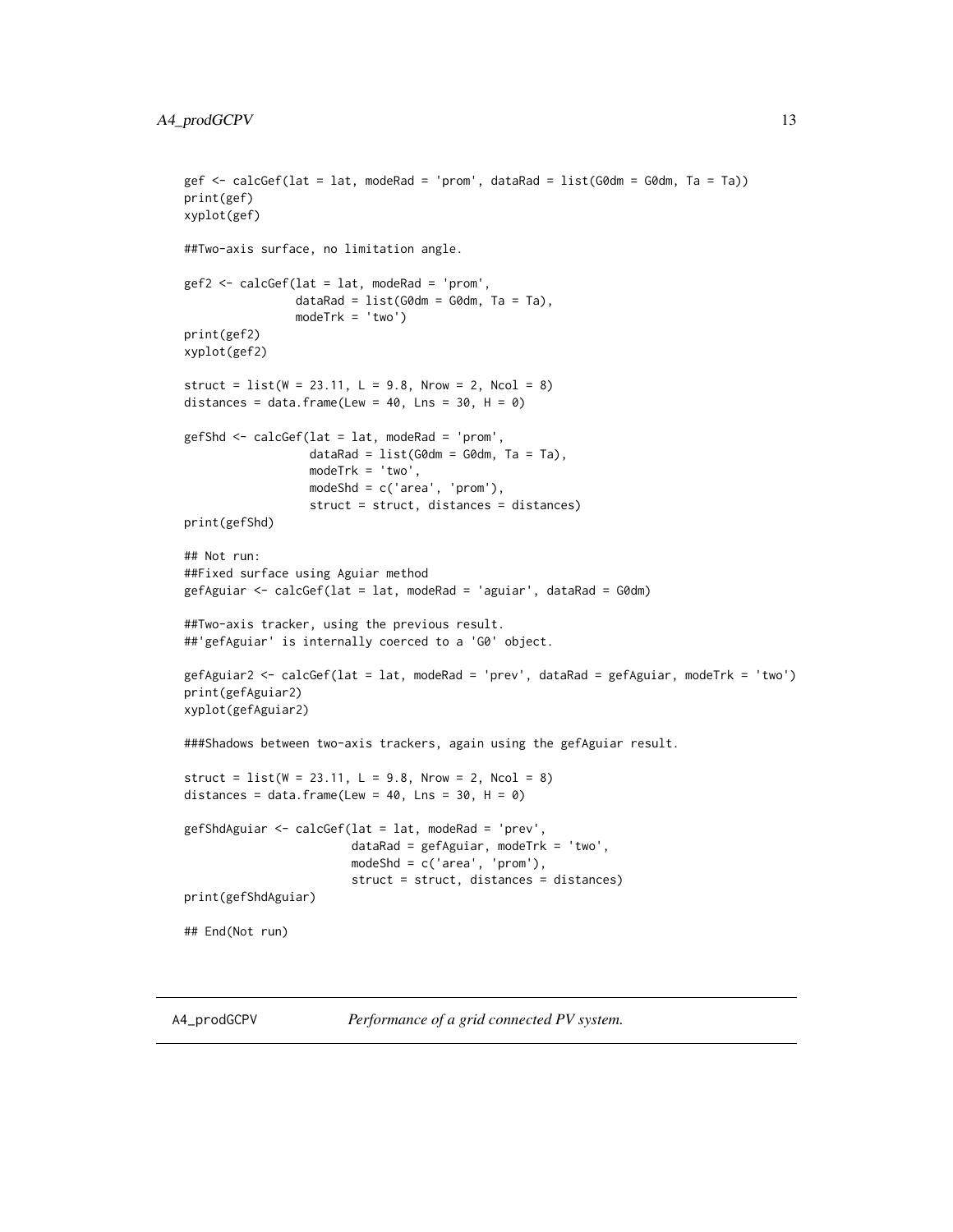```
gef <- calcGef(lat = lat, modeRad = 'prom', dataRad = list(G0dm = G0dm, Ta = Ta))
print(gef)
xyplot(gef)

##Two-axis surface, no limitation angle.

gef2 <- calcGef(lat = lat, modeRad = 'prom',
                dataRad = list(G0dm = G0dm, Ta = Ta),
                modeTrk = 'two')
print(gef2)
xyplot(gef2)

struct = list(W = 23.11, L = 9.8, Nrow = 2, Ncol = 8)
distances = data.frame(Lew = 40, Lns = 30, H = 0)

gefShd <- calcGef(lat = lat, modeRad = 'prom',
                  dataRad = list(G0dm = G0dm, Ta = Ta),
                  modeTrk = 'two',
                  modeShd = c('area', 'prom'),
                  struct = struct, distances = distances)
print(gefShd)

## Not run:
##Fixed surface using Aguiar method
gefAguiar <- calcGef(lat = lat, modeRad = 'aguiar', dataRad = G0dm)

##Two-axis tracker, using the previous result.
##'gefAguiar' is internally coerced to a 'G0' object.

gefAguiar2 <- calcGef(lat = lat, modeRad = 'prev', dataRad = gefAguiar, modeTrk = 'two')
print(gefAguiar2)
xyplot(gefAguiar2)

###Shadows between two-axis trackers, again using the gefAguiar result.

struct = list(W = 23.11, L = 9.8, Nrow = 2, Ncol = 8)
distances = data.frame(Lew = 40, Lns = 30, H = 0)

gefShdAguiar <- calcGef(lat = lat, modeRad = 'prev',
                        dataRad = gefAguiar, modeTrk = 'two',
                        modeShd = c('area', 'prom'),
                        struct = struct, distances = distances)
print(gefShdAguiar)

## End(Not run)
```

## A4_prodGCPV    *Performance of a grid connected PV system.*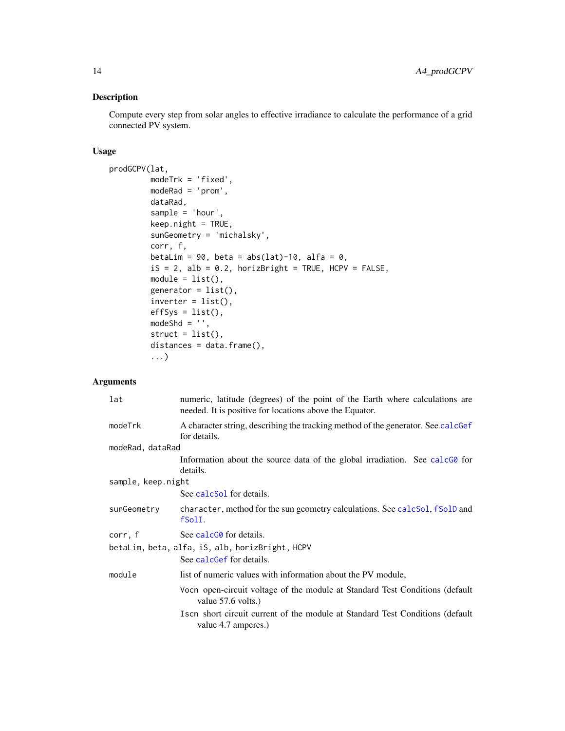## Description

Compute every step from solar angles to effective irradiance to calculate the performance of a grid connected PV system.

## Usage

```
prodGCPV(lat,
         modeTrk = 'fixed',
         modeRad = 'prom',
         dataRad,
         sample = 'hour',
         keep.night = TRUE,
         sunGeometry = 'michalsky',
         corr, f,
         betaLim = 90, beta = abs(lat)-10, alfa = 0,
         iS = 2, alb = 0.2, horizBright = TRUE, HCPV = FALSE,
         module = list(),
         generator = list(),
         inverter = list(),
         effSys = list(),
         modeShd = '',
         struct = list(),
         distances = data.frame(),
         ...)
```

## Arguments

- `lat`: numeric, latitude (degrees) of the point of the Earth where calculations are needed. It is positive for locations above the Equator.
- `modeTrk`: A character string, describing the tracking method of the generator. See `calcGef` for details.
- `modeRad, dataRad`: Information about the source data of the global irradiation. See `calcG0` for details.
- `sample, keep.night`: See `calcSol` for details.
- `sunGeometry`: `character`, method for the sun geometry calculations. See `calcSol`, `fSolD` and `fSolI`.
- `corr, f`: See `calcG0` for details.
- `betaLim, beta, alfa, iS, alb, horizBright, HCPV`: See `calcGef` for details.
- `module`: list of numeric values with information about the PV module,
  - `Vocn` open-circuit voltage of the module at Standard Test Conditions (default value 57.6 volts.)
  - `Iscn` short circuit current of the module at Standard Test Conditions (default value 4.7 amperes.)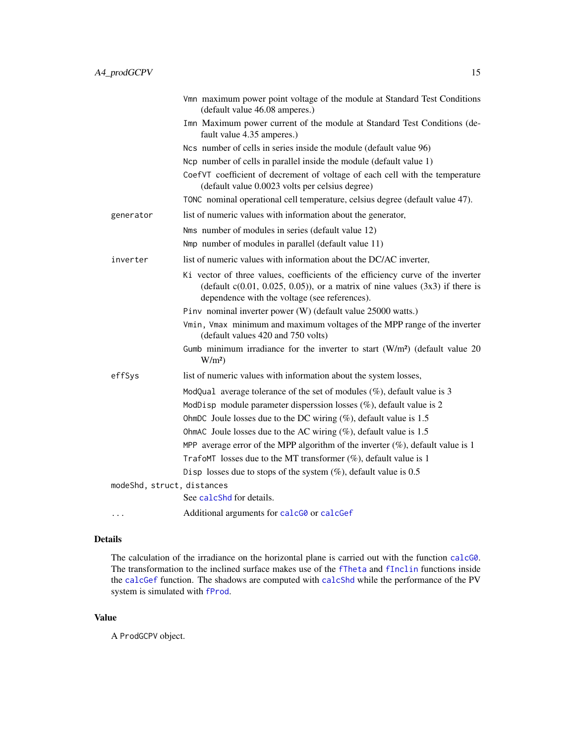Vmn maximum power point voltage of the module at Standard Test Conditions (default value 46.08 amperes.)

Imn Maximum power current of the module at Standard Test Conditions (default value 4.35 amperes.)

Ncs number of cells in series inside the module (default value 96)

Ncp number of cells in parallel inside the module (default value 1)

CoefVT coefficient of decrement of voltage of each cell with the temperature (default value 0.0023 volts per celsius degree)

TONC nominal operational cell temperature, celsius degree (default value 47).

`generator` list of numeric values with information about the generator,

- Nms number of modules in series (default value 12)
- Nmp number of modules in parallel (default value 11)

`inverter` list of numeric values with information about the DC/AC inverter,

- Ki vector of three values, coefficients of the efficiency curve of the inverter (default c(0.01, 0.025, 0.05)), or a matrix of nine values (3x3) if there is dependence with the voltage (see references).
- Pinv nominal inverter power (W) (default value 25000 watts.)
- Vmin, Vmax minimum and maximum voltages of the MPP range of the inverter (default values 420 and 750 volts)
- Gumb minimum irradiance for the inverter to start (W/m²) (default value 20 W/m²)

`effSys` list of numeric values with information about the system losses,

- ModQual average tolerance of the set of modules (%), default value is 3
- ModDisp module parameter disperssion losses (%), default value is 2
- OhmDC Joule losses due to the DC wiring (%), default value is 1.5
- OhmAC Joule losses due to the AC wiring (%), default value is 1.5
- MPP average error of the MPP algorithm of the inverter (%), default value is 1
- TrafoMT losses due to the MT transformer (%), default value is 1
- Disp losses due to stops of the system (%), default value is 0.5

`modeShd, struct, distances` See calcShd for details.

`...` Additional arguments for calcG0 or calcGef

## Details

The calculation of the irradiance on the horizontal plane is carried out with the function calcG0. The transformation to the inclined surface makes use of the fTheta and fInclin functions inside the calcGef function. The shadows are computed with calcShd while the performance of the PV system is simulated with fProd.

## Value

A ProdGCPV object.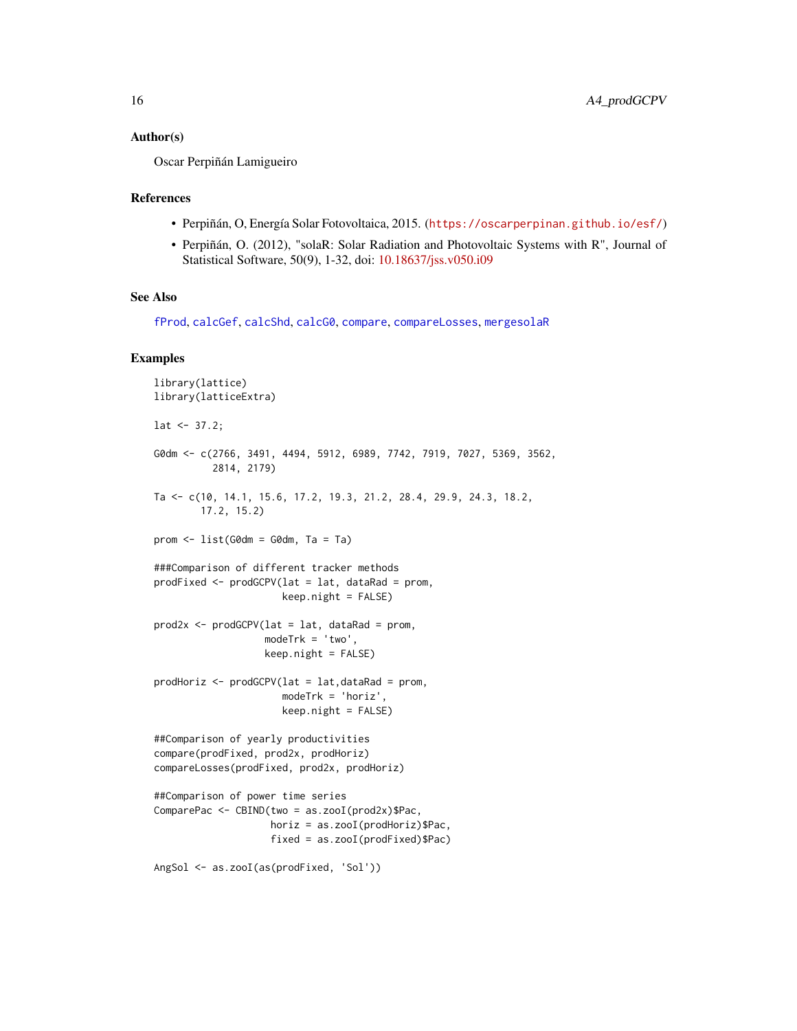## Author(s)

Oscar Perpiñán Lamigueiro

## References

- Perpiñán, O, Energía Solar Fotovoltaica, 2015. (https://oscarperpinan.github.io/esf/)
- Perpiñán, O. (2012), "solaR: Solar Radiation and Photovoltaic Systems with R", Journal of Statistical Software, 50(9), 1-32, doi: 10.18637/jss.v050.i09

## See Also

fProd, calcGef, calcShd, calcG0, compare, compareLosses, mergesolaR

## Examples

```
library(lattice)
library(latticeExtra)

lat <- 37.2;

G0dm <- c(2766, 3491, 4494, 5912, 6989, 7742, 7919, 7027, 5369, 3562,
          2814, 2179)

Ta <- c(10, 14.1, 15.6, 17.2, 19.3, 21.2, 28.4, 29.9, 24.3, 18.2,
        17.2, 15.2)

prom <- list(G0dm = G0dm, Ta = Ta)

###Comparison of different tracker methods
prodFixed <- prodGCPV(lat = lat, dataRad = prom,
                      keep.night = FALSE)

prod2x <- prodGCPV(lat = lat, dataRad = prom,
                   modeTrk = 'two',
                   keep.night = FALSE)

prodHoriz <- prodGCPV(lat = lat,dataRad = prom,
                      modeTrk = 'horiz',
                      keep.night = FALSE)

##Comparison of yearly productivities
compare(prodFixed, prod2x, prodHoriz)
compareLosses(prodFixed, prod2x, prodHoriz)

##Comparison of power time series
ComparePac <- CBIND(two = as.zooI(prod2x)$Pac,
                    horiz = as.zooI(prodHoriz)$Pac,
                    fixed = as.zooI(prodFixed)$Pac)

AngSol <- as.zooI(as(prodFixed, 'Sol'))
```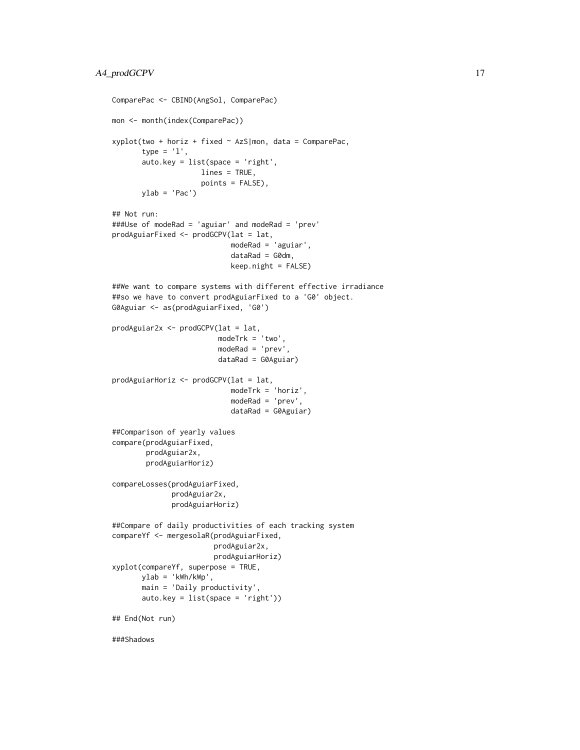```
ComparePac <- CBIND(AngSol, ComparePac)

mon <- month(index(ComparePac))

xyplot(two + horiz + fixed ~ AzS|mon, data = ComparePac,
       type = 'l',
       auto.key = list(space = 'right',
                       lines = TRUE,
                       points = FALSE),
       ylab = 'Pac')

## Not run:
###Use of modeRad = 'aguiar' and modeRad = 'prev'
prodAguiarFixed <- prodGCPV(lat = lat,
                            modeRad = 'aguiar',
                            dataRad = G0dm,
                            keep.night = FALSE)

##We want to compare systems with different effective irradiance
##so we have to convert prodAguiarFixed to a 'G0' object.
G0Aguiar <- as(prodAguiarFixed, 'G0')

prodAguiar2x <- prodGCPV(lat = lat,
                         modeTrk = 'two',
                         modeRad = 'prev',
                         dataRad = G0Aguiar)

prodAguiarHoriz <- prodGCPV(lat = lat,
                            modeTrk = 'horiz',
                            modeRad = 'prev',
                            dataRad = G0Aguiar)

##Comparison of yearly values
compare(prodAguiarFixed,
        prodAguiar2x,
        prodAguiarHoriz)

compareLosses(prodAguiarFixed,
              prodAguiar2x,
              prodAguiarHoriz)

##Compare of daily productivities of each tracking system
compareYf <- mergesolaR(prodAguiarFixed,
                        prodAguiar2x,
                        prodAguiarHoriz)
xyplot(compareYf, superpose = TRUE,
       ylab = 'kWh/kWp',
       main = 'Daily productivity',
       auto.key = list(space = 'right'))

## End(Not run)

###Shadows
```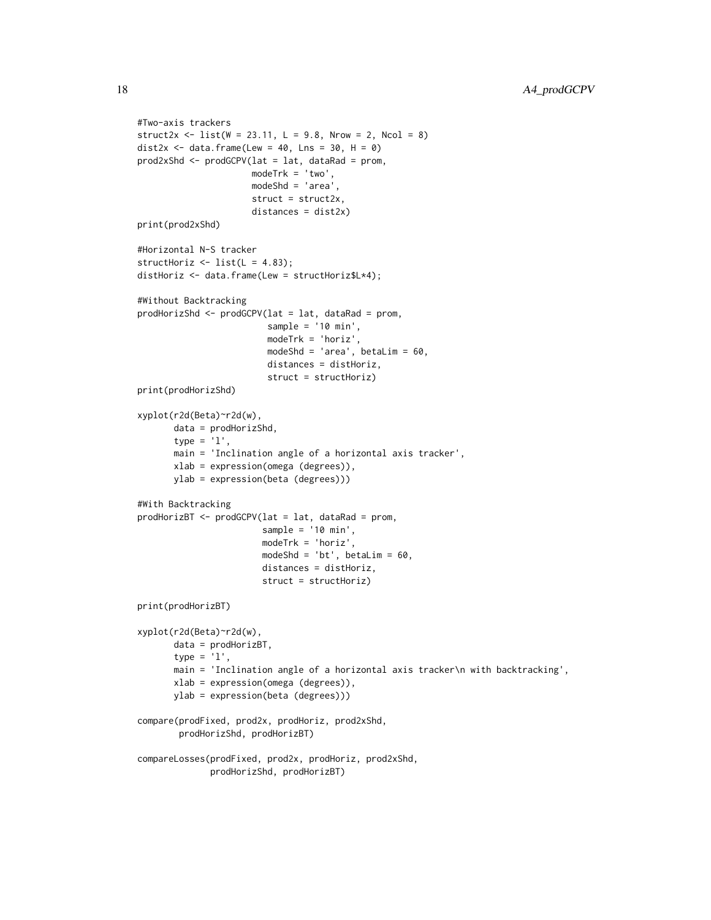```
#Two-axis trackers
struct2x <- list(W = 23.11, L = 9.8, Nrow = 2, Ncol = 8)
dist2x <- data.frame(Lew = 40, Lns = 30, H = 0)
prod2xShd <- prodGCPV(lat = lat, dataRad = prom,
                      modeTrk = 'two',
                      modeShd = 'area',
                      struct = struct2x,
                      distances = dist2x)
print(prod2xShd)

#Horizontal N-S tracker
structHoriz <- list(L = 4.83);
distHoriz <- data.frame(Lew = structHoriz$L*4);

#Without Backtracking
prodHorizShd <- prodGCPV(lat = lat, dataRad = prom,
                         sample = '10 min',
                         modeTrk = 'horiz',
                         modeShd = 'area', betaLim = 60,
                         distances = distHoriz,
                         struct = structHoriz)
print(prodHorizShd)

xyplot(r2d(Beta)~r2d(w),
       data = prodHorizShd,
       type = 'l',
       main = 'Inclination angle of a horizontal axis tracker',
       xlab = expression(omega (degrees)),
       ylab = expression(beta (degrees)))

#With Backtracking
prodHorizBT <- prodGCPV(lat = lat, dataRad = prom,
                        sample = '10 min',
                        modeTrk = 'horiz',
                        modeShd = 'bt', betaLim = 60,
                        distances = distHoriz,
                        struct = structHoriz)

print(prodHorizBT)

xyplot(r2d(Beta)~r2d(w),
       data = prodHorizBT,
       type = 'l',
       main = 'Inclination angle of a horizontal axis tracker\n with backtracking',
       xlab = expression(omega (degrees)),
       ylab = expression(beta (degrees)))

compare(prodFixed, prod2x, prodHoriz, prod2xShd,
        prodHorizShd, prodHorizBT)

compareLosses(prodFixed, prod2x, prodHoriz, prod2xShd,
              prodHorizShd, prodHorizBT)
```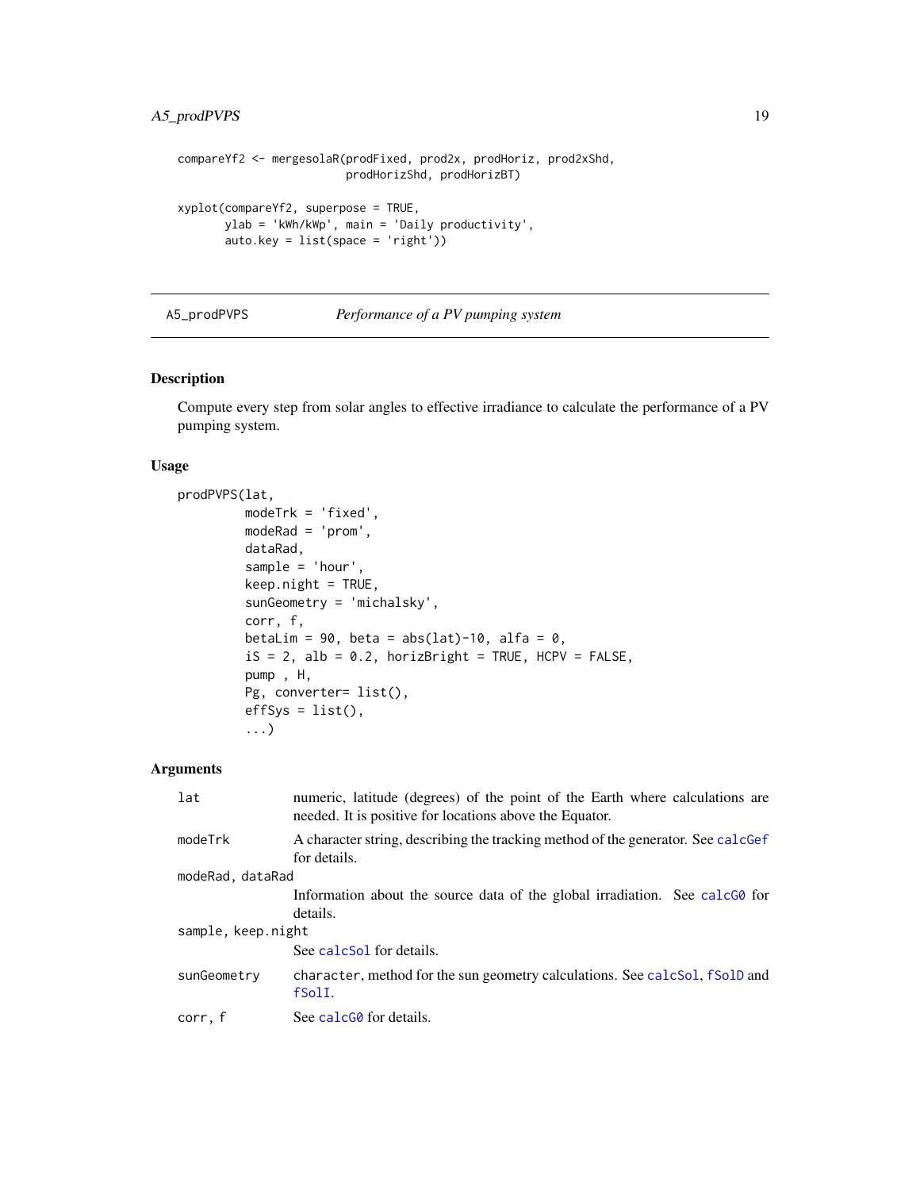```
compareYf2 <- mergesolaR(prodFixed, prod2x, prodHoriz, prod2xShd,
                         prodHorizShd, prodHorizBT)

xyplot(compareYf2, superpose = TRUE,
       ylab = 'kWh/kWp', main = 'Daily productivity',
       auto.key = list(space = 'right'))
```

---

A5_prodPVPS — *Performance of a PV pumping system*

---

## Description

Compute every step from solar angles to effective irradiance to calculate the performance of a PV pumping system.

## Usage

```
prodPVPS(lat,
         modeTrk = 'fixed',
         modeRad = 'prom',
         dataRad,
         sample = 'hour',
         keep.night = TRUE,
         sunGeometry = 'michalsky',
         corr, f,
         betaLim = 90, beta = abs(lat)-10, alfa = 0,
         iS = 2, alb = 0.2, horizBright = TRUE, HCPV = FALSE,
         pump , H,
         Pg, converter= list(),
         effSys = list(),
         ...)
```

## Arguments

| | |
|---|---|
| lat | numeric, latitude (degrees) of the point of the Earth where calculations are needed. It is positive for locations above the Equator. |
| modeTrk | A character string, describing the tracking method of the generator. See calcGef for details. |
| modeRad, dataRad | Information about the source data of the global irradiation. See calcG0 for details. |
| sample, keep.night | See calcSol for details. |
| sunGeometry | character, method for the sun geometry calculations. See calcSol, fSolD and fSolI. |
| corr, f | See calcG0 for details. |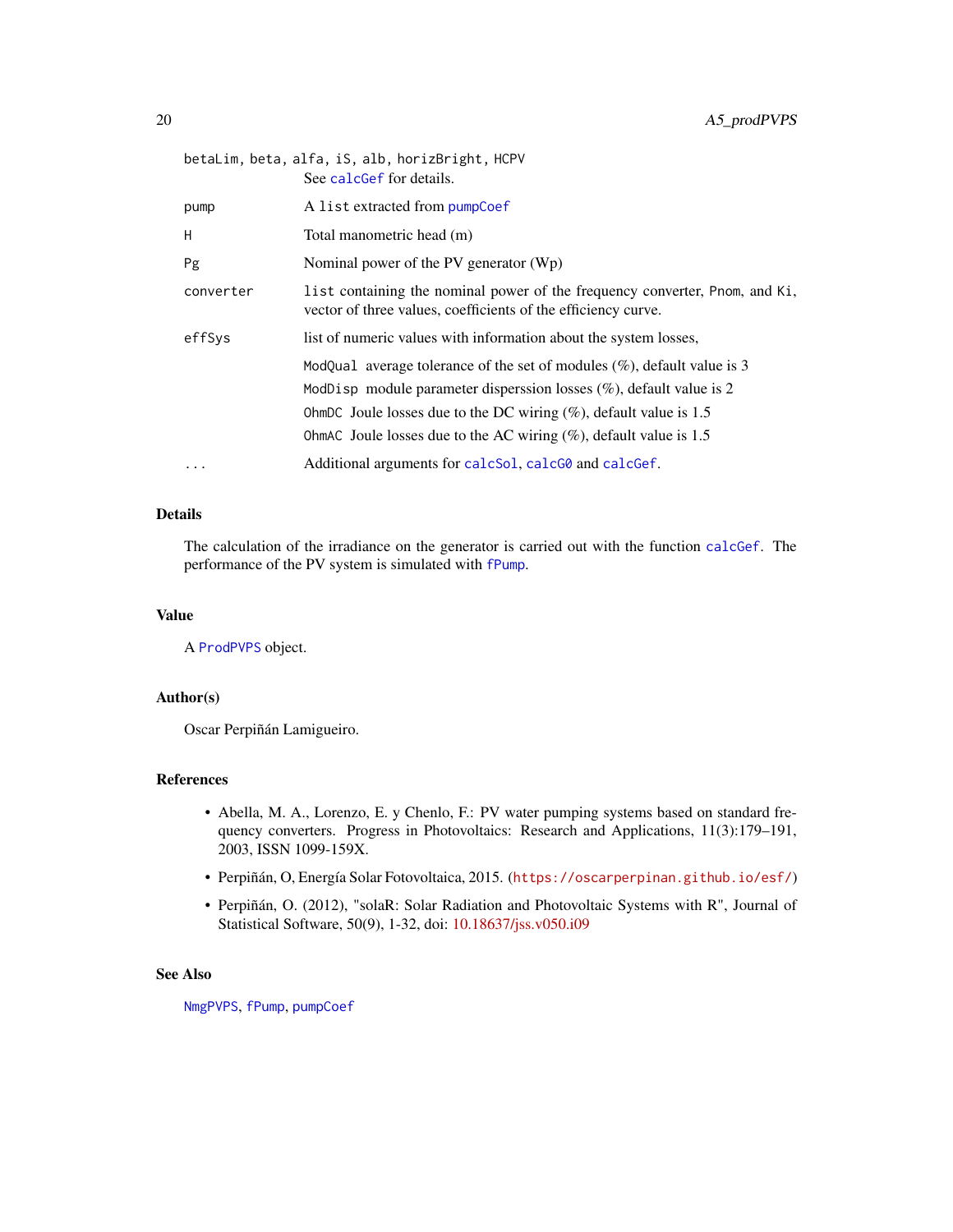`betaLim`, `beta`, `alfa`, `iS`, `alb`, `horizBright`, `HCPV`
: See `calcGef` for details.

`pump`
: A `list` extracted from `pumpCoef`

`H`
: Total manometric head (m)

`Pg`
: Nominal power of the PV generator (Wp)

`converter`
: `list` containing the nominal power of the frequency converter, `Pnom`, and `Ki`, vector of three values, coefficients of the efficiency curve.

`effSys`
: list of numeric values with information about the system losses,

  `ModQual` average tolerance of the set of modules (%), default value is 3

  `ModDisp` module parameter disperssion losses (%), default value is 2

  `OhmDC` Joule losses due to the DC wiring (%), default value is 1.5

  `OhmAC` Joule losses due to the AC wiring (%), default value is 1.5

`...`
: Additional arguments for `calcSol`, `calcG0` and `calcGef`.

## Details

The calculation of the irradiance on the generator is carried out with the function `calcGef`. The performance of the PV system is simulated with `fPump`.

## Value

A `ProdPVPS` object.

## Author(s)

Oscar Perpiñán Lamigueiro.

## References

- Abella, M. A., Lorenzo, E. y Chenlo, F.: PV water pumping systems based on standard frequency converters. Progress in Photovoltaics: Research and Applications, 11(3):179–191, 2003, ISSN 1099-159X.
- Perpiñán, O, Energía Solar Fotovoltaica, 2015. (https://oscarperpinan.github.io/esf/)
- Perpiñán, O. (2012), "solaR: Solar Radiation and Photovoltaic Systems with R", Journal of Statistical Software, 50(9), 1-32, doi: 10.18637/jss.v050.i09

## See Also

`NmgPVPS`, `fPump`, `pumpCoef`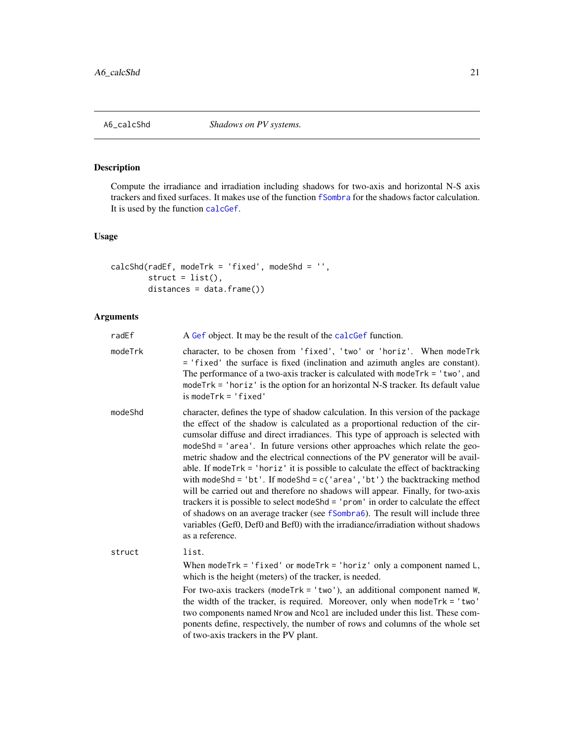A6_calcShd *Shadows on PV systems.*

## Description

Compute the irradiance and irradiation including shadows for two-axis and horizontal N-S axis trackers and fixed surfaces. It makes use of the function `fSombra` for the shadows factor calculation. It is used by the function `calcGef`.

## Usage

```
calcShd(radEf, modeTrk = 'fixed', modeShd = '',
        struct = list(),
        distances = data.frame())
```

## Arguments

**radEf** A `Gef` object. It may be the result of the `calcGef` function.

**modeTrk** character, to be chosen from `'fixed'`, `'two'` or `'horiz'`. When `modeTrk = 'fixed'` the surface is fixed (inclination and azimuth angles are constant). The performance of a two-axis tracker is calculated with `modeTrk = 'two'`, and `modeTrk = 'horiz'` is the option for an horizontal N-S tracker. Its default value is `modeTrk = 'fixed'`

**modeShd** character, defines the type of shadow calculation. In this version of the package the effect of the shadow is calculated as a proportional reduction of the circumsolar diffuse and direct irradiances. This type of approach is selected with `modeShd = 'area'`. In future versions other approaches which relate the geometric shadow and the electrical connections of the PV generator will be available. If `modeTrk = 'horiz'` it is possible to calculate the effect of backtracking with `modeShd = 'bt'`. If `modeShd = c('area','bt')` the backtracking method will be carried out and therefore no shadows will appear. Finally, for two-axis trackers it is possible to select `modeShd = 'prom'` in order to calculate the effect of shadows on an average tracker (see `fSombra6`). The result will include three variables (Gef0, Def0 and Bef0) with the irradiance/irradiation without shadows as a reference.

**struct** `list`.

When `modeTrk = 'fixed'` or `modeTrk = 'horiz'` only a component named `L`, which is the height (meters) of the tracker, is needed.

For two-axis trackers (`modeTrk = 'two'`), an additional component named `W`, the width of the tracker, is required. Moreover, only when `modeTrk = 'two'` two components named `Nrow` and `Ncol` are included under this list. These components define, respectively, the number of rows and columns of the whole set of two-axis trackers in the PV plant.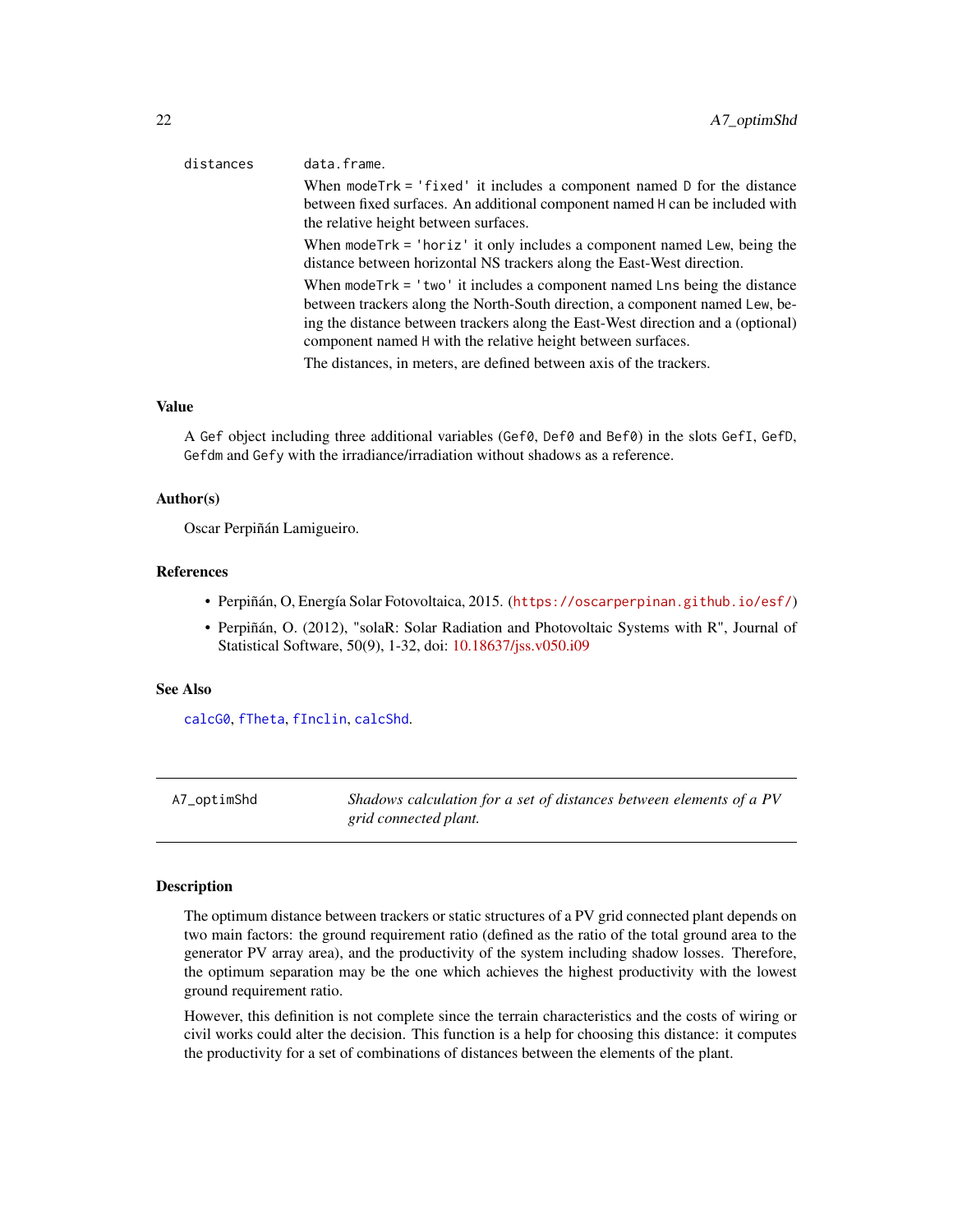distances
: data.frame.

  When modeTrk = 'fixed' it includes a component named D for the distance between fixed surfaces. An additional component named H can be included with the relative height between surfaces.

  When modeTrk = 'horiz' it only includes a component named Lew, being the distance between horizontal NS trackers along the East-West direction.

  When modeTrk = 'two' it includes a component named Lns being the distance between trackers along the North-South direction, a component named Lew, being the distance between trackers along the East-West direction and a (optional) component named H with the relative height between surfaces.

  The distances, in meters, are defined between axis of the trackers.

### Value

A Gef object including three additional variables (Gef0, Def0 and Bef0) in the slots GefI, GefD, Gefdm and Gefy with the irradiance/irradiation without shadows as a reference.

### Author(s)

Oscar Perpiñán Lamigueiro.

### References

- Perpiñán, O, Energía Solar Fotovoltaica, 2015. (https://oscarperpinan.github.io/esf/)
- Perpiñán, O. (2012), "solaR: Solar Radiation and Photovoltaic Systems with R", Journal of Statistical Software, 50(9), 1-32, doi: 10.18637/jss.v050.i09

### See Also

calcG0, fTheta, fInclin, calcShd.

---

## A7_optimShd — *Shadows calculation for a set of distances between elements of a PV grid connected plant.*

---

### Description

The optimum distance between trackers or static structures of a PV grid connected plant depends on two main factors: the ground requirement ratio (defined as the ratio of the total ground area to the generator PV array area), and the productivity of the system including shadow losses. Therefore, the optimum separation may be the one which achieves the highest productivity with the lowest ground requirement ratio.

However, this definition is not complete since the terrain characteristics and the costs of wiring or civil works could alter the decision. This function is a help for choosing this distance: it computes the productivity for a set of combinations of distances between the elements of the plant.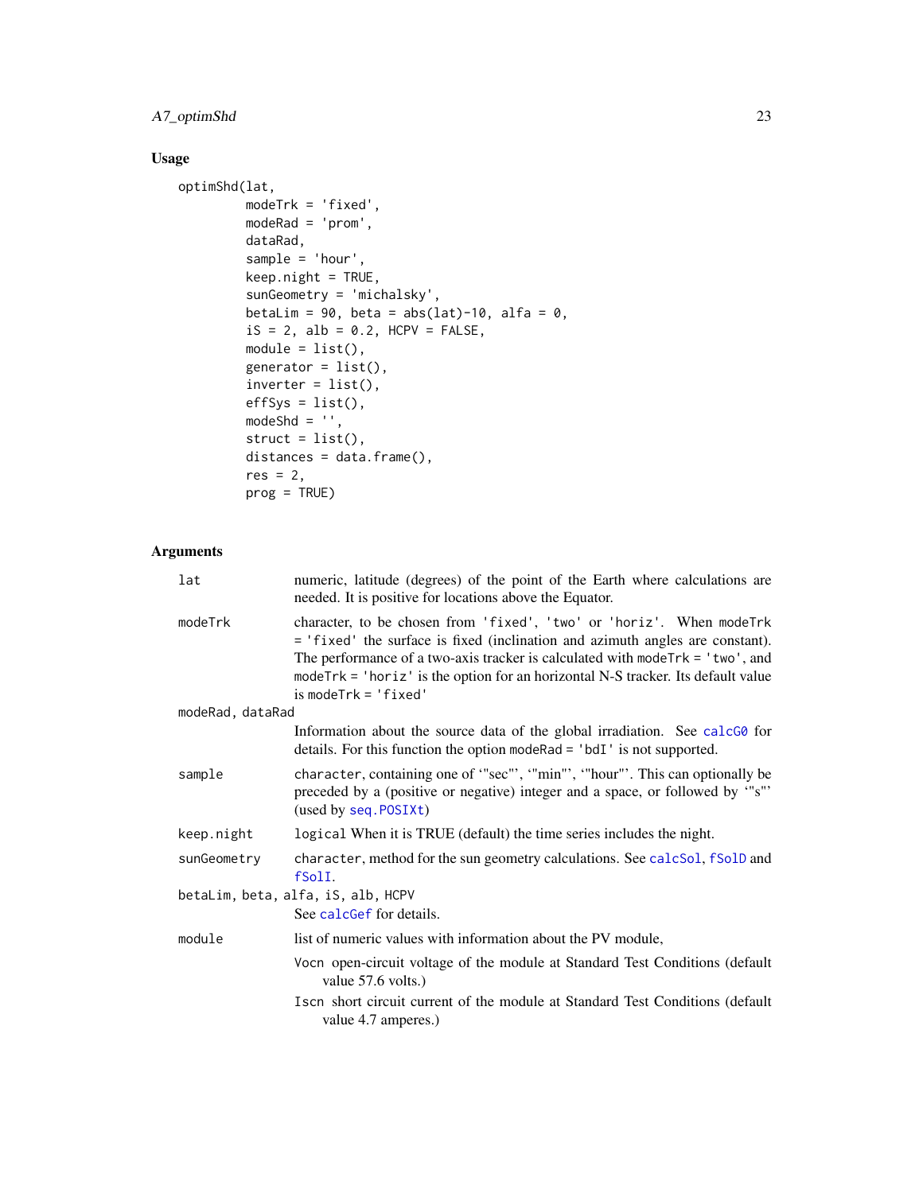## Usage

```
optimShd(lat,
         modeTrk = 'fixed',
         modeRad = 'prom',
         dataRad,
         sample = 'hour',
         keep.night = TRUE,
         sunGeometry = 'michalsky',
         betaLim = 90, beta = abs(lat)-10, alfa = 0,
         iS = 2, alb = 0.2, HCPV = FALSE,
         module = list(),
         generator = list(),
         inverter = list(),
         effSys = list(),
         modeShd = '',
         struct = list(),
         distances = data.frame(),
         res = 2,
         prog = TRUE)
```

## Arguments

`lat`
: numeric, latitude (degrees) of the point of the Earth where calculations are needed. It is positive for locations above the Equator.

`modeTrk`
: character, to be chosen from `'fixed'`, `'two'` or `'horiz'`. When `modeTrk = 'fixed'` the surface is fixed (inclination and azimuth angles are constant). The performance of a two-axis tracker is calculated with `modeTrk = 'two'`, and `modeTrk = 'horiz'` is the option for an horizontal N-S tracker. Its default value is `modeTrk = 'fixed'`

`modeRad, dataRad`
: Information about the source data of the global irradiation. See `calcG0` for details. For this function the option `modeRad = 'bdI'` is not supported.

`sample`
: `character`, containing one of '"sec"', '"min"', '"hour"'. This can optionally be preceded by a (positive or negative) integer and a space, or followed by '"s"' (used by `seq.POSIXt`)

`keep.night`
: `logical` When it is TRUE (default) the time series includes the night.

`sunGeometry`
: `character`, method for the sun geometry calculations. See `calcSol`, `fSolD` and `fSolI`.

`betaLim, beta, alfa, iS, alb, HCPV`
: See `calcGef` for details.

`module`
: list of numeric values with information about the PV module,

  `Vocn` open-circuit voltage of the module at Standard Test Conditions (default value 57.6 volts.)

  `Iscn` short circuit current of the module at Standard Test Conditions (default value 4.7 amperes.)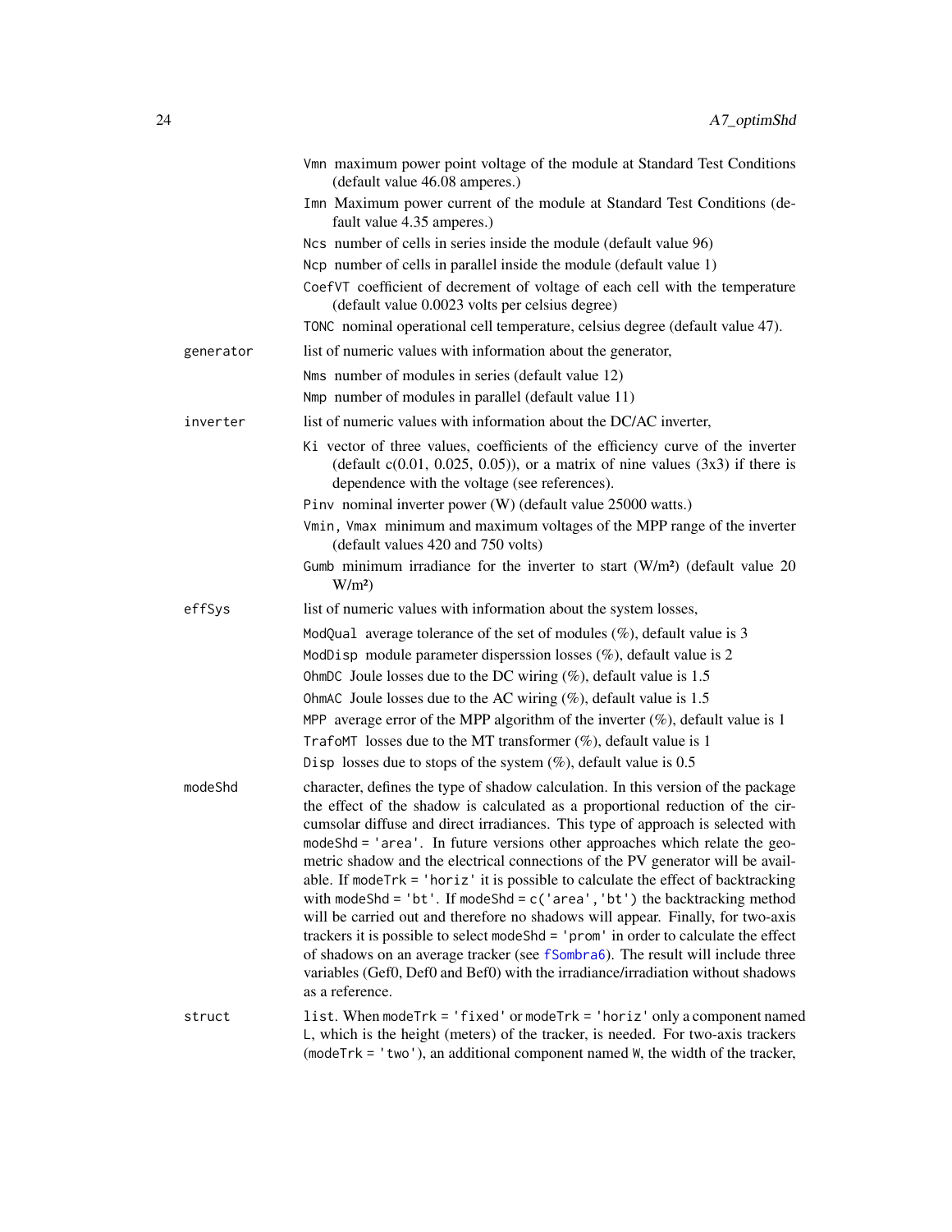Vmn maximum power point voltage of the module at Standard Test Conditions (default value 46.08 amperes.)

Imn Maximum power current of the module at Standard Test Conditions (default value 4.35 amperes.)

Ncs number of cells in series inside the module (default value 96)

Ncp number of cells in parallel inside the module (default value 1)

CoefVT coefficient of decrement of voltage of each cell with the temperature (default value 0.0023 volts per celsius degree)

TONC nominal operational cell temperature, celsius degree (default value 47).

**generator** list of numeric values with information about the generator,

- Nms number of modules in series (default value 12)
- Nmp number of modules in parallel (default value 11)

**inverter** list of numeric values with information about the DC/AC inverter,

- Ki vector of three values, coefficients of the efficiency curve of the inverter (default c(0.01, 0.025, 0.05)), or a matrix of nine values (3x3) if there is dependence with the voltage (see references).
- Pinv nominal inverter power (W) (default value 25000 watts.)
- Vmin, Vmax minimum and maximum voltages of the MPP range of the inverter (default values 420 and 750 volts)
- Gumb minimum irradiance for the inverter to start (W/m²) (default value 20 W/m²)

**effSys** list of numeric values with information about the system losses,

- ModQual average tolerance of the set of modules (%), default value is 3
- ModDisp module parameter disperssion losses (%), default value is 2
- OhmDC Joule losses due to the DC wiring (%), default value is 1.5
- OhmAC Joule losses due to the AC wiring (%), default value is 1.5
- MPP average error of the MPP algorithm of the inverter (%), default value is 1
- TrafoMT losses due to the MT transformer (%), default value is 1
- Disp losses due to stops of the system (%), default value is 0.5

**modeShd** character, defines the type of shadow calculation. In this version of the package the effect of the shadow is calculated as a proportional reduction of the circumsolar diffuse and direct irradiances. This type of approach is selected with modeShd = 'area'. In future versions other approaches which relate the geometric shadow and the electrical connections of the PV generator will be available. If modeTrk = 'horiz' it is possible to calculate the effect of backtracking with modeShd = 'bt'. If modeShd = c('area','bt') the backtracking method will be carried out and therefore no shadows will appear. Finally, for two-axis trackers it is possible to select modeShd = 'prom' in order to calculate the effect of shadows on an average tracker (see fSombra6). The result will include three variables (Gef0, Def0 and Bef0) with the irradiance/irradiation without shadows as a reference.

**struct** list. When modeTrk = 'fixed' or modeTrk = 'horiz' only a component named L, which is the height (meters) of the tracker, is needed. For two-axis trackers (modeTrk = 'two'), an additional component named W, the width of the tracker,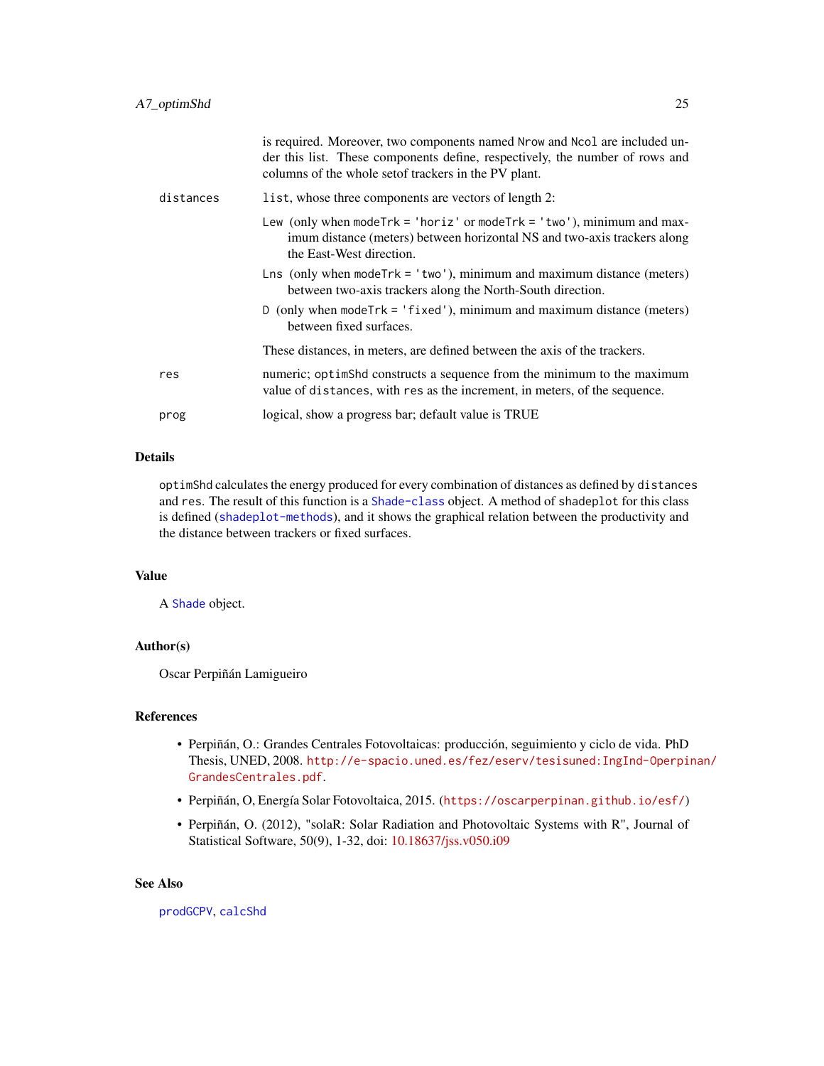is required. Moreover, two components named `Nrow` and `Ncol` are included under this list. These components define, respectively, the number of rows and columns of the whole setof trackers in the PV plant.

`distances`
: `list`, whose three components are vectors of length 2:

  `Lew` (only when `modeTrk = 'horiz'` or `modeTrk = 'two'`), minimum and maximum distance (meters) between horizontal NS and two-axis trackers along the East-West direction.

  `Lns` (only when `modeTrk = 'two'`), minimum and maximum distance (meters) between two-axis trackers along the North-South direction.

  `D` (only when `modeTrk = 'fixed'`), minimum and maximum distance (meters) between fixed surfaces.

  These distances, in meters, are defined between the axis of the trackers.

`res`
: numeric; `optimShd` constructs a sequence from the minimum to the maximum value of `distances`, with `res` as the increment, in meters, of the sequence.

`prog`
: logical, show a progress bar; default value is TRUE

## Details

`optimShd` calculates the energy produced for every combination of distances as defined by `distances` and `res`. The result of this function is a `Shade-class` object. A method of `shadeplot` for this class is defined (`shadeplot-methods`), and it shows the graphical relation between the productivity and the distance between trackers or fixed surfaces.

## Value

A `Shade` object.

## Author(s)

Oscar Perpiñán Lamigueiro

## References

- Perpiñán, O.: Grandes Centrales Fotovoltaicas: producción, seguimiento y ciclo de vida. PhD Thesis, UNED, 2008. `http://e-spacio.uned.es/fez/eserv/tesisuned:IngInd-Operpinan/GrandesCentrales.pdf`.
- Perpiñán, O, Energía Solar Fotovoltaica, 2015. (`https://oscarperpinan.github.io/esf/`)
- Perpiñán, O. (2012), "solaR: Solar Radiation and Photovoltaic Systems with R", Journal of Statistical Software, 50(9), 1-32, doi: 10.18637/jss.v050.i09

## See Also

`prodGCPV`, `calcShd`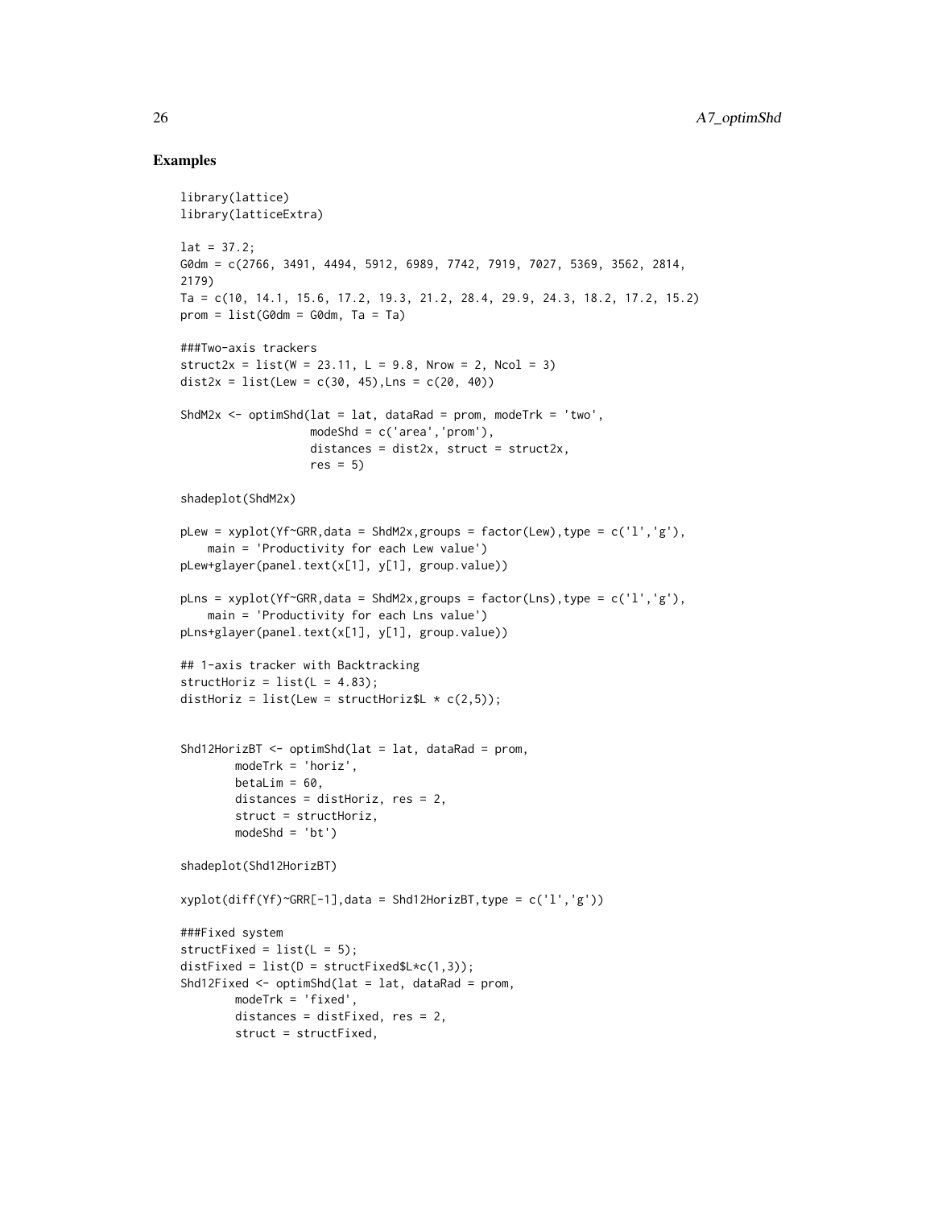## Examples

```
library(lattice)
library(latticeExtra)

lat = 37.2;
G0dm = c(2766, 3491, 4494, 5912, 6989, 7742, 7919, 7027, 5369, 3562, 2814,
2179)
Ta = c(10, 14.1, 15.6, 17.2, 19.3, 21.2, 28.4, 29.9, 24.3, 18.2, 17.2, 15.2)
prom = list(G0dm = G0dm, Ta = Ta)

###Two-axis trackers
struct2x = list(W = 23.11, L = 9.8, Nrow = 2, Ncol = 3)
dist2x = list(Lew = c(30, 45),Lns = c(20, 40))

ShdM2x <- optimShd(lat = lat, dataRad = prom, modeTrk = 'two',
                   modeShd = c('area','prom'),
                   distances = dist2x, struct = struct2x,
                   res = 5)

shadeplot(ShdM2x)

pLew = xyplot(Yf~GRR,data = ShdM2x,groups = factor(Lew),type = c('l','g'),
    main = 'Productivity for each Lew value')
pLew+glayer(panel.text(x[1], y[1], group.value))

pLns = xyplot(Yf~GRR,data = ShdM2x,groups = factor(Lns),type = c('l','g'),
    main = 'Productivity for each Lns value')
pLns+glayer(panel.text(x[1], y[1], group.value))

## 1-axis tracker with Backtracking
structHoriz = list(L = 4.83);
distHoriz = list(Lew = structHoriz$L * c(2,5));


Shd12HorizBT <- optimShd(lat = lat, dataRad = prom,
        modeTrk = 'horiz',
        betaLim = 60,
        distances = distHoriz, res = 2,
        struct = structHoriz,
        modeShd = 'bt')

shadeplot(Shd12HorizBT)

xyplot(diff(Yf)~GRR[-1],data = Shd12HorizBT,type = c('l','g'))

###Fixed system
structFixed = list(L = 5);
distFixed = list(D = structFixed$L*c(1,3));
Shd12Fixed <- optimShd(lat = lat, dataRad = prom,
        modeTrk = 'fixed',
        distances = distFixed, res = 2,
        struct = structFixed,
```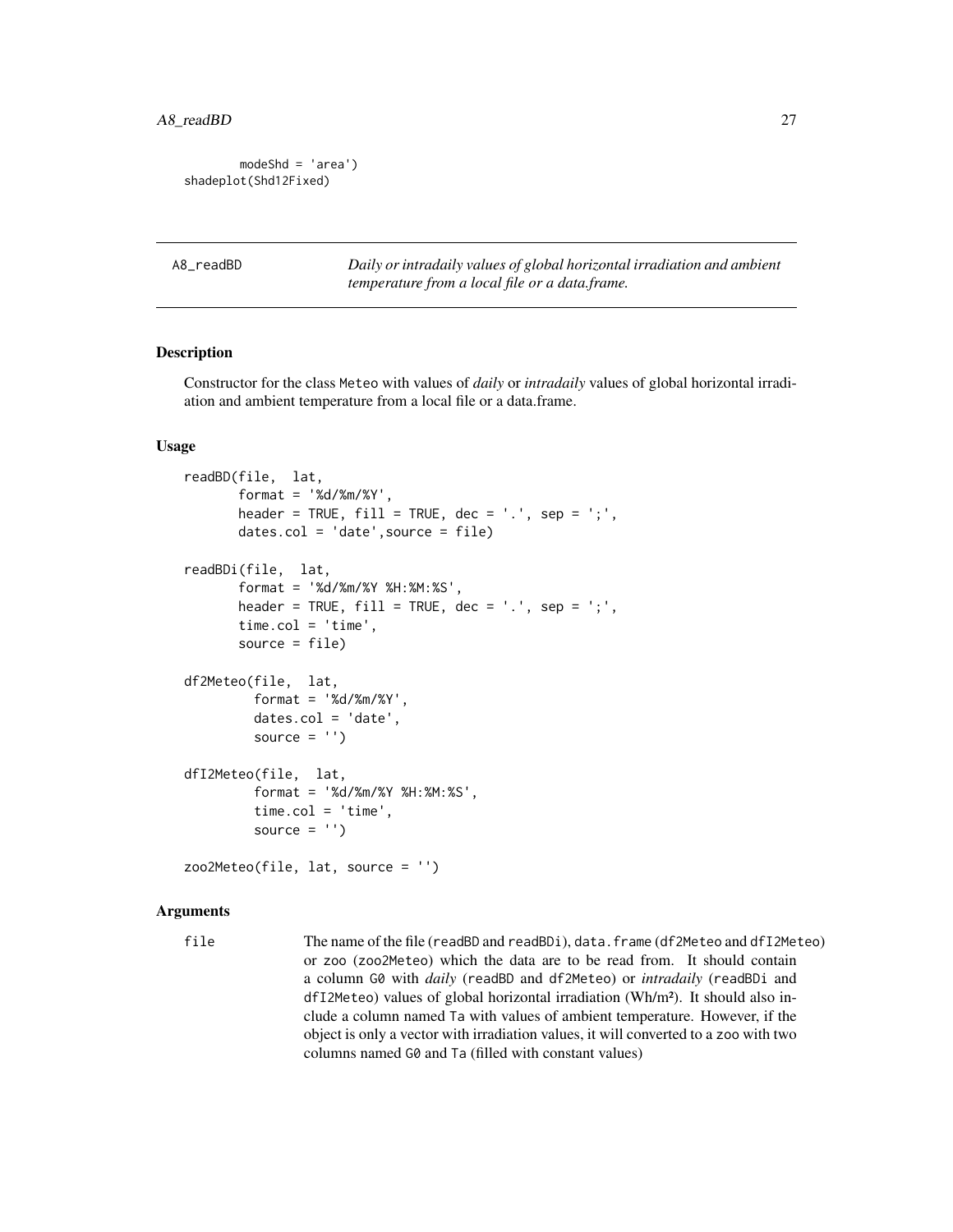```
        modeShd = 'area')
shadeplot(Shd12Fixed)
```

## A8_readBD

*Daily or intradaily values of global horizontal irradiation and ambient temperature from a local file or a data.frame.*

### Description

Constructor for the class Meteo with values of *daily* or *intradaily* values of global horizontal irradiation and ambient temperature from a local file or a data.frame.

### Usage

```
readBD(file,  lat,
       format = '%d/%m/%Y',
       header = TRUE, fill = TRUE, dec = '.', sep = ';',
       dates.col = 'date',source = file)

readBDi(file,  lat,
       format = '%d/%m/%Y %H:%M:%S',
       header = TRUE, fill = TRUE, dec = '.', sep = ';',
       time.col = 'time',
       source = file)

df2Meteo(file,  lat,
         format = '%d/%m/%Y',
         dates.col = 'date',
         source = '')

dfI2Meteo(file,  lat,
         format = '%d/%m/%Y %H:%M:%S',
         time.col = 'time',
         source = '')

zoo2Meteo(file, lat, source = '')
```

### Arguments

file — The name of the file (readBD and readBDi), data.frame (df2Meteo and dfI2Meteo) or zoo (zoo2Meteo) which the data are to be read from. It should contain a column G0 with *daily* (readBD and df2Meteo) or *intradaily* (readBDi and dfI2Meteo) values of global horizontal irradiation (Wh/m²). It should also include a column named Ta with values of ambient temperature. However, if the object is only a vector with irradiation values, it will converted to a zoo with two columns named G0 and Ta (filled with constant values)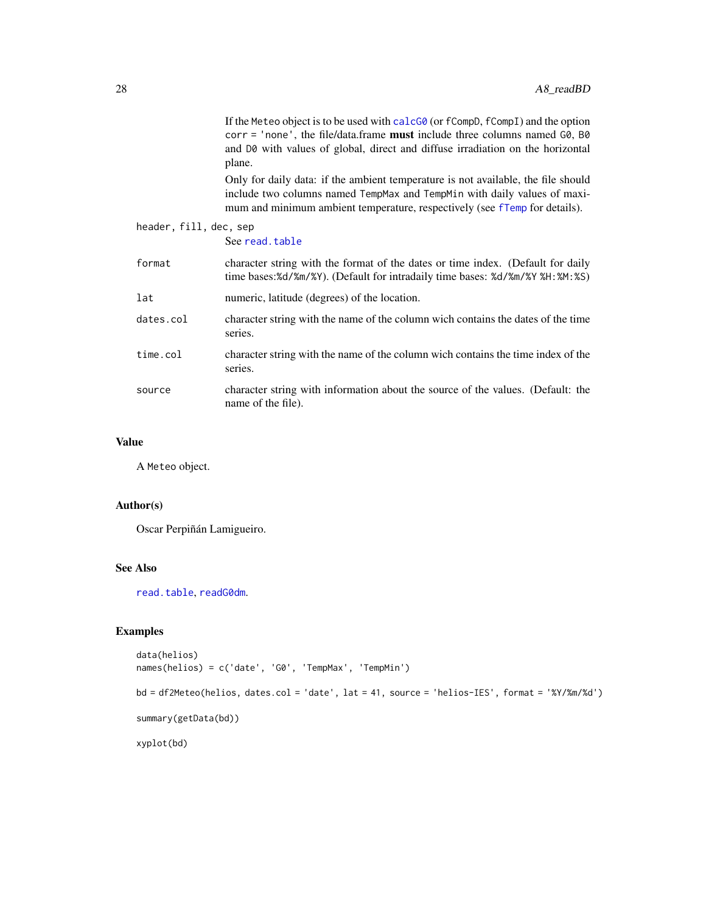If the `Meteo` object is to be used with `calcG0` (or `fCompD`, `fCompI`) and the option `corr = 'none'`, the file/data.frame **must** include three columns named `G0`, `B0` and `D0` with values of global, direct and diffuse irradiation on the horizontal plane.

Only for daily data: if the ambient temperature is not available, the file should include two columns named `TempMax` and `TempMin` with daily values of maximum and minimum ambient temperature, respectively (see `fTemp` for details).

`header, fill, dec, sep`
: See `read.table`

`format`
: character string with the format of the dates or time index. (Default for daily time bases:`%d/%m/%Y`). (Default for intradaily time bases: `%d/%m/%Y %H:%M:%S`)

`lat`
: numeric, latitude (degrees) of the location.

`dates.col`
: character string with the name of the column wich contains the dates of the time series.

`time.col`
: character string with the name of the column wich contains the time index of the series.

`source`
: character string with information about the source of the values. (Default: the name of the file).

## Value

A `Meteo` object.

## Author(s)

Oscar Perpiñán Lamigueiro.

## See Also

`read.table`, `readG0dm`.

## Examples

```
data(helios)
names(helios) = c('date', 'G0', 'TempMax', 'TempMin')

bd = df2Meteo(helios, dates.col = 'date', lat = 41, source = 'helios-IES', format = '%Y/%m/%d')

summary(getData(bd))

xyplot(bd)
```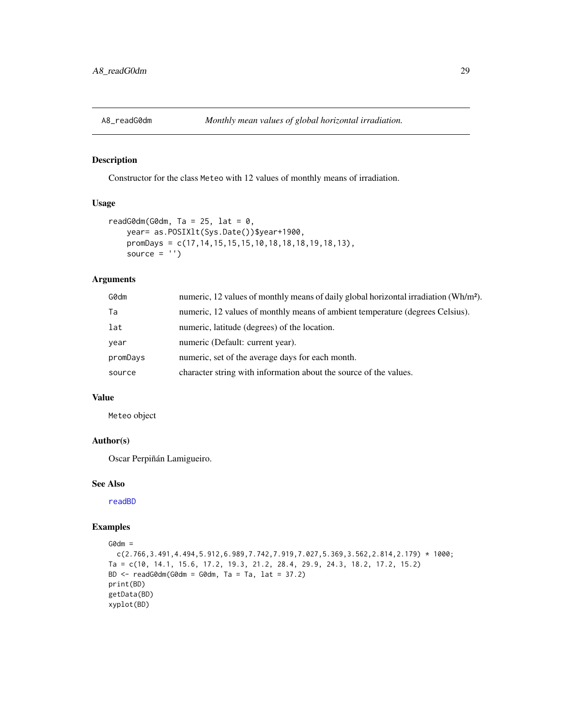A8_readG0dm — *Monthly mean values of global horizontal irradiation.*

## Description

Constructor for the class Meteo with 12 values of monthly means of irradiation.

## Usage

```
readG0dm(G0dm, Ta = 25, lat = 0,
    year= as.POSIXlt(Sys.Date())$year+1900,
    promDays = c(17,14,15,15,15,10,18,18,18,19,18,13),
    source = '')
```

## Arguments

| | |
|---|---|
| G0dm | numeric, 12 values of monthly means of daily global horizontal irradiation (Wh/m²). |
| Ta | numeric, 12 values of monthly means of ambient temperature (degrees Celsius). |
| lat | numeric, latitude (degrees) of the location. |
| year | numeric (Default: current year). |
| promDays | numeric, set of the average days for each month. |
| source | character string with information about the source of the values. |

## Value

Meteo object

## Author(s)

Oscar Perpiñán Lamigueiro.

## See Also

readBD

## Examples

```
G0dm =
  c(2.766,3.491,4.494,5.912,6.989,7.742,7.919,7.027,5.369,3.562,2.814,2.179) * 1000;
Ta = c(10, 14.1, 15.6, 17.2, 19.3, 21.2, 28.4, 29.9, 24.3, 18.2, 17.2, 15.2)
BD <- readG0dm(G0dm = G0dm, Ta = Ta, lat = 37.2)
print(BD)
getData(BD)
xyplot(BD)
```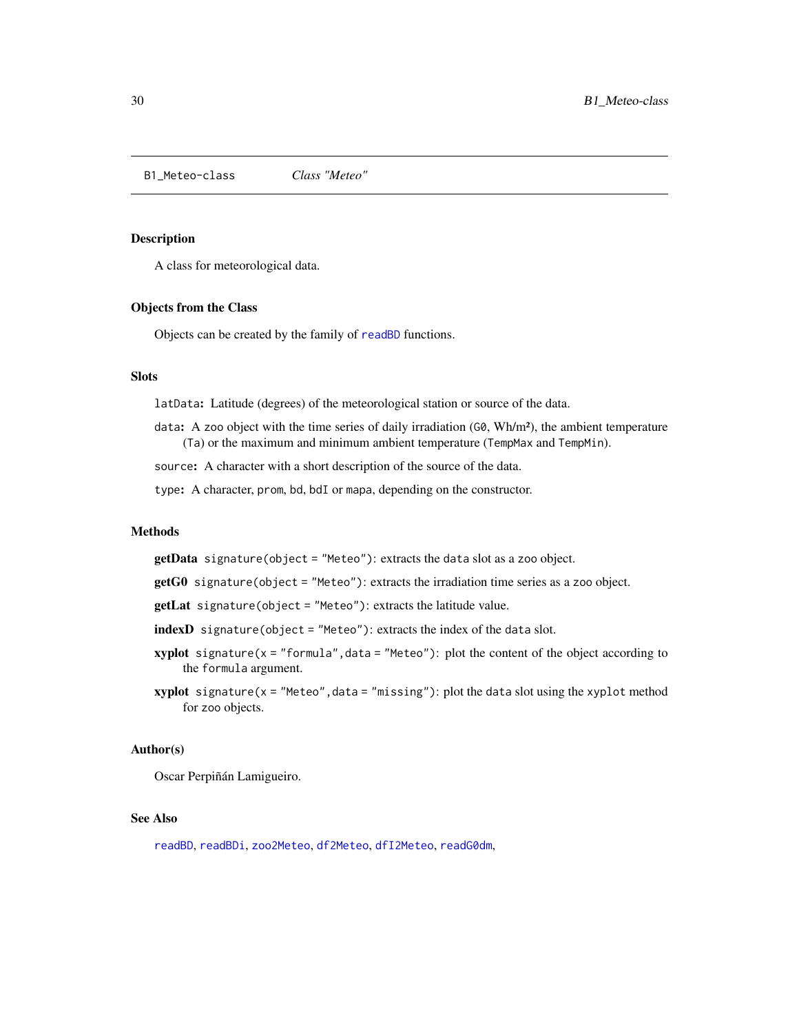`B1_Meteo-class` *Class "Meteo"*

## Description

A class for meteorological data.

## Objects from the Class

Objects can be created by the family of `readBD` functions.

## Slots

`latData`: Latitude (degrees) of the meteorological station or source of the data.

`data`: A `zoo` object with the time series of daily irradiation (`G0`, Wh/m²), the ambient temperature (`Ta`) or the maximum and minimum ambient temperature (`TempMax` and `TempMin`).

`source`: A character with a short description of the source of the data.

`type`: A character, `prom`, `bd`, `bdI` or `mapa`, depending on the constructor.

## Methods

**getData** `signature(object = "Meteo")`: extracts the `data` slot as a `zoo` object.

**getG0** `signature(object = "Meteo")`: extracts the irradiation time series as a `zoo` object.

**getLat** `signature(object = "Meteo")`: extracts the latitude value.

**indexD** `signature(object = "Meteo")`: extracts the index of the `data` slot.

**xyplot** `signature(x = "formula",data = "Meteo")`: plot the content of the object according to the `formula` argument.

**xyplot** `signature(x = "Meteo",data = "missing")`: plot the `data` slot using the `xyplot` method for `zoo` objects.

## Author(s)

Oscar Perpiñán Lamigueiro.

## See Also

`readBD`, `readBDi`, `zoo2Meteo`, `df2Meteo`, `dfI2Meteo`, `readG0dm`,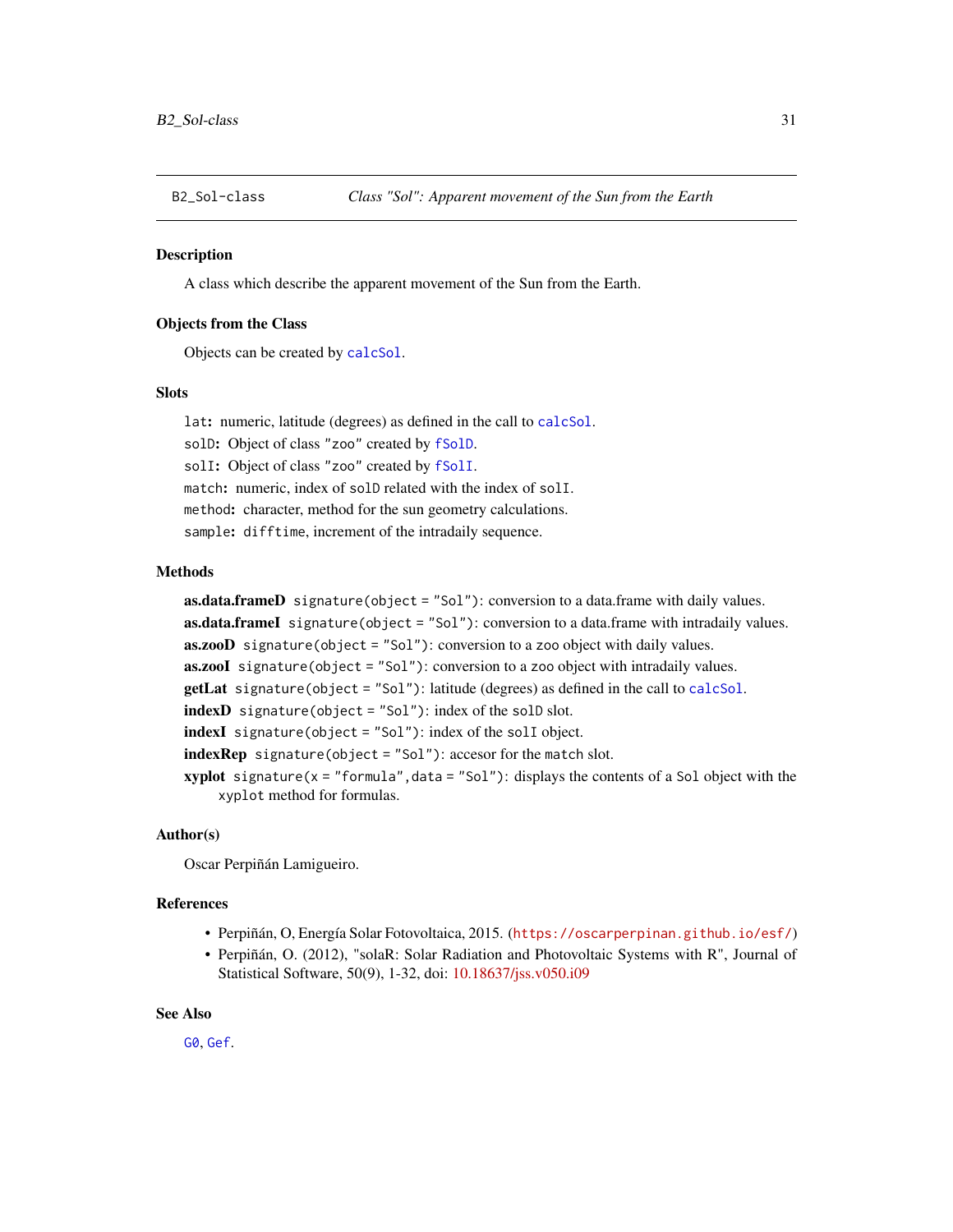B2_Sol-class *Class "Sol": Apparent movement of the Sun from the Earth*

## Description

A class which describe the apparent movement of the Sun from the Earth.

## Objects from the Class

Objects can be created by `calcSol`.

## Slots

`lat`: numeric, latitude (degrees) as defined in the call to `calcSol`.

`solD`: Object of class `"zoo"` created by `fSolD`.

`solI`: Object of class `"zoo"` created by `fSolI`.

`match`: numeric, index of `solD` related with the index of `solI`.

`method`: character, method for the sun geometry calculations.

`sample`: `difftime`, increment of the intradaily sequence.

## Methods

**as.data.frameD** `signature(object = "Sol")`: conversion to a data.frame with daily values.

**as.data.frameI** `signature(object = "Sol")`: conversion to a data.frame with intradaily values.

**as.zooD** `signature(object = "Sol")`: conversion to a `zoo` object with daily values.

**as.zooI** `signature(object = "Sol")`: conversion to a `zoo` object with intradaily values.

**getLat** `signature(object = "Sol")`: latitude (degrees) as defined in the call to `calcSol`.

**indexD** `signature(object = "Sol")`: index of the `solD` slot.

**indexI** `signature(object = "Sol")`: index of the `solI` object.

**indexRep** `signature(object = "Sol")`: accesor for the `match` slot.

**xyplot** `signature(x = "formula",data = "Sol")`: displays the contents of a `Sol` object with the `xyplot` method for formulas.

## Author(s)

Oscar Perpiñán Lamigueiro.

## References

- Perpiñán, O, Energía Solar Fotovoltaica, 2015. (https://oscarperpinan.github.io/esf/)
- Perpiñán, O. (2012), "solaR: Solar Radiation and Photovoltaic Systems with R", Journal of Statistical Software, 50(9), 1-32, doi: 10.18637/jss.v050.i09

## See Also

`G0`, `Gef`.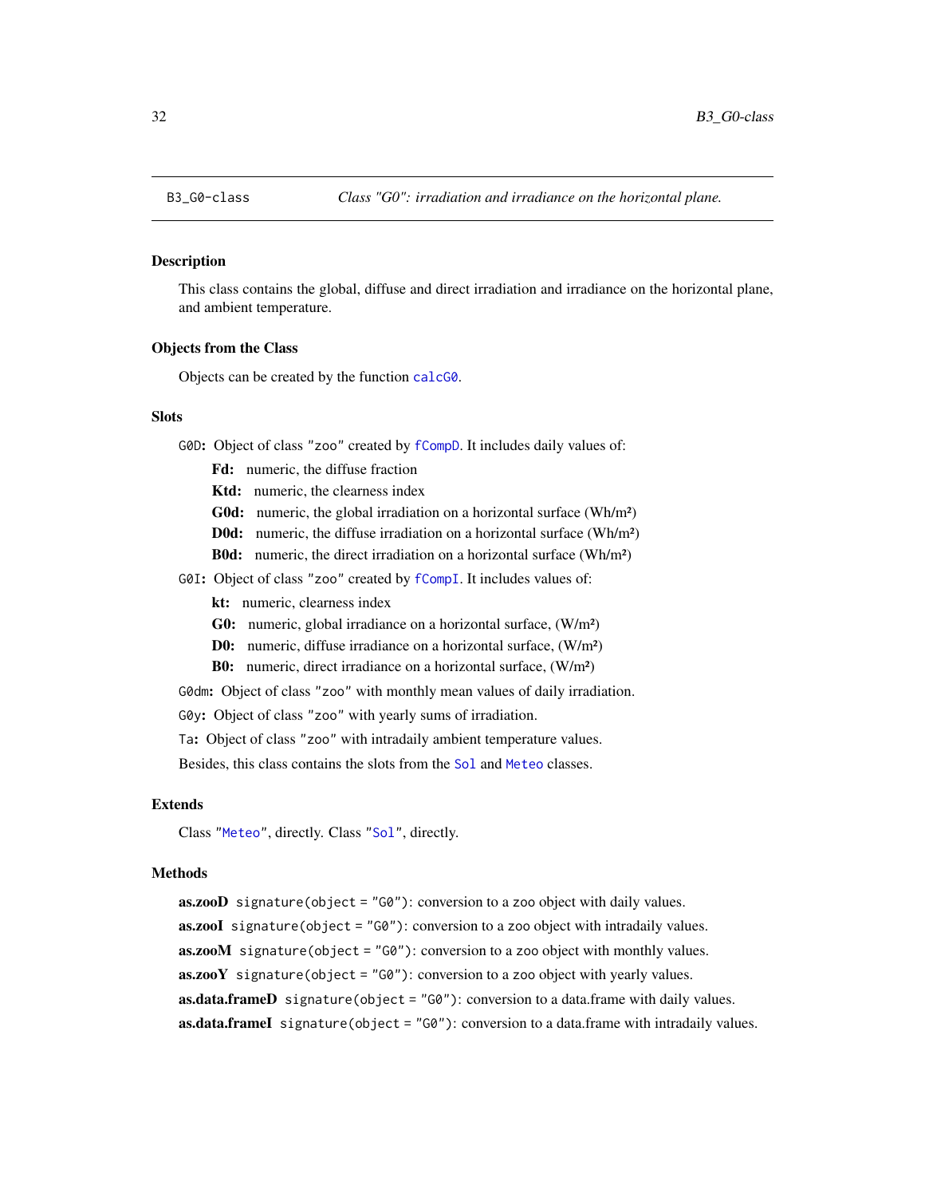## B3_G0-class — *Class "G0": irradiation and irradiance on the horizontal plane.*

### Description

This class contains the global, diffuse and direct irradiation and irradiance on the horizontal plane, and ambient temperature.

### Objects from the Class

Objects can be created by the function `calcG0`.

### Slots

`G0D`**:** Object of class `"zoo"` created by `fCompD`. It includes daily values of:

- **Fd:** numeric, the diffuse fraction
- **Ktd:** numeric, the clearness index
- **G0d:** numeric, the global irradiation on a horizontal surface (Wh/m²)
- **D0d:** numeric, the diffuse irradiation on a horizontal surface (Wh/m²)
- **B0d:** numeric, the direct irradiation on a horizontal surface (Wh/m²)

`G0I`**:** Object of class `"zoo"` created by `fCompI`. It includes values of:

- **kt:** numeric, clearness index
- **G0:** numeric, global irradiance on a horizontal surface, (W/m²)
- **D0:** numeric, diffuse irradiance on a horizontal surface, (W/m²)
- **B0:** numeric, direct irradiance on a horizontal surface, (W/m²)

`G0dm`**:** Object of class `"zoo"` with monthly mean values of daily irradiation.

`G0y`**:** Object of class `"zoo"` with yearly sums of irradiation.

`Ta`**:** Object of class `"zoo"` with intradaily ambient temperature values.

Besides, this class contains the slots from the `Sol` and `Meteo` classes.

### Extends

Class `"Meteo"`, directly. Class `"Sol"`, directly.

### Methods

**as.zooD** `signature(object = "G0")`: conversion to a `zoo` object with daily values.

**as.zooI** `signature(object = "G0")`: conversion to a `zoo` object with intradaily values.

**as.zooM** `signature(object = "G0")`: conversion to a `zoo` object with monthly values.

**as.zooY** `signature(object = "G0")`: conversion to a `zoo` object with yearly values.

**as.data.frameD** `signature(object = "G0")`: conversion to a data.frame with daily values.

**as.data.frameI** `signature(object = "G0")`: conversion to a data.frame with intradaily values.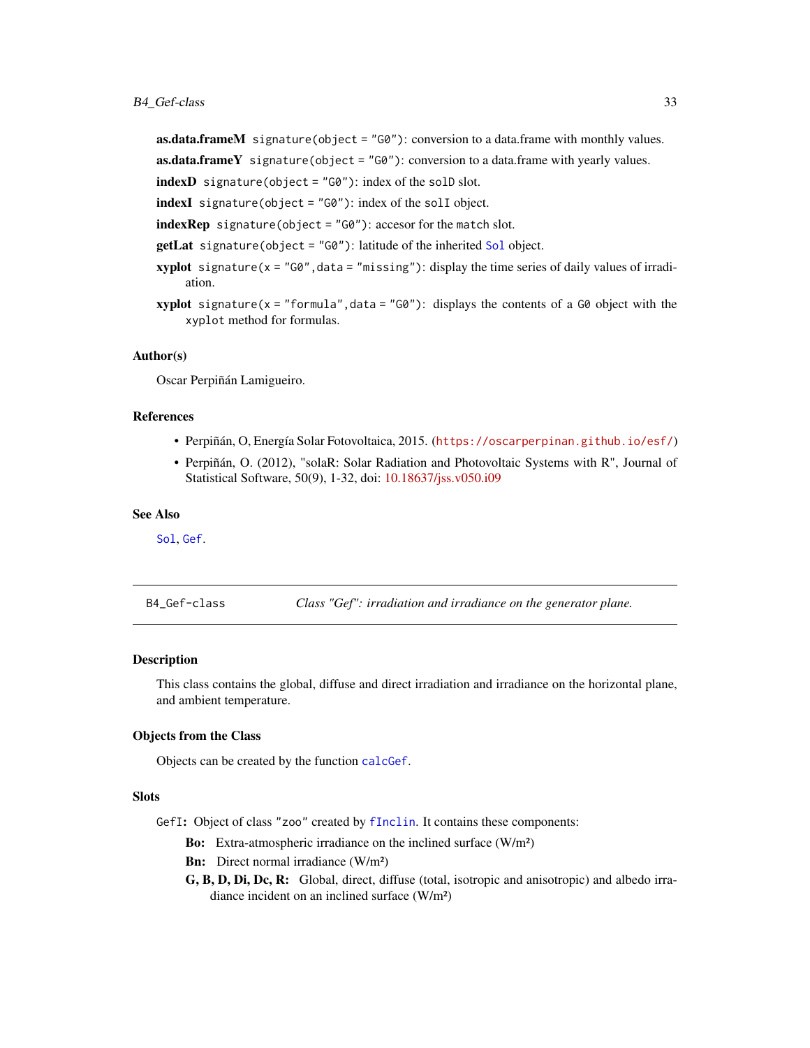**as.data.frameM** `signature(object = "G0")`: conversion to a data.frame with monthly values.

**as.data.frameY** `signature(object = "G0")`: conversion to a data.frame with yearly values.

**indexD** `signature(object = "G0")`: index of the `solD` slot.

**indexI** `signature(object = "G0")`: index of the `solI` object.

**indexRep** `signature(object = "G0")`: accesor for the `match` slot.

**getLat** `signature(object = "G0")`: latitude of the inherited `Sol` object.

**xyplot** `signature(x = "G0",data = "missing")`: display the time series of daily values of irradiation.

**xyplot** `signature(x = "formula",data = "G0")`: displays the contents of a `G0` object with the `xyplot` method for formulas.

### Author(s)

Oscar Perpiñán Lamigueiro.

### References

- Perpiñán, O, Energía Solar Fotovoltaica, 2015. (https://oscarperpinan.github.io/esf/)
- Perpiñán, O. (2012), "solaR: Solar Radiation and Photovoltaic Systems with R", Journal of Statistical Software, 50(9), 1-32, doi: 10.18637/jss.v050.i09

### See Also

`Sol`, `Gef`.

---

## B4_Gef-class — *Class "Gef": irradiation and irradiance on the generator plane.*

### Description

This class contains the global, diffuse and direct irradiation and irradiance on the horizontal plane, and ambient temperature.

### Objects from the Class

Objects can be created by the function `calcGef`.

### Slots

`GefI`: Object of class `"zoo"` created by `fInclin`. It contains these components:

- **Bo:** Extra-atmospheric irradiance on the inclined surface (W/m²)
- **Bn:** Direct normal irradiance (W/m²)
- **G, B, D, Di, Dc, R:** Global, direct, diffuse (total, isotropic and anisotropic) and albedo irradiance incident on an inclined surface (W/m²)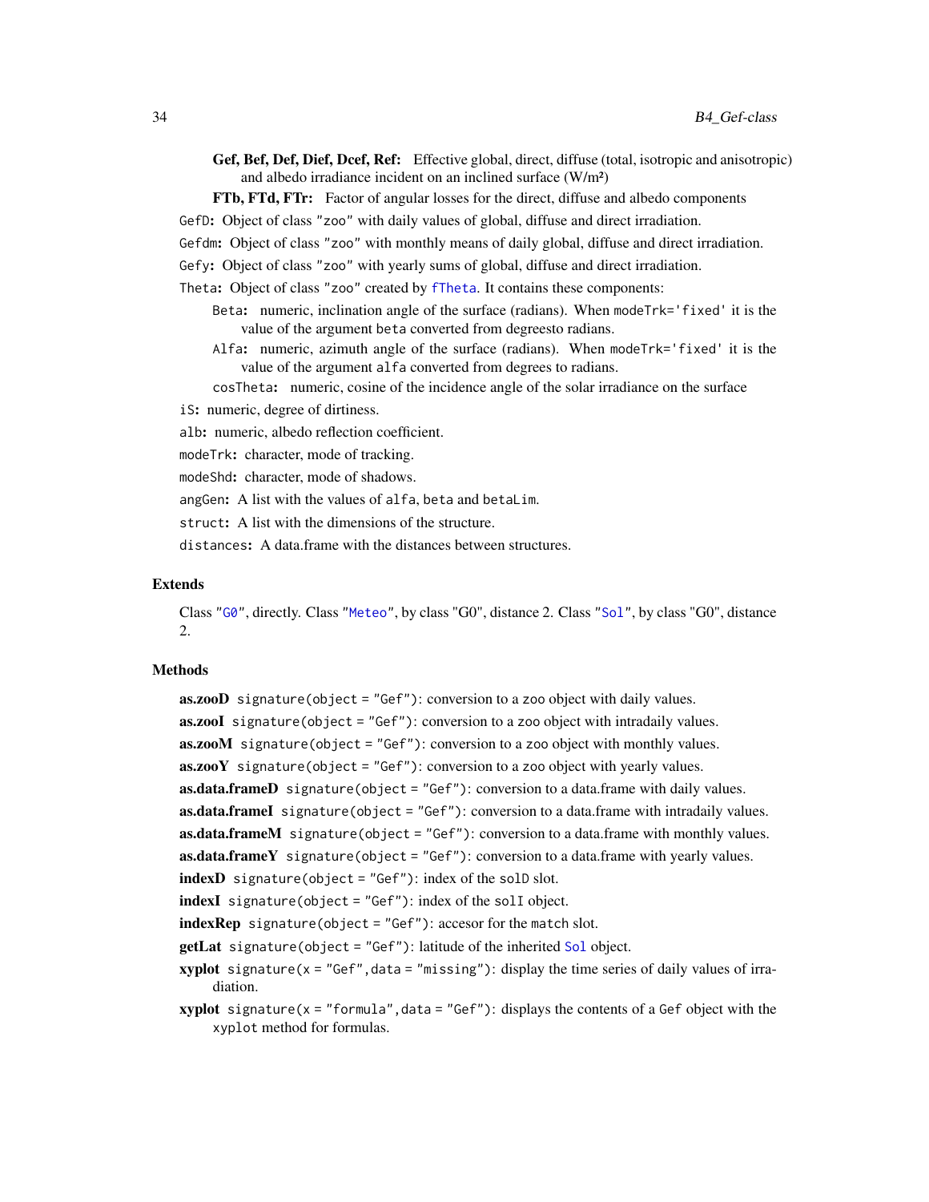- **Gef, Bef, Def, Dief, Dcef, Ref:** Effective global, direct, diffuse (total, isotropic and anisotropic) and albedo irradiance incident on an inclined surface (W/m²)
- **FTb, FTd, FTr:** Factor of angular losses for the direct, diffuse and albedo components

`GefD`**:** Object of class "zoo" with daily values of global, diffuse and direct irradiation.

`Gefdm`**:** Object of class "zoo" with monthly means of daily global, diffuse and direct irradiation.

`Gefy`**:** Object of class "zoo" with yearly sums of global, diffuse and direct irradiation.

`Theta`**:** Object of class "zoo" created by `fTheta`. It contains these components:

- `Beta`**:** numeric, inclination angle of the surface (radians). When `modeTrk='fixed'` it is the value of the argument `beta` converted from degreesto radians.
- `Alfa`**:** numeric, azimuth angle of the surface (radians). When `modeTrk='fixed'` it is the value of the argument `alfa` converted from degrees to radians.
- `cosTheta`**:** numeric, cosine of the incidence angle of the solar irradiance on the surface

`iS`**:** numeric, degree of dirtiness.

`alb`**:** numeric, albedo reflection coefficient.

`modeTrk`**:** character, mode of tracking.

`modeShd`**:** character, mode of shadows.

`angGen`**:** A list with the values of `alfa`, `beta` and `betaLim`.

`struct`**:** A list with the dimensions of the structure.

`distances`**:** A data.frame with the distances between structures.

## Extends

Class "`G0`", directly. Class "`Meteo`", by class "G0", distance 2. Class "`Sol`", by class "G0", distance 2.

## Methods

**as.zooD** `signature(object = "Gef")`: conversion to a `zoo` object with daily values.

**as.zooI** `signature(object = "Gef")`: conversion to a `zoo` object with intradaily values.

**as.zooM** `signature(object = "Gef")`: conversion to a `zoo` object with monthly values.

**as.zooY** `signature(object = "Gef")`: conversion to a `zoo` object with yearly values.

**as.data.frameD** `signature(object = "Gef")`: conversion to a data.frame with daily values.

**as.data.frameI** `signature(object = "Gef")`: conversion to a data.frame with intradaily values.

**as.data.frameM** `signature(object = "Gef")`: conversion to a data.frame with monthly values.

**as.data.frameY** `signature(object = "Gef")`: conversion to a data.frame with yearly values.

**indexD** `signature(object = "Gef")`: index of the `solD` slot.

**indexI** `signature(object = "Gef")`: index of the `solI` object.

**indexRep** `signature(object = "Gef")`: accesor for the `match` slot.

**getLat** `signature(object = "Gef")`: latitude of the inherited `Sol` object.

**xyplot** `signature(x = "Gef",data = "missing")`: display the time series of daily values of irradiation.

**xyplot** `signature(x = "formula",data = "Gef")`: displays the contents of a `Gef` object with the `xyplot` method for formulas.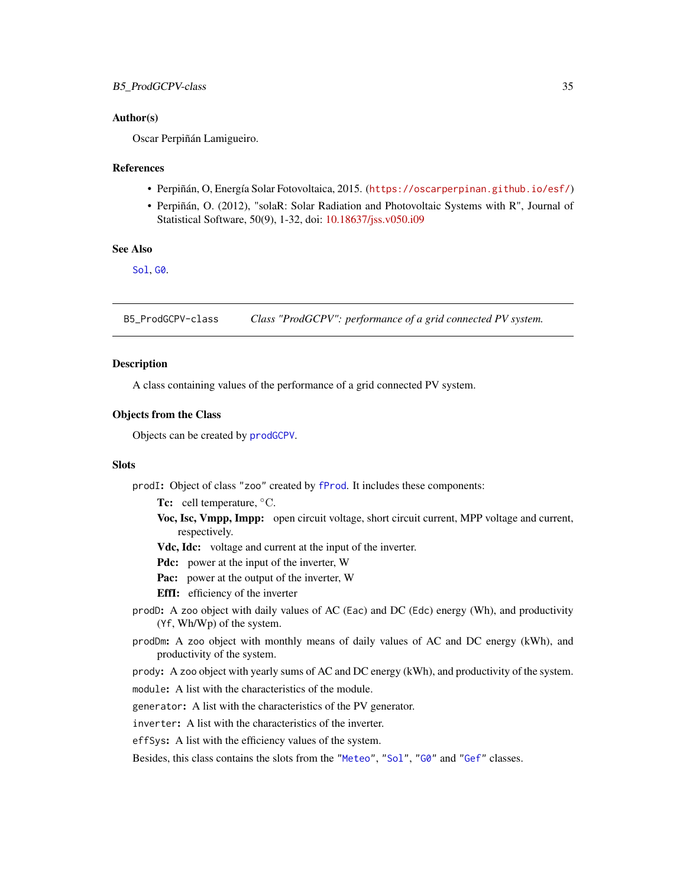## Author(s)

Oscar Perpiñán Lamigueiro.

## References

- Perpiñán, O, Energía Solar Fotovoltaica, 2015. (`https://oscarperpinan.github.io/esf/`)
- Perpiñán, O. (2012), "solaR: Solar Radiation and Photovoltaic Systems with R", Journal of Statistical Software, 50(9), 1-32, doi: 10.18637/jss.v050.i09

## See Also

`Sol`, `G0`.

---

# B5_ProdGCPV-class *Class "ProdGCPV": performance of a grid connected PV system.*

## Description

A class containing values of the performance of a grid connected PV system.

## Objects from the Class

Objects can be created by `prodGCPV`.

## Slots

`prodI`: Object of class `"zoo"` created by `fProd`. It includes these components:

- **Tc:** cell temperature, °C.
- **Voc, Isc, Vmpp, Impp:** open circuit voltage, short circuit current, MPP voltage and current, respectively.
- **Vdc, Idc:** voltage and current at the input of the inverter.
- **Pdc:** power at the input of the inverter, W
- **Pac:** power at the output of the inverter, W
- **EffI:** efficiency of the inverter

`prodD`: A `zoo` object with daily values of AC (`Eac`) and DC (`Edc`) energy (Wh), and productivity (`Yf`, Wh/Wp) of the system.

`prodDm`: A `zoo` object with monthly means of daily values of AC and DC energy (kWh), and productivity of the system.

`prody`: A `zoo` object with yearly sums of AC and DC energy (kWh), and productivity of the system.

`module`: A list with the characteristics of the module.

`generator`: A list with the characteristics of the PV generator.

`inverter`: A list with the characteristics of the inverter.

`effSys`: A list with the efficiency values of the system.

Besides, this class contains the slots from the `"Meteo"`, `"Sol"`, `"G0"` and `"Gef"` classes.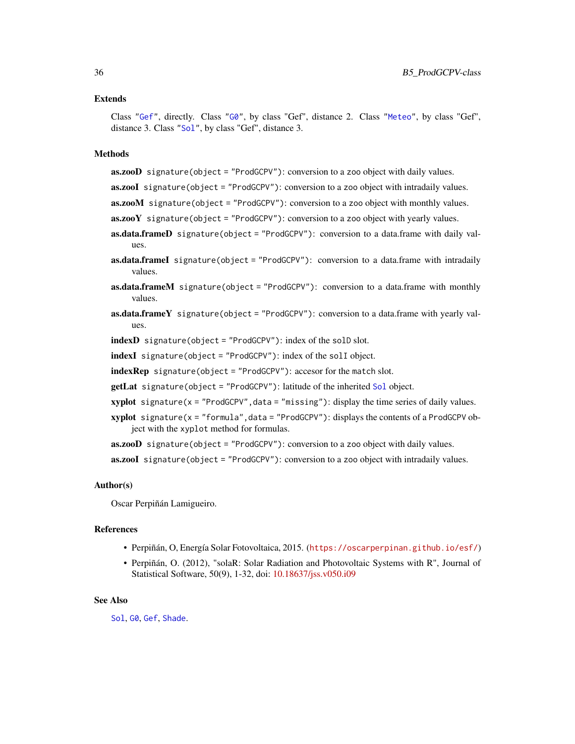### Extends

Class "Gef", directly. Class "G0", by class "Gef", distance 2. Class "Meteo", by class "Gef", distance 3. Class "Sol", by class "Gef", distance 3.

### Methods

**as.zooD** `signature(object = "ProdGCPV")`: conversion to a zoo object with daily values.

**as.zooI** `signature(object = "ProdGCPV")`: conversion to a zoo object with intradaily values.

**as.zooM** `signature(object = "ProdGCPV")`: conversion to a zoo object with monthly values.

**as.zooY** `signature(object = "ProdGCPV")`: conversion to a zoo object with yearly values.

**as.data.frameD** `signature(object = "ProdGCPV")`: conversion to a data.frame with daily values.

**as.data.frameI** `signature(object = "ProdGCPV")`: conversion to a data.frame with intradaily values.

**as.data.frameM** `signature(object = "ProdGCPV")`: conversion to a data.frame with monthly values.

**as.data.frameY** `signature(object = "ProdGCPV")`: conversion to a data.frame with yearly values.

**indexD** `signature(object = "ProdGCPV")`: index of the `solD` slot.

**indexI** `signature(object = "ProdGCPV")`: index of the `solI` object.

**indexRep** `signature(object = "ProdGCPV")`: accesor for the `match` slot.

**getLat** `signature(object = "ProdGCPV")`: latitude of the inherited `Sol` object.

**xyplot** `signature(x = "ProdGCPV",data = "missing")`: display the time series of daily values.

**xyplot** `signature(x = "formula",data = "ProdGCPV")`: displays the contents of a `ProdGCPV` object with the `xyplot` method for formulas.

**as.zooD** `signature(object = "ProdGCPV")`: conversion to a zoo object with daily values.

**as.zooI** `signature(object = "ProdGCPV")`: conversion to a zoo object with intradaily values.

### Author(s)

Oscar Perpiñán Lamigueiro.

### References

- Perpiñán, O, Energía Solar Fotovoltaica, 2015. (https://oscarperpinan.github.io/esf/)
- Perpiñán, O. (2012), "solaR: Solar Radiation and Photovoltaic Systems with R", Journal of Statistical Software, 50(9), 1-32, doi: 10.18637/jss.v050.i09

### See Also

Sol, G0, Gef, Shade.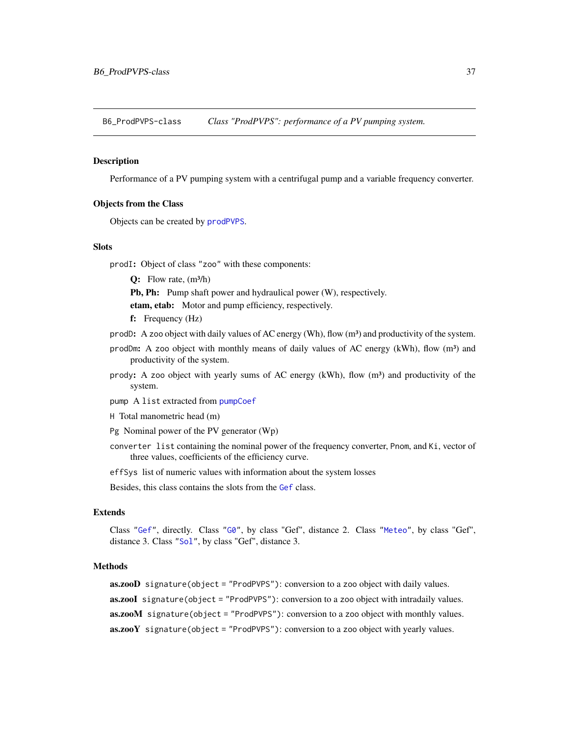B6_ProdPVPS-class    *Class "ProdPVPS": performance of a PV pumping system.*

## Description

Performance of a PV pumping system with a centrifugal pump and a variable frequency converter.

## Objects from the Class

Objects can be created by `prodPVPS`.

## Slots

`prodI`: Object of class "zoo" with these components:

- **Q:** Flow rate, ($m^3$/h)
- **Pb, Ph:** Pump shaft power and hydraulical power (W), respectively.
- **etam, etab:** Motor and pump efficiency, respectively.
- **f:** Frequency (Hz)

`prodD`: A zoo object with daily values of AC energy (Wh), flow ($m^3$) and productivity of the system.

`prodDm`: A zoo object with monthly means of daily values of AC energy (kWh), flow ($m^3$) and productivity of the system.

`prody`: A zoo object with yearly sums of AC energy (kWh), flow ($m^3$) and productivity of the system.

`pump` A `list` extracted from `pumpCoef`

`H` Total manometric head (m)

`Pg` Nominal power of the PV generator (Wp)

`converter` `list` containing the nominal power of the frequency converter, `Pnom`, and `Ki`, vector of three values, coefficients of the efficiency curve.

`effSys` list of numeric values with information about the system losses

Besides, this class contains the slots from the `Gef` class.

## Extends

Class "`Gef`", directly. Class "`G0`", by class "Gef", distance 2. Class "`Meteo`", by class "Gef", distance 3. Class "`Sol`", by class "Gef", distance 3.

## Methods

**as.zooD** `signature(object = "ProdPVPS")`: conversion to a zoo object with daily values.

**as.zooI** `signature(object = "ProdPVPS")`: conversion to a zoo object with intradaily values.

**as.zooM** `signature(object = "ProdPVPS")`: conversion to a zoo object with monthly values.

**as.zooY** `signature(object = "ProdPVPS")`: conversion to a zoo object with yearly values.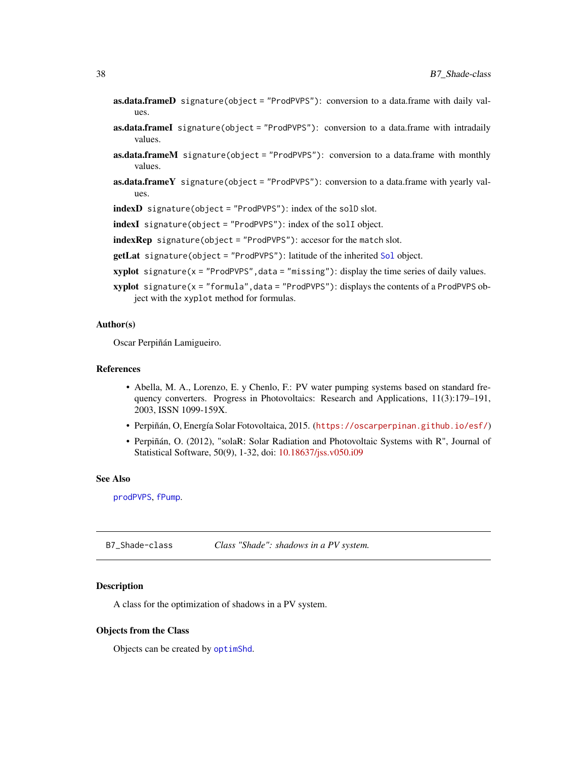**as.data.frameD** `signature(object = "ProdPVPS")`: conversion to a data.frame with daily values.

**as.data.frameI** `signature(object = "ProdPVPS")`: conversion to a data.frame with intradaily values.

**as.data.frameM** `signature(object = "ProdPVPS")`: conversion to a data.frame with monthly values.

**as.data.frameY** `signature(object = "ProdPVPS")`: conversion to a data.frame with yearly values.

**indexD** `signature(object = "ProdPVPS")`: index of the `solD` slot.

**indexI** `signature(object = "ProdPVPS")`: index of the `solI` object.

**indexRep** `signature(object = "ProdPVPS")`: accesor for the `match` slot.

**getLat** `signature(object = "ProdPVPS")`: latitude of the inherited `Sol` object.

**xyplot** `signature(x = "ProdPVPS",data = "missing")`: display the time series of daily values.

**xyplot** `signature(x = "formula",data = "ProdPVPS")`: displays the contents of a `ProdPVPS` object with the `xyplot` method for formulas.

### Author(s)

Oscar Perpiñán Lamigueiro.

### References

- Abella, M. A., Lorenzo, E. y Chenlo, F.: PV water pumping systems based on standard frequency converters. Progress in Photovoltaics: Research and Applications, 11(3):179–191, 2003, ISSN 1099-159X.
- Perpiñán, O, Energía Solar Fotovoltaica, 2015. (https://oscarperpinan.github.io/esf/)
- Perpiñán, O. (2012), "solaR: Solar Radiation and Photovoltaic Systems with R", Journal of Statistical Software, 50(9), 1-32, doi: 10.18637/jss.v050.i09

### See Also

`prodPVPS`, `fPump`.

---

## B7_Shade-class — *Class "Shade": shadows in a PV system.*

### Description

A class for the optimization of shadows in a PV system.

### Objects from the Class

Objects can be created by `optimShd`.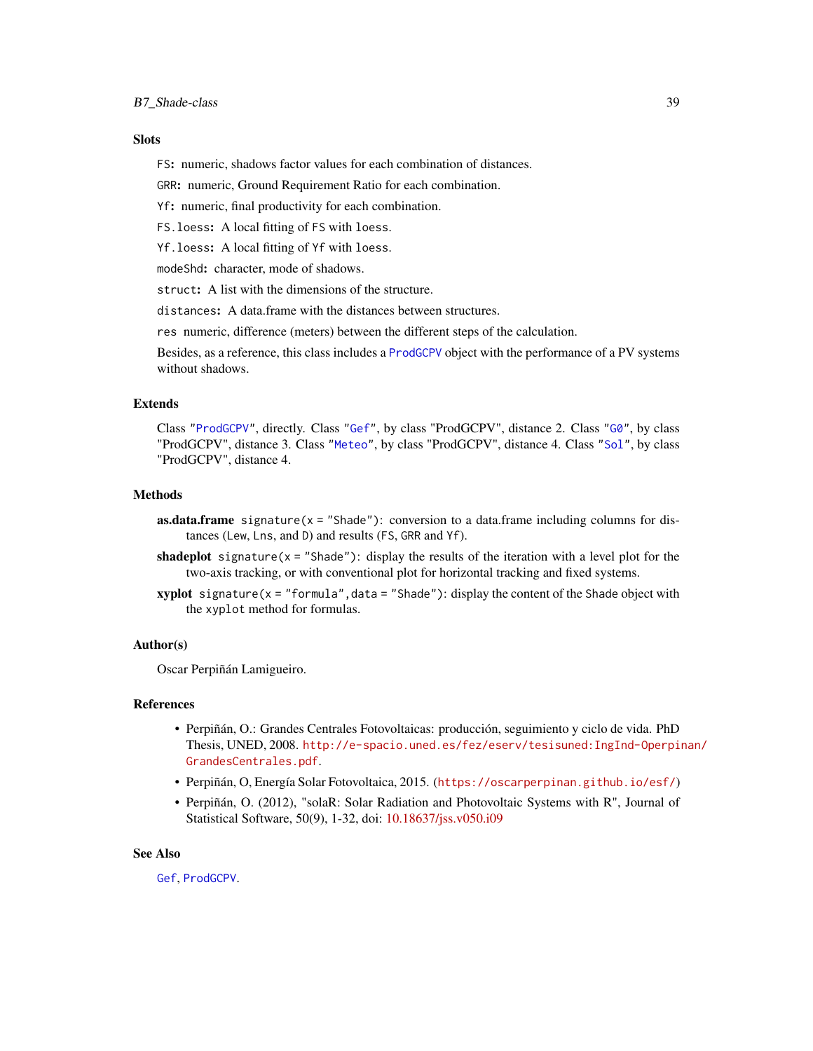## Slots

`FS`: numeric, shadows factor values for each combination of distances.

`GRR`: numeric, Ground Requirement Ratio for each combination.

`Yf`: numeric, final productivity for each combination.

`FS.loess`: A local fitting of `FS` with `loess`.

`Yf.loess`: A local fitting of `Yf` with `loess`.

`modeShd`: character, mode of shadows.

`struct`: A list with the dimensions of the structure.

`distances`: A data.frame with the distances between structures.

`res` numeric, difference (meters) between the different steps of the calculation.

Besides, as a reference, this class includes a `ProdGCPV` object with the performance of a PV systems without shadows.

## Extends

Class "`ProdGCPV`", directly. Class "`Gef`", by class "ProdGCPV", distance 2. Class "`G0`", by class "ProdGCPV", distance 3. Class "`Meteo`", by class "ProdGCPV", distance 4. Class "`Sol`", by class "ProdGCPV", distance 4.

## Methods

**as.data.frame** `signature(x = "Shade")`: conversion to a data.frame including columns for distances (`Lew`, `Lns`, and `D`) and results (`FS`, `GRR` and `Yf`).

**shadeplot** `signature(x = "Shade")`: display the results of the iteration with a level plot for the two-axis tracking, or with conventional plot for horizontal tracking and fixed systems.

**xyplot** `signature(x = "formula",data = "Shade")`: display the content of the `Shade` object with the `xyplot` method for formulas.

## Author(s)

Oscar Perpiñán Lamigueiro.

## References

- Perpiñán, O.: Grandes Centrales Fotovoltaicas: producción, seguimiento y ciclo de vida. PhD Thesis, UNED, 2008. `http://e-spacio.uned.es/fez/eserv/tesisuned:IngInd-Operpinan/GrandesCentrales.pdf`.
- Perpiñán, O, Energía Solar Fotovoltaica, 2015. (`https://oscarperpinan.github.io/esf/`)
- Perpiñán, O. (2012), "solaR: Solar Radiation and Photovoltaic Systems with R", Journal of Statistical Software, 50(9), 1-32, doi: 10.18637/jss.v050.i09

## See Also

`Gef`, `ProdGCPV`.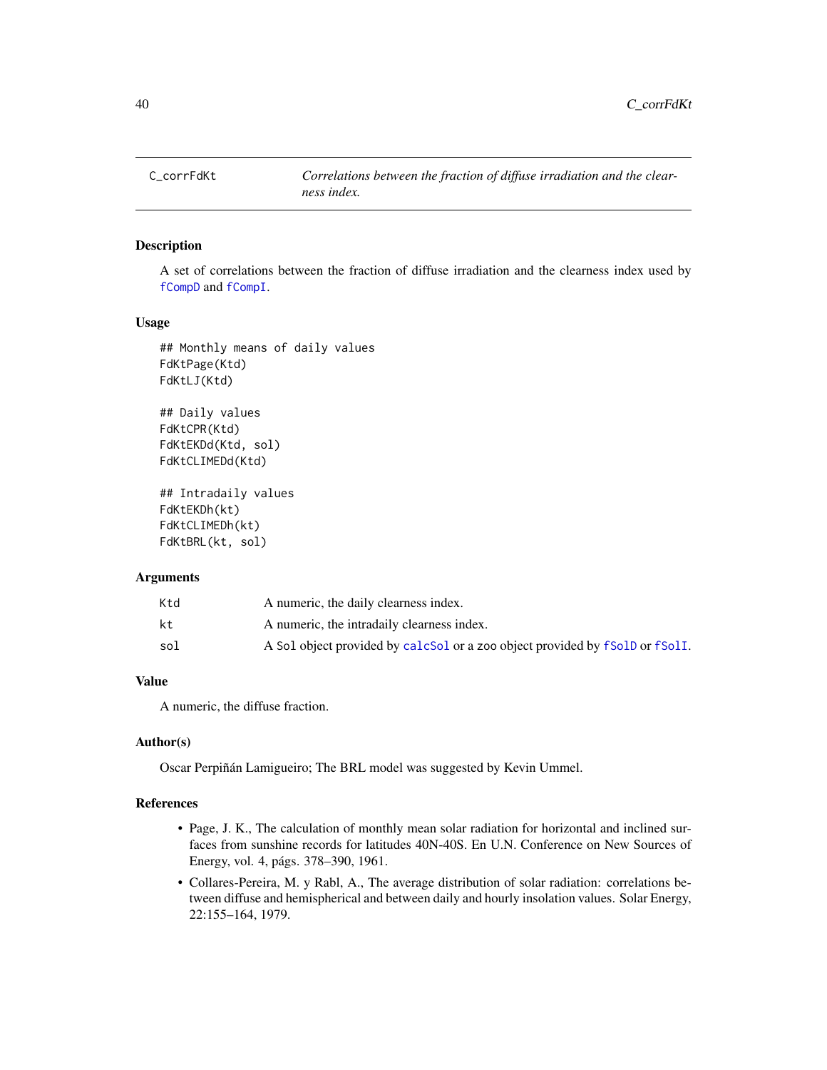# C_corrFdKt *Correlations between the fraction of diffuse irradiation and the clearness index.*

## Description

A set of correlations between the fraction of diffuse irradiation and the clearness index used by fCompD and fCompI.

## Usage

```
## Monthly means of daily values
FdKtPage(Ktd)
FdKtLJ(Ktd)

## Daily values
FdKtCPR(Ktd)
FdKtEKDd(Ktd, sol)
FdKtCLIMEDd(Ktd)

## Intradaily values
FdKtEKDh(kt)
FdKtCLIMEDh(kt)
FdKtBRL(kt, sol)
```

## Arguments

| | |
|---|---|
| Ktd | A numeric, the daily clearness index. |
| kt | A numeric, the intradaily clearness index. |
| sol | A Sol object provided by calcSol or a zoo object provided by fSolD or fSolI. |

## Value

A numeric, the diffuse fraction.

## Author(s)

Oscar Perpiñán Lamigueiro; The BRL model was suggested by Kevin Ummel.

## References

- Page, J. K., The calculation of monthly mean solar radiation for horizontal and inclined surfaces from sunshine records for latitudes 40N-40S. En U.N. Conference on New Sources of Energy, vol. 4, págs. 378–390, 1961.
- Collares-Pereira, M. y Rabl, A., The average distribution of solar radiation: correlations between diffuse and hemispherical and between daily and hourly insolation values. Solar Energy, 22:155–164, 1979.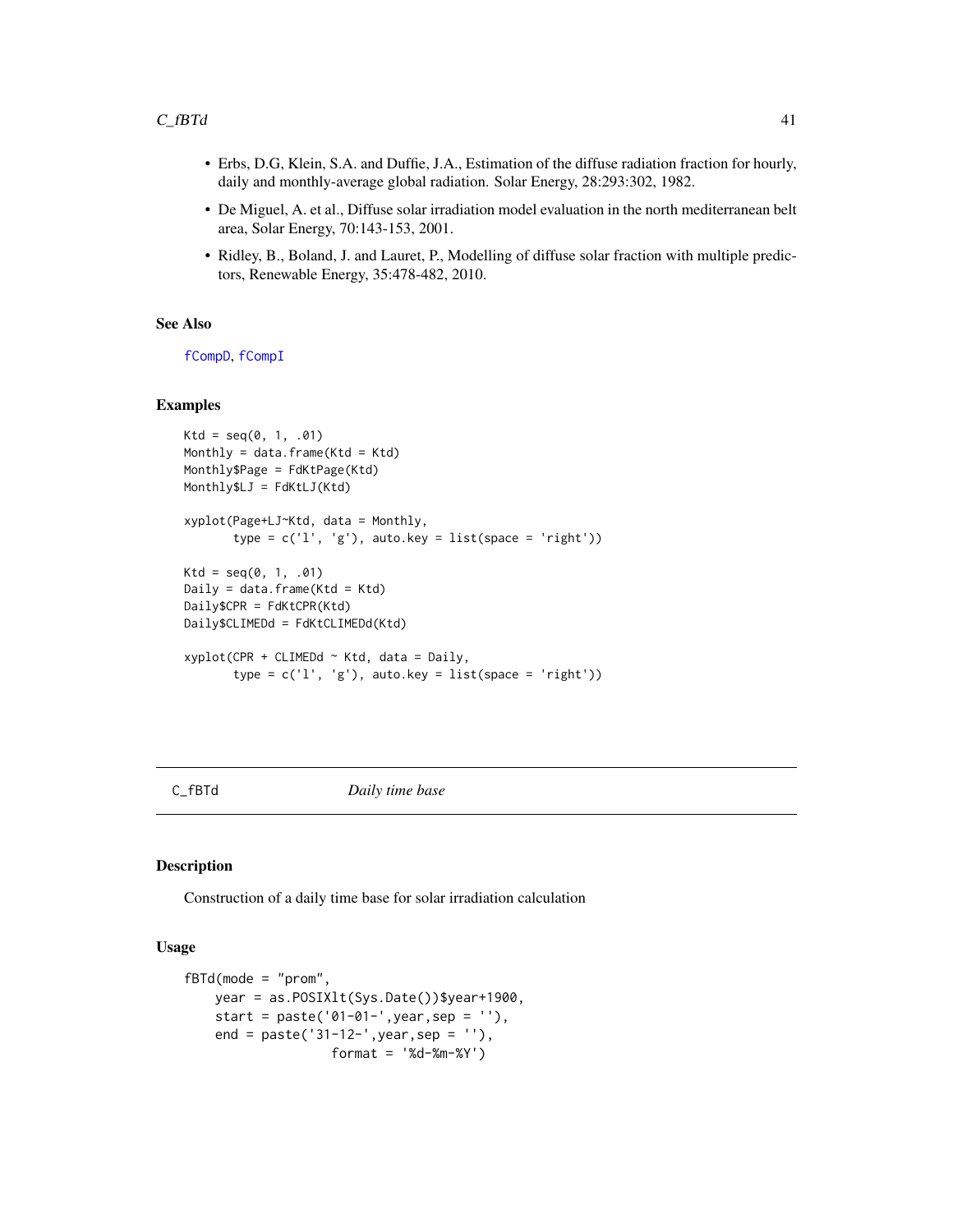- Erbs, D.G, Klein, S.A. and Duffie, J.A., Estimation of the diffuse radiation fraction for hourly, daily and monthly-average global radiation. Solar Energy, 28:293:302, 1982.
- De Miguel, A. et al., Diffuse solar irradiation model evaluation in the north mediterranean belt area, Solar Energy, 70:143-153, 2001.
- Ridley, B., Boland, J. and Lauret, P., Modelling of diffuse solar fraction with multiple predictors, Renewable Energy, 35:478-482, 2010.

### See Also

fCompD, fCompI

### Examples

```
Ktd = seq(0, 1, .01)
Monthly = data.frame(Ktd = Ktd)
Monthly$Page = FdKtPage(Ktd)
Monthly$LJ = FdKtLJ(Ktd)

xyplot(Page+LJ~Ktd, data = Monthly,
       type = c('l', 'g'), auto.key = list(space = 'right'))

Ktd = seq(0, 1, .01)
Daily = data.frame(Ktd = Ktd)
Daily$CPR = FdKtCPR(Ktd)
Daily$CLIMEDd = FdKtCLIMEDd(Ktd)

xyplot(CPR + CLIMEDd ~ Ktd, data = Daily,
       type = c('l', 'g'), auto.key = list(space = 'right'))
```

---

## C_fBTd — *Daily time base*

### Description

Construction of a daily time base for solar irradiation calculation

### Usage

```
fBTd(mode = "prom",
    year = as.POSIXlt(Sys.Date())$year+1900,
    start = paste('01-01-',year,sep = ''),
    end = paste('31-12-',year,sep = ''),
                  format = '%d-%m-%Y')
```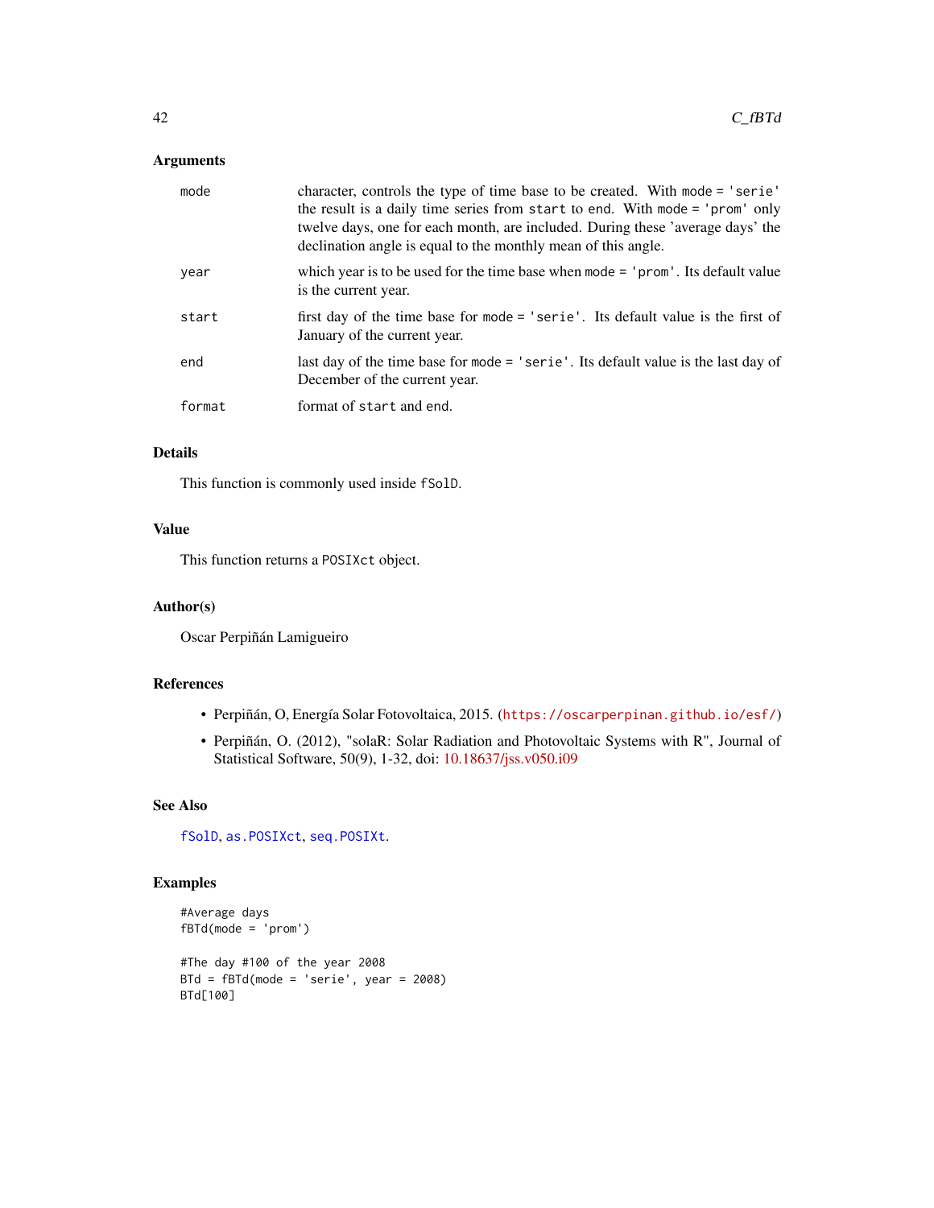## Arguments

| | |
|---|---|
| `mode` | character, controls the type of time base to be created. With `mode = 'serie'` the result is a daily time series from `start` to `end`. With `mode = 'prom'` only twelve days, one for each month, are included. During these 'average days' the declination angle is equal to the monthly mean of this angle. |
| `year` | which year is to be used for the time base when `mode = 'prom'`. Its default value is the current year. |
| `start` | first day of the time base for `mode = 'serie'`. Its default value is the first of January of the current year. |
| `end` | last day of the time base for `mode = 'serie'`. Its default value is the last day of December of the current year. |
| `format` | format of `start` and `end`. |

## Details

This function is commonly used inside `fSolD`.

## Value

This function returns a `POSIXct` object.

## Author(s)

Oscar Perpiñán Lamigueiro

## References

- Perpiñán, O, Energía Solar Fotovoltaica, 2015. (https://oscarperpinan.github.io/esf/)
- Perpiñán, O. (2012), "solaR: Solar Radiation and Photovoltaic Systems with R", Journal of Statistical Software, 50(9), 1-32, doi: 10.18637/jss.v050.i09

## See Also

`fSolD`, `as.POSIXct`, `seq.POSIXt`.

## Examples

```
#Average days
fBTd(mode = 'prom')

#The day #100 of the year 2008
BTd = fBTd(mode = 'serie', year = 2008)
BTd[100]
```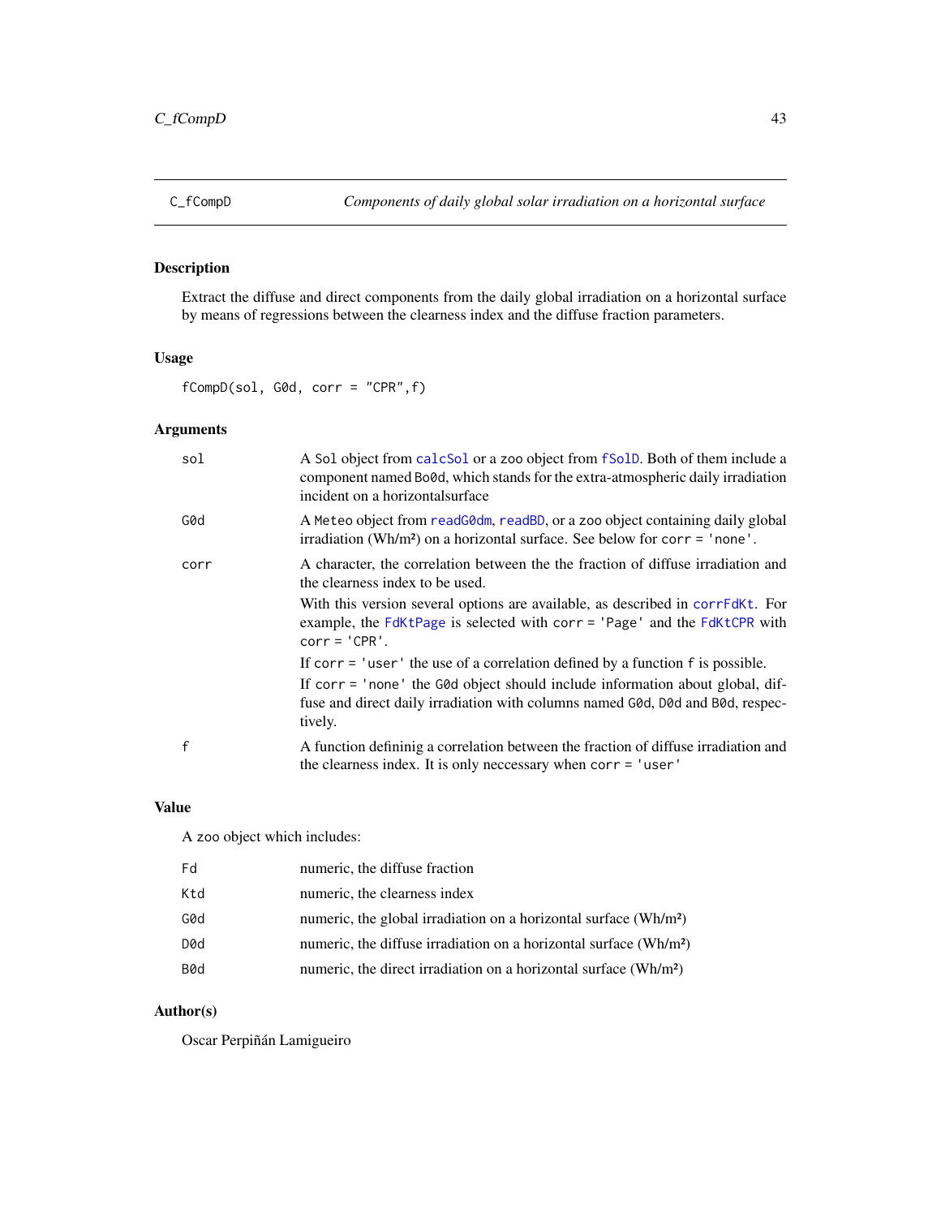## C_fCompD — *Components of daily global solar irradiation on a horizontal surface*

### Description

Extract the diffuse and direct components from the daily global irradiation on a horizontal surface by means of regressions between the clearness index and the diffuse fraction parameters.

### Usage

```
fCompD(sol, G0d, corr = "CPR",f)
```

### Arguments

| | |
|---|---|
| sol | A Sol object from calcSol or a zoo object from fSolD. Both of them include a component named Bo0d, which stands for the extra-atmospheric daily irradiation incident on a horizontalsurface |
| G0d | A Meteo object from readG0dm, readBD, or a zoo object containing daily global irradiation (Wh/m²) on a horizontal surface. See below for corr = 'none'. |
| corr | A character, the correlation between the the fraction of diffuse irradiation and the clearness index to be used. <br> With this version several options are available, as described in corrFdKt. For example, the FdKtPage is selected with corr = 'Page' and the FdKtCPR with corr = 'CPR'. <br> If corr = 'user' the use of a correlation defined by a function f is possible. <br> If corr = 'none' the G0d object should include information about global, diffuse and direct daily irradiation with columns named G0d, D0d and B0d, respectively. |
| f | A function defininig a correlation between the fraction of diffuse irradiation and the clearness index. It is only neccessary when corr = 'user' |

### Value

A zoo object which includes:

| | |
|---|---|
| Fd | numeric, the diffuse fraction |
| Ktd | numeric, the clearness index |
| G0d | numeric, the global irradiation on a horizontal surface (Wh/m²) |
| D0d | numeric, the diffuse irradiation on a horizontal surface (Wh/m²) |
| B0d | numeric, the direct irradiation on a horizontal surface (Wh/m²) |

### Author(s)

Oscar Perpiñán Lamigueiro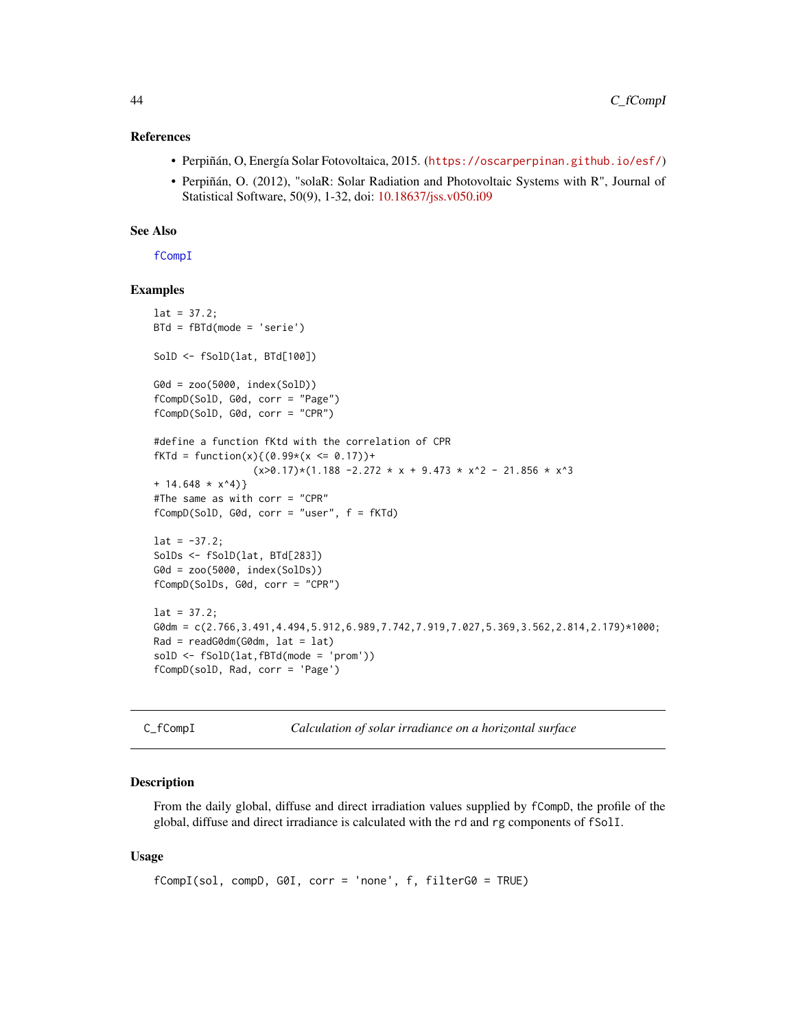### References

- Perpiñán, O, Energía Solar Fotovoltaica, 2015. (https://oscarperpinan.github.io/esf/)
- Perpiñán, O. (2012), "solaR: Solar Radiation and Photovoltaic Systems with R", Journal of Statistical Software, 50(9), 1-32, doi: 10.18637/jss.v050.i09

### See Also

fCompI

### Examples

```
lat = 37.2;
BTd = fBTd(mode = 'serie')

SolD <- fSolD(lat, BTd[100])

G0d = zoo(5000, index(SolD))
fCompD(SolD, G0d, corr = "Page")
fCompD(SolD, G0d, corr = "CPR")

#define a function fKtd with the correlation of CPR
fKTd = function(x){(0.99*(x <= 0.17))+
                 (x>0.17)*(1.188 -2.272 * x + 9.473 * x^2 - 21.856 * x^3
+ 14.648 * x^4)}
#The same as with corr = "CPR"
fCompD(SolD, G0d, corr = "user", f = fKTd)

lat = -37.2;
SolDs <- fSolD(lat, BTd[283])
G0d = zoo(5000, index(SolDs))
fCompD(SolDs, G0d, corr = "CPR")

lat = 37.2;
G0dm = c(2.766,3.491,4.494,5.912,6.989,7.742,7.919,7.027,5.369,3.562,2.814,2.179)*1000;
Rad = readG0dm(G0dm, lat = lat)
solD <- fSolD(lat,fBTd(mode = 'prom'))
fCompD(solD, Rad, corr = 'Page')
```

---

## C_fCompI — *Calculation of solar irradiance on a horizontal surface*

### Description

From the daily global, diffuse and direct irradiation values supplied by fCompD, the profile of the global, diffuse and direct irradiance is calculated with the rd and rg components of fSolI.

### Usage

```
fCompI(sol, compD, G0I, corr = 'none', f, filterG0 = TRUE)
```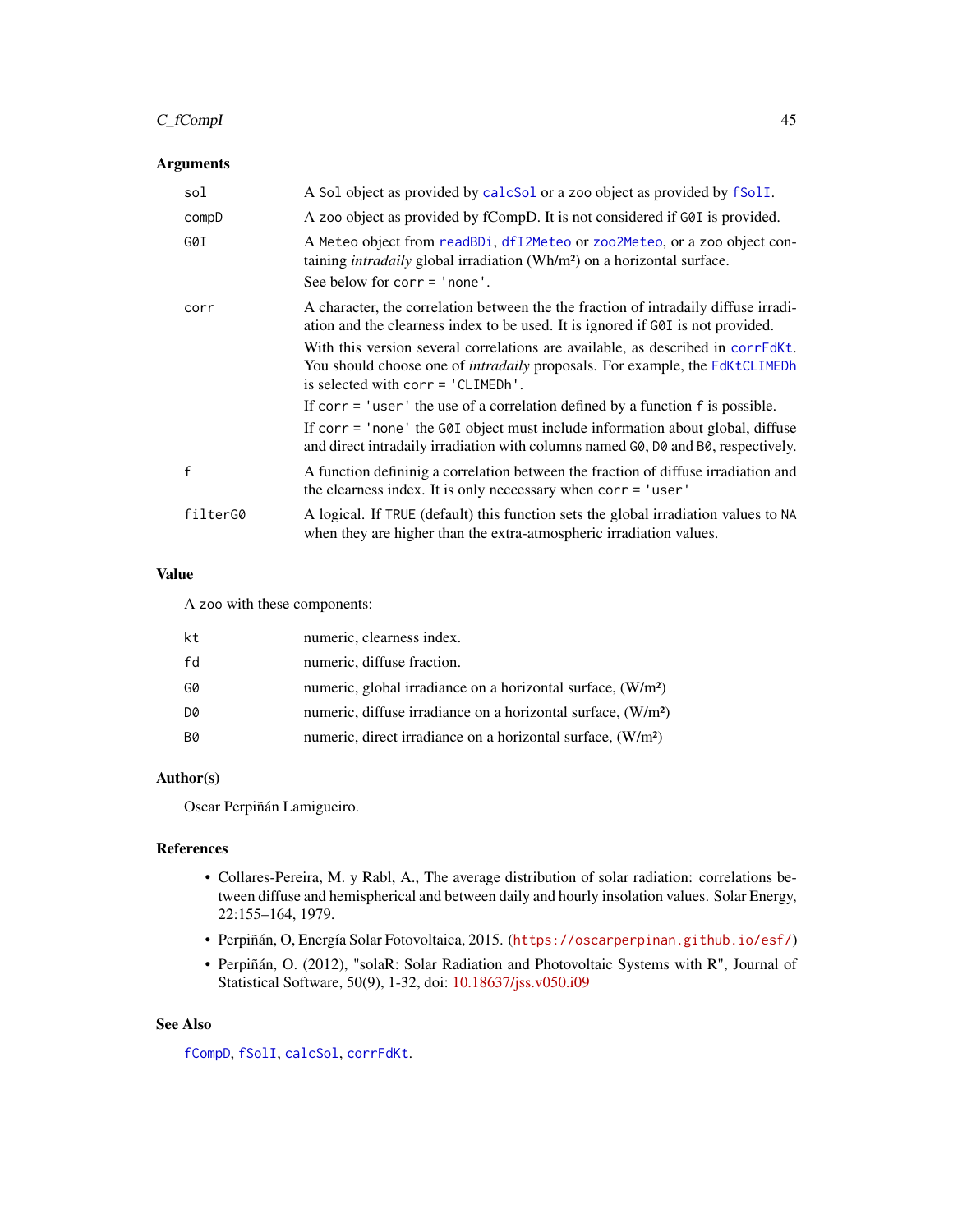### Arguments

| | |
|---|---|
| `sol` | A `Sol` object as provided by `calcSol` or a `zoo` object as provided by `fSolI`. |
| `compD` | A `zoo` object as provided by fCompD. It is not considered if `G0I` is provided. |
| `G0I` | A `Meteo` object from `readBDi`, `dfI2Meteo` or `zoo2Meteo`, or a `zoo` object containing *intradaily* global irradiation (Wh/m²) on a horizontal surface. See below for `corr = 'none'`. |
| `corr` | A character, the correlation between the the fraction of intradaily diffuse irradiation and the clearness index to be used. It is ignored if `G0I` is not provided. With this version several correlations are available, as described in `corrFdKt`. You should choose one of *intradaily* proposals. For example, the `FdKtCLIMEDh` is selected with `corr = 'CLIMEDh'`. If `corr = 'user'` the use of a correlation defined by a function `f` is possible. If `corr = 'none'` the `G0I` object must include information about global, diffuse and direct intradaily irradiation with columns named `G0`, `D0` and `B0`, respectively. |
| `f` | A function defininig a correlation between the fraction of diffuse irradiation and the clearness index. It is only neccessary when `corr = 'user'` |
| `filterG0` | A logical. If `TRUE` (default) this function sets the global irradiation values to `NA` when they are higher than the extra-atmospheric irradiation values. |

### Value

A `zoo` with these components:

| | |
|---|---|
| `kt` | numeric, clearness index. |
| `fd` | numeric, diffuse fraction. |
| `G0` | numeric, global irradiance on a horizontal surface, (W/m²) |
| `D0` | numeric, diffuse irradiance on a horizontal surface, (W/m²) |
| `B0` | numeric, direct irradiance on a horizontal surface, (W/m²) |

### Author(s)

Oscar Perpiñán Lamigueiro.

### References

- Collares-Pereira, M. y Rabl, A., The average distribution of solar radiation: correlations between diffuse and hemispherical and between daily and hourly insolation values. Solar Energy, 22:155–164, 1979.
- Perpiñán, O, Energía Solar Fotovoltaica, 2015. (https://oscarperpinan.github.io/esf/)
- Perpiñán, O. (2012), "solaR: Solar Radiation and Photovoltaic Systems with R", Journal of Statistical Software, 50(9), 1-32, doi: 10.18637/jss.v050.i09

### See Also

`fCompD`, `fSolI`, `calcSol`, `corrFdKt`.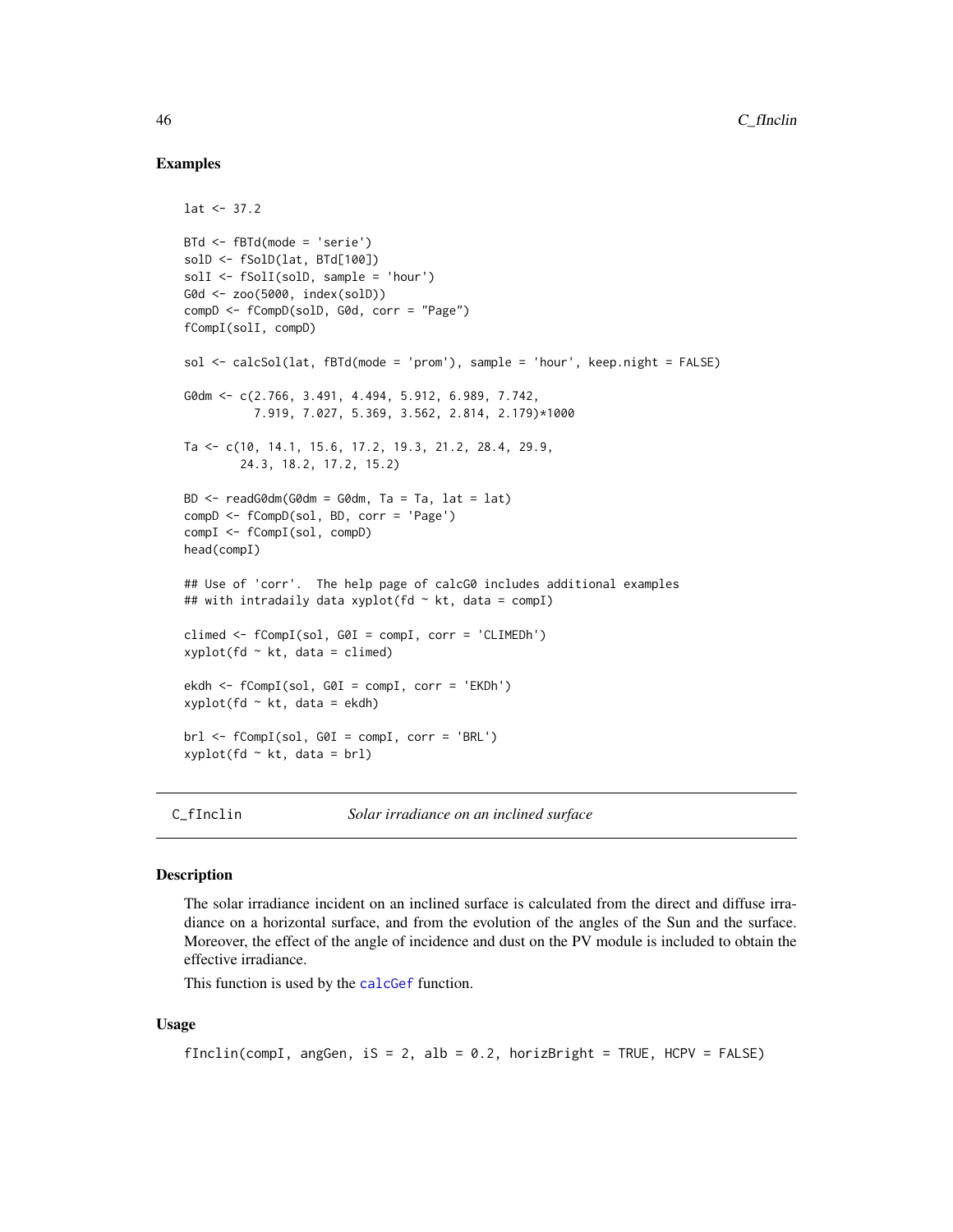### Examples

```
lat <- 37.2

BTd <- fBTd(mode = 'serie')
solD <- fSolD(lat, BTd[100])
solI <- fSolI(solD, sample = 'hour')
G0d <- zoo(5000, index(solD))
compD <- fCompD(solD, G0d, corr = "Page")
fCompI(solI, compD)

sol <- calcSol(lat, fBTd(mode = 'prom'), sample = 'hour', keep.night = FALSE)

G0dm <- c(2.766, 3.491, 4.494, 5.912, 6.989, 7.742,
          7.919, 7.027, 5.369, 3.562, 2.814, 2.179)*1000

Ta <- c(10, 14.1, 15.6, 17.2, 19.3, 21.2, 28.4, 29.9,
        24.3, 18.2, 17.2, 15.2)

BD <- readG0dm(G0dm = G0dm, Ta = Ta, lat = lat)
compD <- fCompD(sol, BD, corr = 'Page')
compI <- fCompI(sol, compD)
head(compI)

## Use of 'corr'.  The help page of calcG0 includes additional examples
## with intradaily data xyplot(fd ~ kt, data = compI)

climed <- fCompI(sol, G0I = compI, corr = 'CLIMEDh')
xyplot(fd ~ kt, data = climed)

ekdh <- fCompI(sol, G0I = compI, corr = 'EKDh')
xyplot(fd ~ kt, data = ekdh)

brl <- fCompI(sol, G0I = compI, corr = 'BRL')
xyplot(fd ~ kt, data = brl)
```

## C_fInclin — *Solar irradiance on an inclined surface*

### Description

The solar irradiance incident on an inclined surface is calculated from the direct and diffuse irradiance on a horizontal surface, and from the evolution of the angles of the Sun and the surface. Moreover, the effect of the angle of incidence and dust on the PV module is included to obtain the effective irradiance.

This function is used by the `calcGef` function.

### Usage

```
fInclin(compI, angGen, iS = 2, alb = 0.2, horizBright = TRUE, HCPV = FALSE)
```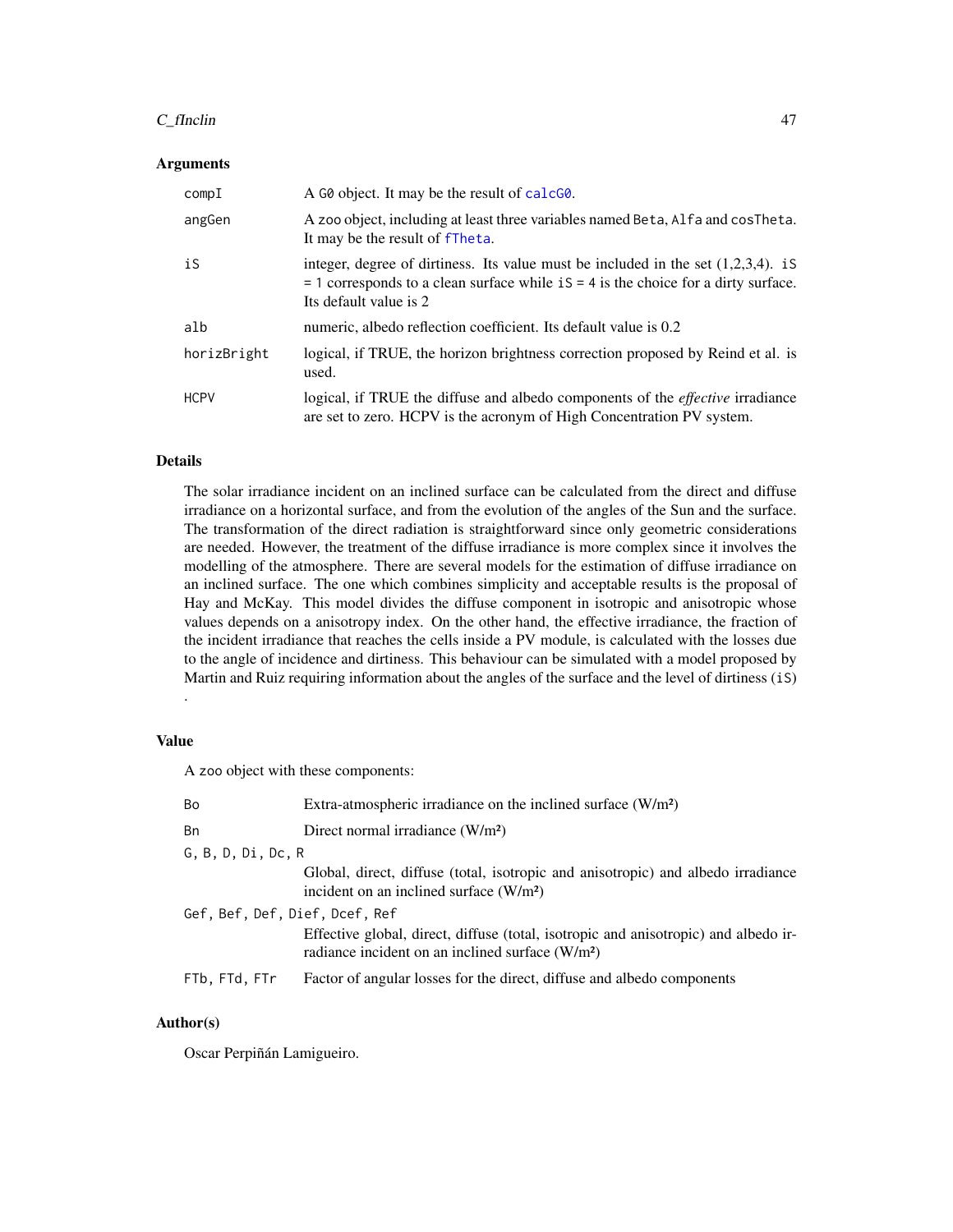## Arguments

| | |
|---|---|
| `compI` | A `G0` object. It may be the result of `calcG0`. |
| `angGen` | A `zoo` object, including at least three variables named `Beta`, `Alfa` and `cosTheta`. It may be the result of `fTheta`. |
| `iS` | integer, degree of dirtiness. Its value must be included in the set (1,2,3,4). `iS = 1` corresponds to a clean surface while `iS = 4` is the choice for a dirty surface. Its default value is 2 |
| `alb` | numeric, albedo reflection coefficient. Its default value is 0.2 |
| `horizBright` | logical, if TRUE, the horizon brightness correction proposed by Reind et al. is used. |
| `HCPV` | logical, if TRUE the diffuse and albedo components of the *effective* irradiance are set to zero. HCPV is the acronym of High Concentration PV system. |

## Details

The solar irradiance incident on an inclined surface can be calculated from the direct and diffuse irradiance on a horizontal surface, and from the evolution of the angles of the Sun and the surface. The transformation of the direct radiation is straightforward since only geometric considerations are needed. However, the treatment of the diffuse irradiance is more complex since it involves the modelling of the atmosphere. There are several models for the estimation of diffuse irradiance on an inclined surface. The one which combines simplicity and acceptable results is the proposal of Hay and McKay. This model divides the diffuse component in isotropic and anisotropic whose values depends on a anisotropy index. On the other hand, the effective irradiance, the fraction of the incident irradiance that reaches the cells inside a PV module, is calculated with the losses due to the angle of incidence and dirtiness. This behaviour can be simulated with a model proposed by Martin and Ruiz requiring information about the angles of the surface and the level of dirtiness (`iS`) .

## Value

A `zoo` object with these components:

| | |
|---|---|
| `Bo` | Extra-atmospheric irradiance on the inclined surface (W/m²) |
| `Bn` | Direct normal irradiance (W/m²) |
| `G, B, D, Di, Dc, R` | Global, direct, diffuse (total, isotropic and anisotropic) and albedo irradiance incident on an inclined surface (W/m²) |
| `Gef, Bef, Def, Dief, Dcef, Ref` | Effective global, direct, diffuse (total, isotropic and anisotropic) and albedo irradiance incident on an inclined surface (W/m²) |
| `FTb, FTd, FTr` | Factor of angular losses for the direct, diffuse and albedo components |

## Author(s)

Oscar Perpiñán Lamigueiro.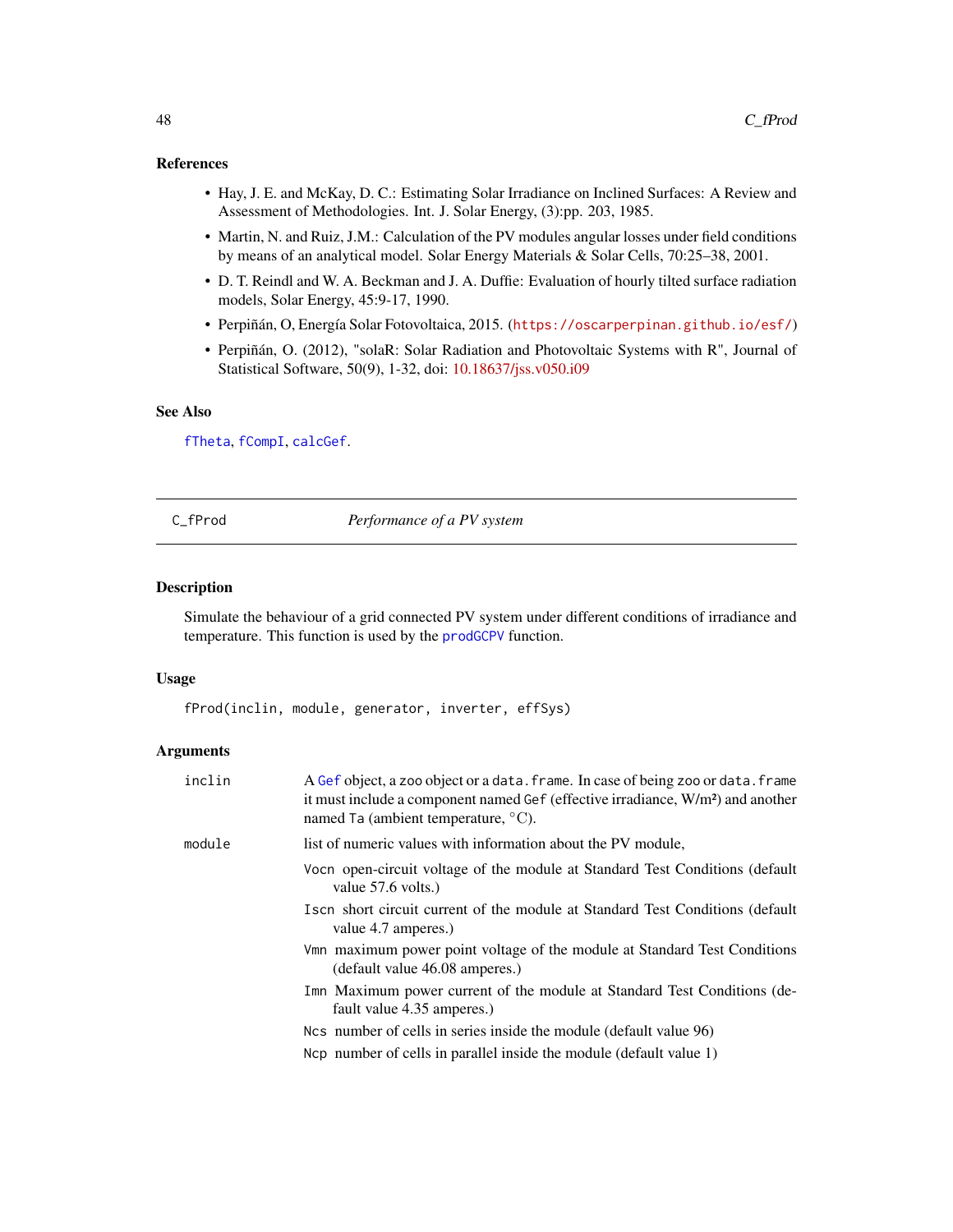### References

- Hay, J. E. and McKay, D. C.: Estimating Solar Irradiance on Inclined Surfaces: A Review and Assessment of Methodologies. Int. J. Solar Energy, (3):pp. 203, 1985.
- Martin, N. and Ruiz, J.M.: Calculation of the PV modules angular losses under field conditions by means of an analytical model. Solar Energy Materials & Solar Cells, 70:25–38, 2001.
- D. T. Reindl and W. A. Beckman and J. A. Duffie: Evaluation of hourly tilted surface radiation models, Solar Energy, 45:9-17, 1990.
- Perpiñán, O, Energía Solar Fotovoltaica, 2015. (https://oscarperpinan.github.io/esf/)
- Perpiñán, O. (2012), "solaR: Solar Radiation and Photovoltaic Systems with R", Journal of Statistical Software, 50(9), 1-32, doi: 10.18637/jss.v050.i09

### See Also

fTheta, fCompI, calcGef.

---

## C_fProd — *Performance of a PV system*

### Description

Simulate the behaviour of a grid connected PV system under different conditions of irradiance and temperature. This function is used by the prodGCPV function.

### Usage

```
fProd(inclin, module, generator, inverter, effSys)
```

### Arguments

- `inclin` — A Gef object, a zoo object or a data.frame. In case of being zoo or data.frame it must include a component named Gef (effective irradiance, W/m²) and another named Ta (ambient temperature, °C).
- `module` — list of numeric values with information about the PV module,
  - `Vocn` open-circuit voltage of the module at Standard Test Conditions (default value 57.6 volts.)
  - `Iscn` short circuit current of the module at Standard Test Conditions (default value 4.7 amperes.)
  - `Vmn` maximum power point voltage of the module at Standard Test Conditions (default value 46.08 amperes.)
  - `Imn` Maximum power current of the module at Standard Test Conditions (default value 4.35 amperes.)
  - `Ncs` number of cells in series inside the module (default value 96)
  - `Ncp` number of cells in parallel inside the module (default value 1)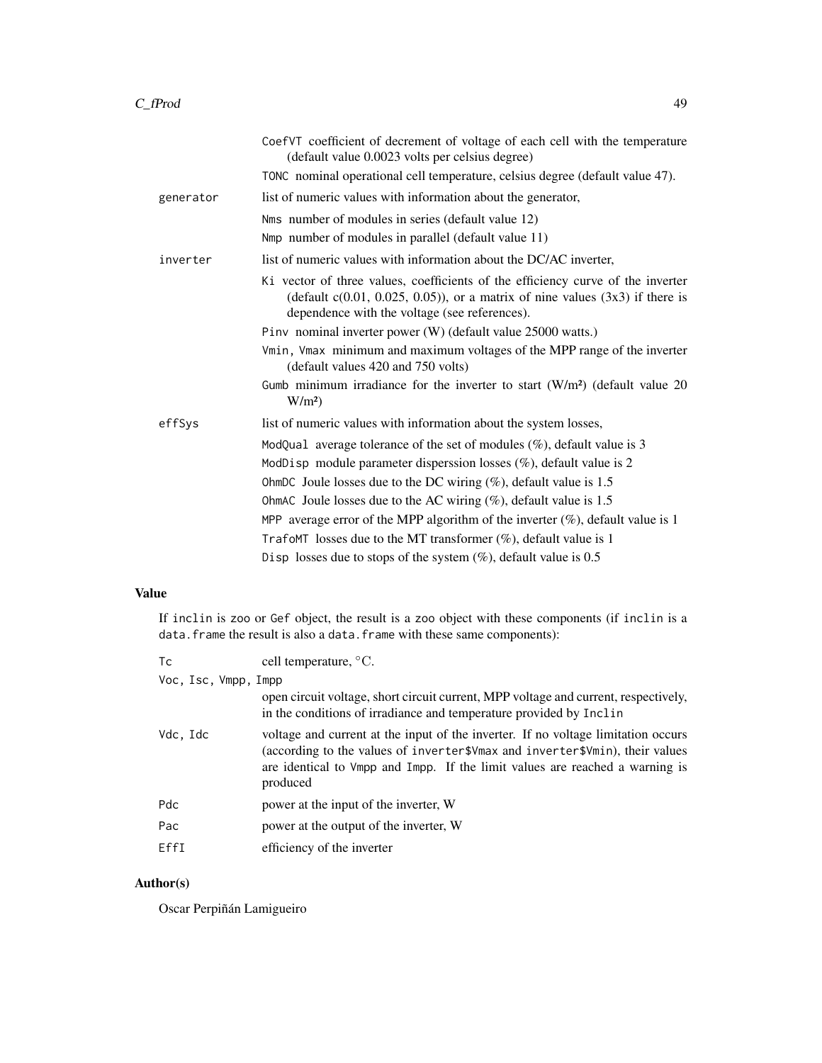`CoefVT` coefficient of decrement of voltage of each cell with the temperature (default value 0.0023 volts per celsius degree)

`TONC` nominal operational cell temperature, celsius degree (default value 47).

**generator** list of numeric values with information about the generator,

- `Nms` number of modules in series (default value 12)
- `Nmp` number of modules in parallel (default value 11)

**inverter** list of numeric values with information about the DC/AC inverter,

- `Ki` vector of three values, coefficients of the efficiency curve of the inverter (default c(0.01, 0.025, 0.05)), or a matrix of nine values (3x3) if there is dependence with the voltage (see references).
- `Pinv` nominal inverter power (W) (default value 25000 watts.)
- `Vmin, Vmax` minimum and maximum voltages of the MPP range of the inverter (default values 420 and 750 volts)
- `Gumb` minimum irradiance for the inverter to start (W/m²) (default value 20 W/m²)

**effSys** list of numeric values with information about the system losses,

- `ModQual` average tolerance of the set of modules (%), default value is 3
- `ModDisp` module parameter disperssion losses (%), default value is 2
- `OhmDC` Joule losses due to the DC wiring (%), default value is 1.5
- `OhmAC` Joule losses due to the AC wiring (%), default value is 1.5
- `MPP` average error of the MPP algorithm of the inverter (%), default value is 1
- `TrafoMT` losses due to the MT transformer (%), default value is 1
- `Disp` losses due to stops of the system (%), default value is 0.5

## Value

If `inclin` is `zoo` or `Gef` object, the result is a `zoo` object with these components (if `inclin` is a `data.frame` the result is also a `data.frame` with these same components):

| | |
|---|---|
| `Tc` | cell temperature, °C. |
| `Voc, Isc, Vmpp, Impp` | open circuit voltage, short circuit current, MPP voltage and current, respectively, in the conditions of irradiance and temperature provided by `Inclin` |
| `Vdc, Idc` | voltage and current at the input of the inverter. If no voltage limitation occurs (according to the values of `inverter$Vmax` and `inverter$Vmin`), their values are identical to `Vmpp` and `Impp`. If the limit values are reached a warning is produced |
| `Pdc` | power at the input of the inverter, W |
| `Pac` | power at the output of the inverter, W |
| `EffI` | efficiency of the inverter |

## Author(s)

Oscar Perpiñán Lamigueiro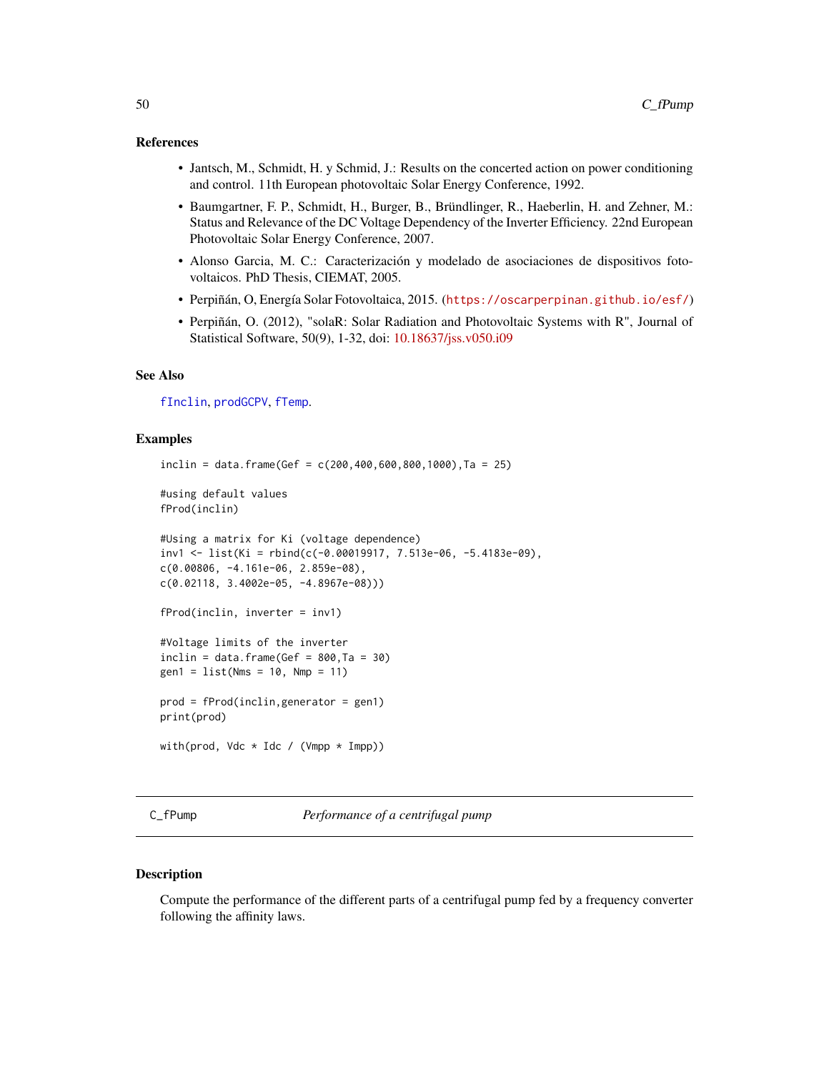### References

- Jantsch, M., Schmidt, H. y Schmid, J.: Results on the concerted action on power conditioning and control. 11th European photovoltaic Solar Energy Conference, 1992.
- Baumgartner, F. P., Schmidt, H., Burger, B., Bründlinger, R., Haeberlin, H. and Zehner, M.: Status and Relevance of the DC Voltage Dependency of the Inverter Efficiency. 22nd European Photovoltaic Solar Energy Conference, 2007.
- Alonso Garcia, M. C.: Caracterización y modelado de asociaciones de dispositivos fotovoltaicos. PhD Thesis, CIEMAT, 2005.
- Perpiñán, O, Energía Solar Fotovoltaica, 2015. (https://oscarperpinan.github.io/esf/)
- Perpiñán, O. (2012), "solaR: Solar Radiation and Photovoltaic Systems with R", Journal of Statistical Software, 50(9), 1-32, doi: 10.18637/jss.v050.i09

### See Also

fInclin, prodGCPV, fTemp.

### Examples

```
inclin = data.frame(Gef = c(200,400,600,800,1000),Ta = 25)

#using default values
fProd(inclin)

#Using a matrix for Ki (voltage dependence)
inv1 <- list(Ki = rbind(c(-0.00019917, 7.513e-06, -5.4183e-09),
c(0.00806, -4.161e-06, 2.859e-08),
c(0.02118, 3.4002e-05, -4.8967e-08)))

fProd(inclin, inverter = inv1)

#Voltage limits of the inverter
inclin = data.frame(Gef = 800,Ta = 30)
gen1 = list(Nms = 10, Nmp = 11)

prod = fProd(inclin,generator = gen1)
print(prod)

with(prod, Vdc * Idc / (Vmpp * Impp))
```

---

## C_fPump *Performance of a centrifugal pump*

### Description

Compute the performance of the different parts of a centrifugal pump fed by a frequency converter following the affinity laws.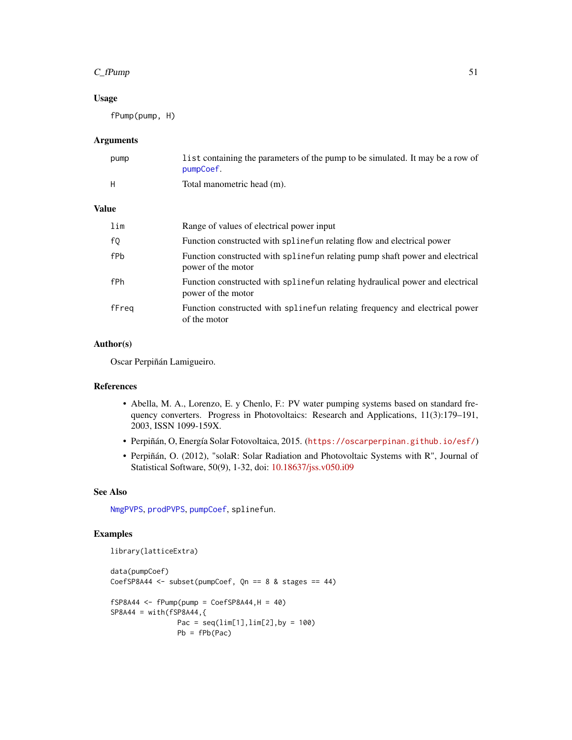## Usage

```
fPump(pump, H)
```

## Arguments

| | |
|---|---|
| pump | list containing the parameters of the pump to be simulated. It may be a row of pumpCoef. |
| H | Total manometric head (m). |

## Value

| | |
|---|---|
| lim | Range of values of electrical power input |
| fQ | Function constructed with splinefun relating flow and electrical power |
| fPb | Function constructed with splinefun relating pump shaft power and electrical power of the motor |
| fPh | Function constructed with splinefun relating hydraulical power and electrical power of the motor |
| fFreq | Function constructed with splinefun relating frequency and electrical power of the motor |

## Author(s)

Oscar Perpiñán Lamigueiro.

## References

- Abella, M. A., Lorenzo, E. y Chenlo, F.: PV water pumping systems based on standard frequency converters. Progress in Photovoltaics: Research and Applications, 11(3):179–191, 2003, ISSN 1099-159X.
- Perpiñán, O, Energía Solar Fotovoltaica, 2015. (https://oscarperpinan.github.io/esf/)
- Perpiñán, O. (2012), "solaR: Solar Radiation and Photovoltaic Systems with R", Journal of Statistical Software, 50(9), 1-32, doi: 10.18637/jss.v050.i09

## See Also

NmgPVPS, prodPVPS, pumpCoef, splinefun.

## Examples

```
library(latticeExtra)

data(pumpCoef)
CoefSP8A44 <- subset(pumpCoef, Qn == 8 & stages == 44)

fSP8A44 <- fPump(pump = CoefSP8A44,H = 40)
SP8A44 = with(fSP8A44,{
              Pac = seq(lim[1],lim[2],by = 100)
              Pb = fPb(Pac)
```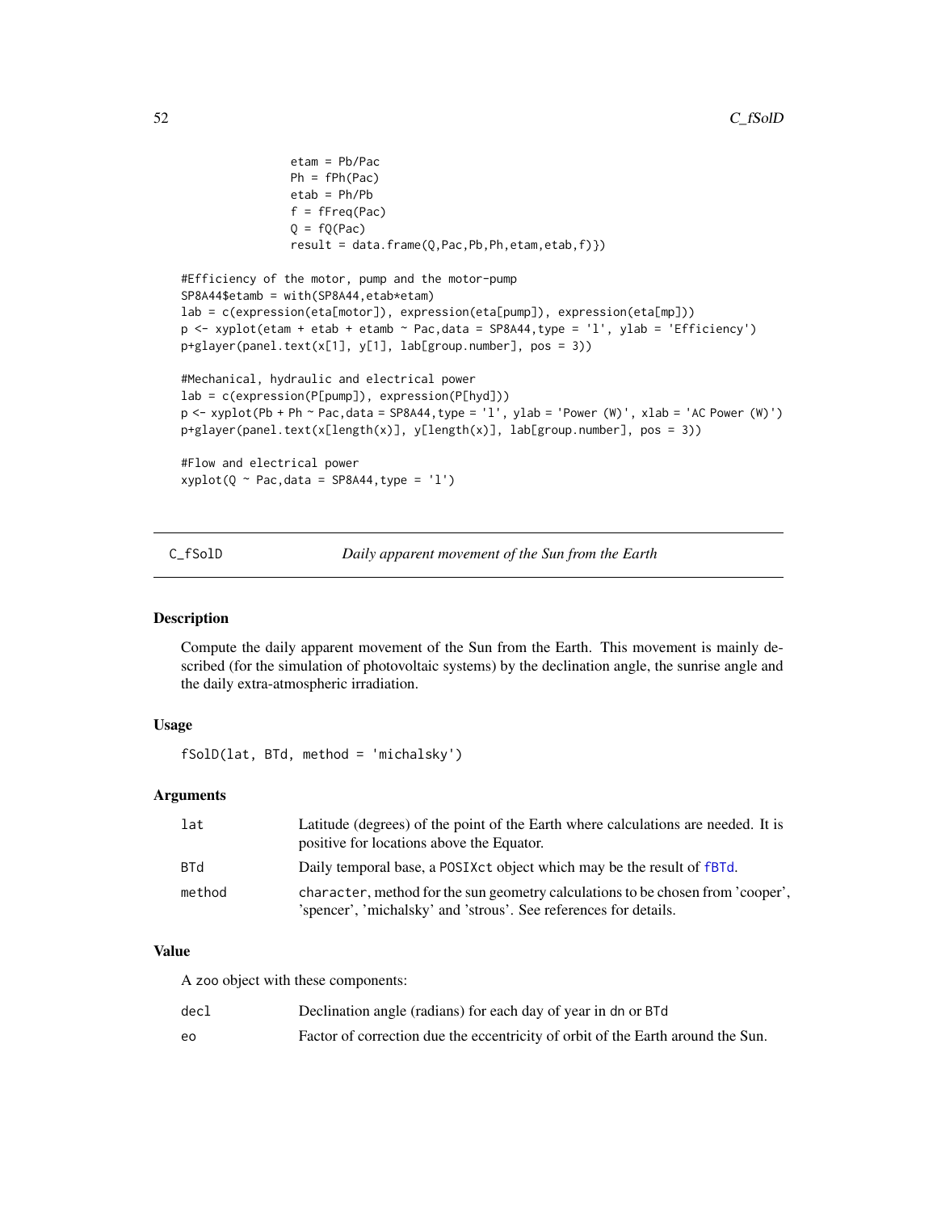```
                etam = Pb/Pac
                Ph = fPh(Pac)
                etab = Ph/Pb
                f = fFreq(Pac)
                Q = fQ(Pac)
                result = data.frame(Q,Pac,Pb,Ph,etam,etab,f)})

#Efficiency of the motor, pump and the motor-pump
SP8A44$etamb = with(SP8A44,etab*etam)
lab = c(expression(eta[motor]), expression(eta[pump]), expression(eta[mp]))
p <- xyplot(etam + etab + etamb ~ Pac,data = SP8A44,type = 'l', ylab = 'Efficiency')
p+glayer(panel.text(x[1], y[1], lab[group.number], pos = 3))

#Mechanical, hydraulic and electrical power
lab = c(expression(P[pump]), expression(P[hyd]))
p <- xyplot(Pb + Ph ~ Pac,data = SP8A44,type = 'l', ylab = 'Power (W)', xlab = 'AC Power (W)')
p+glayer(panel.text(x[length(x)], y[length(x)], lab[group.number], pos = 3))

#Flow and electrical power
xyplot(Q ~ Pac,data = SP8A44,type = 'l')
```

## C_fSolD — *Daily apparent movement of the Sun from the Earth*

### Description

Compute the daily apparent movement of the Sun from the Earth. This movement is mainly described (for the simulation of photovoltaic systems) by the declination angle, the sunrise angle and the daily extra-atmospheric irradiation.

### Usage

```
fSolD(lat, BTd, method = 'michalsky')
```

### Arguments

| | |
|---|---|
| lat | Latitude (degrees) of the point of the Earth where calculations are needed. It is positive for locations above the Equator. |
| BTd | Daily temporal base, a POSIXct object which may be the result of fBTd. |
| method | character, method for the sun geometry calculations to be chosen from 'cooper', 'spencer', 'michalsky' and 'strous'. See references for details. |

### Value

A zoo object with these components:

| | |
|---|---|
| decl | Declination angle (radians) for each day of year in dn or BTd |
| eo | Factor of correction due the eccentricity of orbit of the Earth around the Sun. |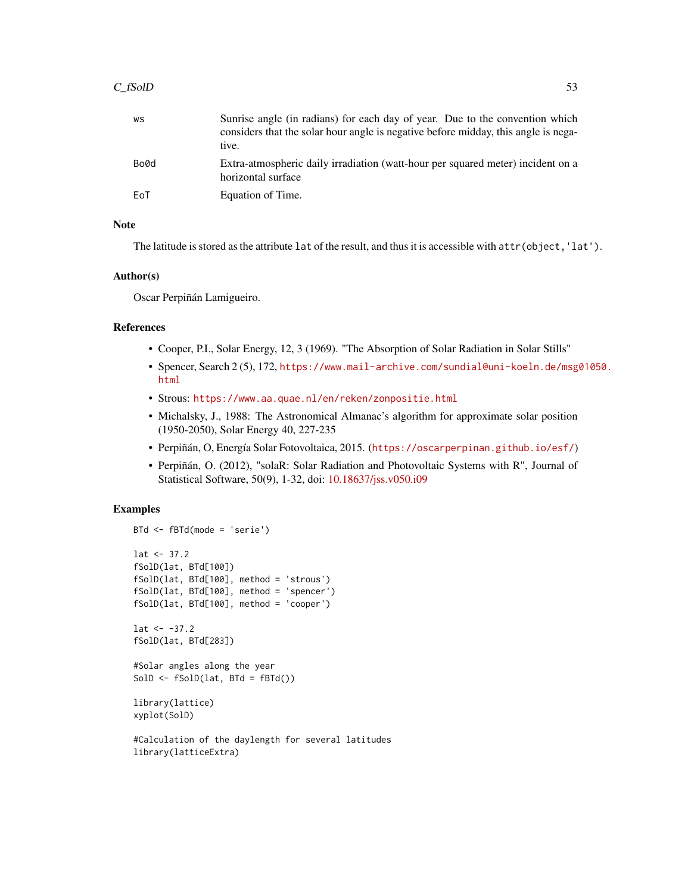| | |
|---|---|
| ws | Sunrise angle (in radians) for each day of year. Due to the convention which considers that the solar hour angle is negative before midday, this angle is negative. |
| Bo0d | Extra-atmospheric daily irradiation (watt-hour per squared meter) incident on a horizontal surface |
| EoT | Equation of Time. |

## Note

The latitude is stored as the attribute `lat` of the result, and thus it is accessible with `attr(object,'lat')`.

## Author(s)

Oscar Perpiñán Lamigueiro.

## References

- Cooper, P.I., Solar Energy, 12, 3 (1969). "The Absorption of Solar Radiation in Solar Stills"
- Spencer, Search 2 (5), 172, https://www.mail-archive.com/sundial@uni-koeln.de/msg01050.html
- Strous: https://www.aa.quae.nl/en/reken/zonpositie.html
- Michalsky, J., 1988: The Astronomical Almanac's algorithm for approximate solar position (1950-2050), Solar Energy 40, 227-235
- Perpiñán, O, Energía Solar Fotovoltaica, 2015. (https://oscarperpinan.github.io/esf/)
- Perpiñán, O. (2012), "solaR: Solar Radiation and Photovoltaic Systems with R", Journal of Statistical Software, 50(9), 1-32, doi: 10.18637/jss.v050.i09

## Examples

```
BTd <- fBTd(mode = 'serie')

lat <- 37.2
fSolD(lat, BTd[100])
fSolD(lat, BTd[100], method = 'strous')
fSolD(lat, BTd[100], method = 'spencer')
fSolD(lat, BTd[100], method = 'cooper')

lat <- -37.2
fSolD(lat, BTd[283])

#Solar angles along the year
SolD <- fSolD(lat, BTd = fBTd())

library(lattice)
xyplot(SolD)

#Calculation of the daylength for several latitudes
library(latticeExtra)
```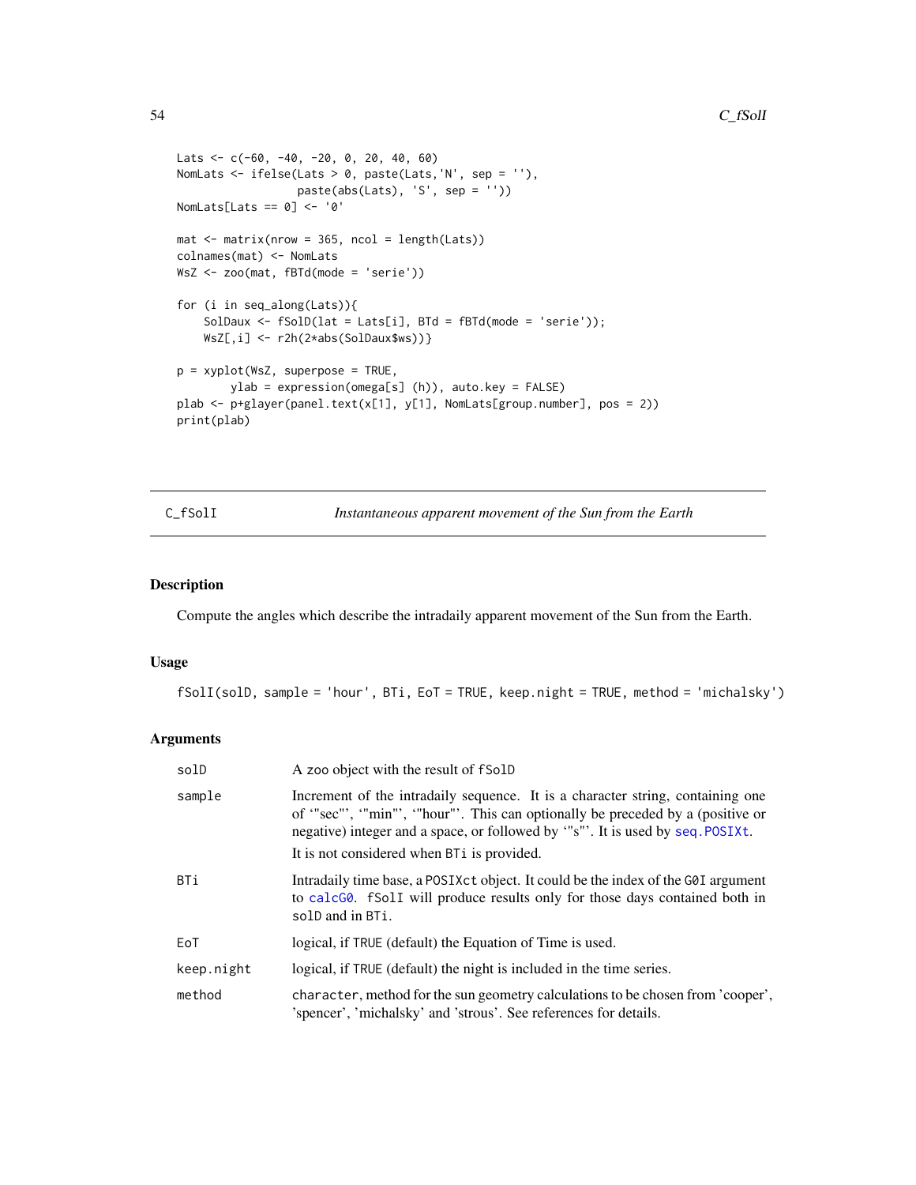```
Lats <- c(-60, -40, -20, 0, 20, 40, 60)
NomLats <- ifelse(Lats > 0, paste(Lats,'N', sep = ''),
                  paste(abs(Lats), 'S', sep = ''))
NomLats[Lats == 0] <- '0'

mat <- matrix(nrow = 365, ncol = length(Lats))
colnames(mat) <- NomLats
WsZ <- zoo(mat, fBTd(mode = 'serie'))

for (i in seq_along(Lats)){
    SolDaux <- fSolD(lat = Lats[i], BTd = fBTd(mode = 'serie'));
    WsZ[,i] <- r2h(2*abs(SolDaux$ws))}

p = xyplot(WsZ, superpose = TRUE,
       ylab = expression(omega[s] (h)), auto.key = FALSE)
plab <- p+glayer(panel.text(x[1], y[1], NomLats[group.number], pos = 2))
print(plab)
```

---

## C_fSolI — *Instantaneous apparent movement of the Sun from the Earth*

### Description

Compute the angles which describe the intradaily apparent movement of the Sun from the Earth.

### Usage

```
fSolI(solD, sample = 'hour', BTi, EoT = TRUE, keep.night = TRUE, method = 'michalsky')
```

### Arguments

| | |
|---|---|
| solD | A zoo object with the result of fSolD |
| sample | Increment of the intradaily sequence. It is a character string, containing one of '"sec"', '"min"', '"hour"'. This can optionally be preceded by a (positive or negative) integer and a space, or followed by '"s"'. It is used by seq.POSIXt. It is not considered when BTi is provided. |
| BTi | Intradaily time base, a POSIXct object. It could be the index of the G0I argument to calcG0. fSolI will produce results only for those days contained both in solD and in BTi. |
| EoT | logical, if TRUE (default) the Equation of Time is used. |
| keep.night | logical, if TRUE (default) the night is included in the time series. |
| method | character, method for the sun geometry calculations to be chosen from 'cooper', 'spencer', 'michalsky' and 'strous'. See references for details. |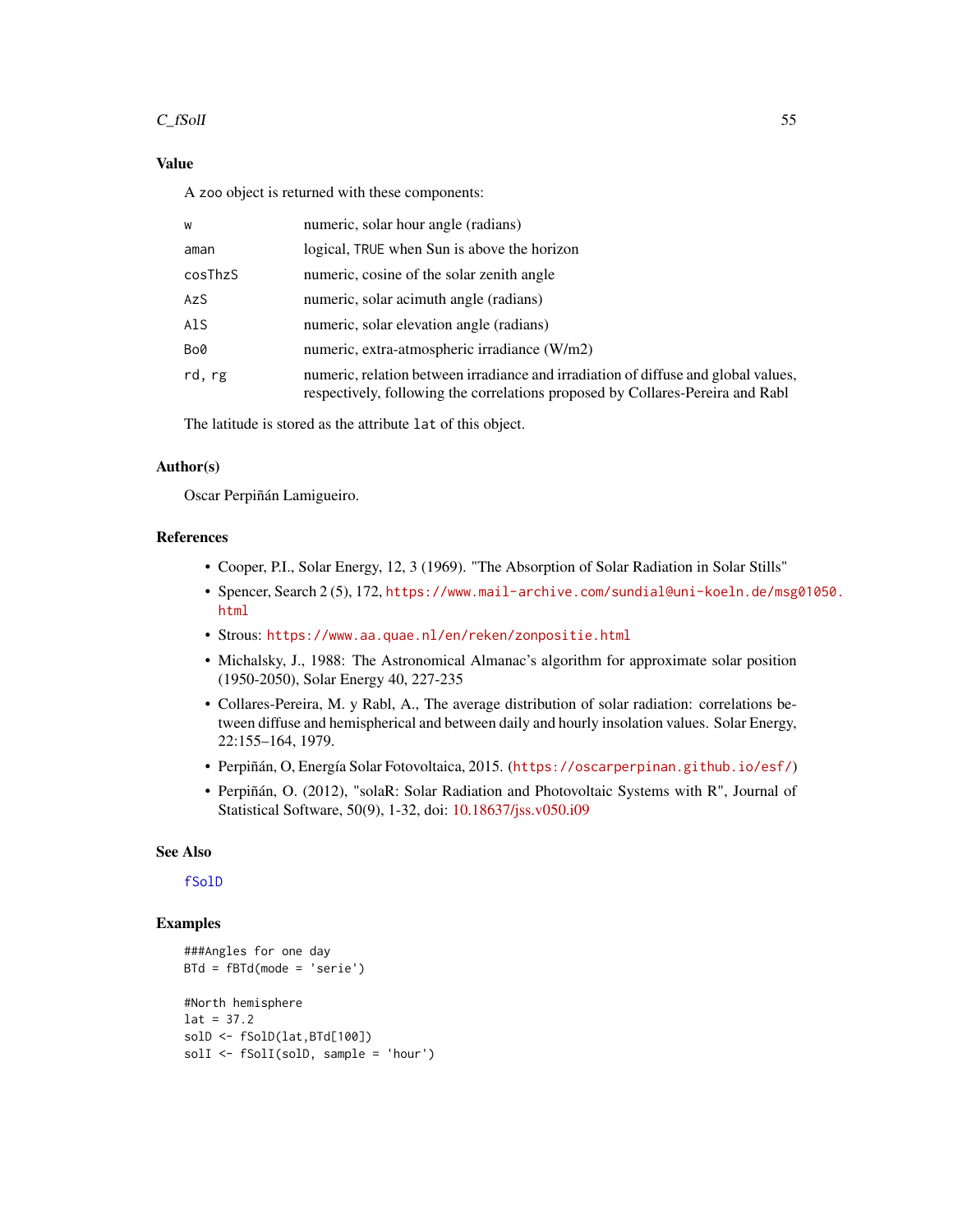## Value

A zoo object is returned with these components:

| | |
|---|---|
| `w` | numeric, solar hour angle (radians) |
| `aman` | logical, TRUE when Sun is above the horizon |
| `cosThzS` | numeric, cosine of the solar zenith angle |
| `AzS` | numeric, solar acimuth angle (radians) |
| `AlS` | numeric, solar elevation angle (radians) |
| `Bo0` | numeric, extra-atmospheric irradiance (W/m2) |
| `rd, rg` | numeric, relation between irradiance and irradiation of diffuse and global values, respectively, following the correlations proposed by Collares-Pereira and Rabl |

The latitude is stored as the attribute `lat` of this object.

## Author(s)

Oscar Perpiñán Lamigueiro.

## References

- Cooper, P.I., Solar Energy, 12, 3 (1969). "The Absorption of Solar Radiation in Solar Stills"
- Spencer, Search 2 (5), 172, https://www.mail-archive.com/sundial@uni-koeln.de/msg01050.html
- Strous: https://www.aa.quae.nl/en/reken/zonpositie.html
- Michalsky, J., 1988: The Astronomical Almanac's algorithm for approximate solar position (1950-2050), Solar Energy 40, 227-235
- Collares-Pereira, M. y Rabl, A., The average distribution of solar radiation: correlations between diffuse and hemispherical and between daily and hourly insolation values. Solar Energy, 22:155–164, 1979.
- Perpiñán, O, Energía Solar Fotovoltaica, 2015. (https://oscarperpinan.github.io/esf/)
- Perpiñán, O. (2012), "solaR: Solar Radiation and Photovoltaic Systems with R", Journal of Statistical Software, 50(9), 1-32, doi: 10.18637/jss.v050.i09

## See Also

`fSolD`

## Examples

```
###Angles for one day
BTd = fBTd(mode = 'serie')

#North hemisphere
lat = 37.2
solD <- fSolD(lat,BTd[100])
solI <- fSolI(solD, sample = 'hour')
```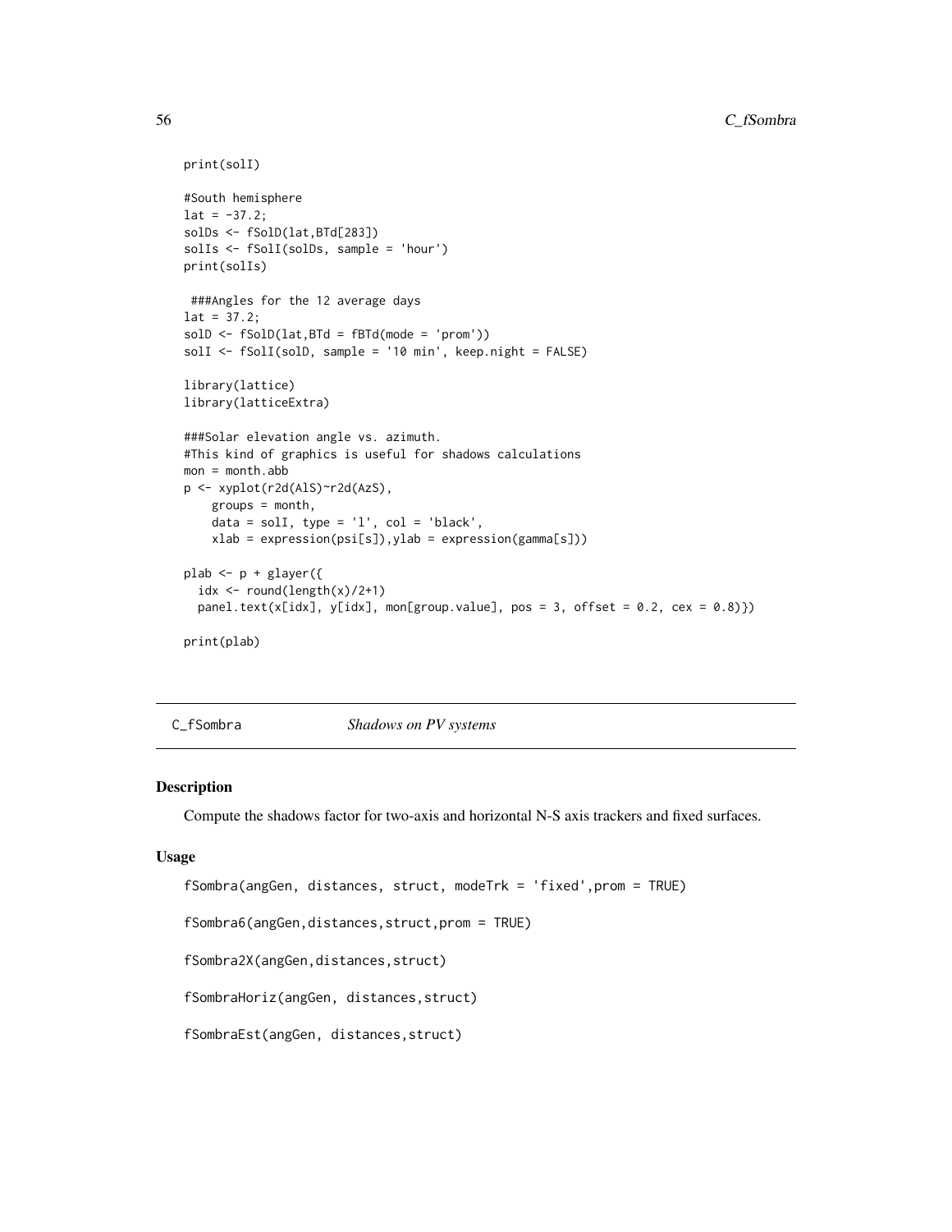```
print(solI)

#South hemisphere
lat = -37.2;
solDs <- fSolD(lat,BTd[283])
solIs <- fSolI(solDs, sample = 'hour')
print(solIs)

 ###Angles for the 12 average days
lat = 37.2;
solD <- fSolD(lat,BTd = fBTd(mode = 'prom'))
solI <- fSolI(solD, sample = '10 min', keep.night = FALSE)

library(lattice)
library(latticeExtra)

###Solar elevation angle vs. azimuth.
#This kind of graphics is useful for shadows calculations
mon = month.abb
p <- xyplot(r2d(AlS)~r2d(AzS),
    groups = month,
    data = solI, type = 'l', col = 'black',
    xlab = expression(psi[s]),ylab = expression(gamma[s]))

plab <- p + glayer({
  idx <- round(length(x)/2+1)
  panel.text(x[idx], y[idx], mon[group.value], pos = 3, offset = 0.2, cex = 0.8)})

print(plab)
```

## C_fSombra *Shadows on PV systems*

### Description

Compute the shadows factor for two-axis and horizontal N-S axis trackers and fixed surfaces.

### Usage

```
fSombra(angGen, distances, struct, modeTrk = 'fixed',prom = TRUE)

fSombra6(angGen,distances,struct,prom = TRUE)

fSombra2X(angGen,distances,struct)

fSombraHoriz(angGen, distances,struct)

fSombraEst(angGen, distances,struct)
```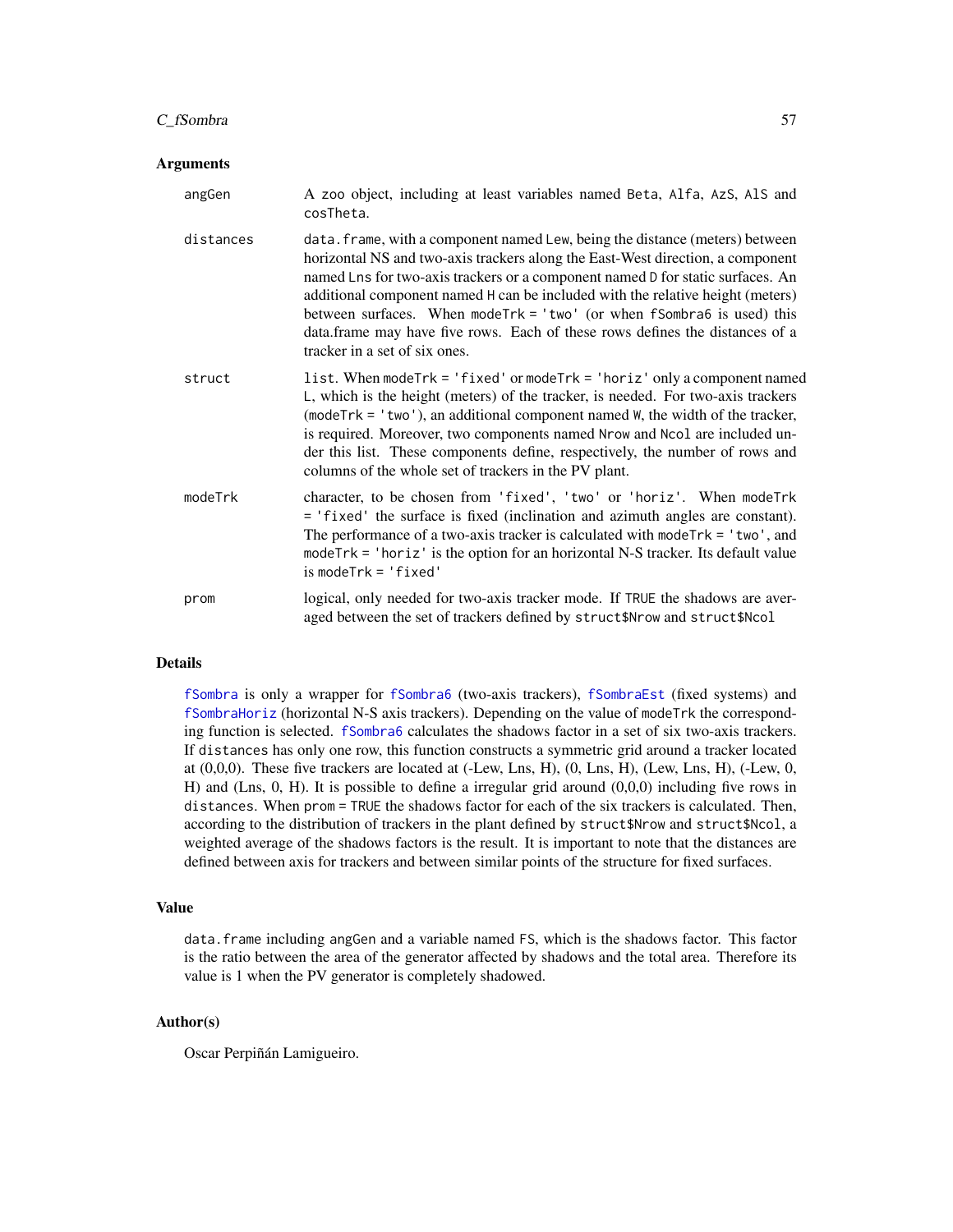## Arguments

**angGen** A zoo object, including at least variables named Beta, Alfa, AzS, AlS and cosTheta.

**distances** data.frame, with a component named Lew, being the distance (meters) between horizontal NS and two-axis trackers along the East-West direction, a component named Lns for two-axis trackers or a component named D for static surfaces. An additional component named H can be included with the relative height (meters) between surfaces. When modeTrk = 'two' (or when fSombra6 is used) this data.frame may have five rows. Each of these rows defines the distances of a tracker in a set of six ones.

**struct** list. When modeTrk = 'fixed' or modeTrk = 'horiz' only a component named L, which is the height (meters) of the tracker, is needed. For two-axis trackers (modeTrk = 'two'), an additional component named W, the width of the tracker, is required. Moreover, two components named Nrow and Ncol are included under this list. These components define, respectively, the number of rows and columns of the whole set of trackers in the PV plant.

**modeTrk** character, to be chosen from 'fixed', 'two' or 'horiz'. When modeTrk = 'fixed' the surface is fixed (inclination and azimuth angles are constant). The performance of a two-axis tracker is calculated with modeTrk = 'two', and modeTrk = 'horiz' is the option for an horizontal N-S tracker. Its default value is modeTrk = 'fixed'

**prom** logical, only needed for two-axis tracker mode. If TRUE the shadows are averaged between the set of trackers defined by struct$Nrow and struct$Ncol

## Details

fSombra is only a wrapper for fSombra6 (two-axis trackers), fSombraEst (fixed systems) and fSombraHoriz (horizontal N-S axis trackers). Depending on the value of modeTrk the corresponding function is selected. fSombra6 calculates the shadows factor in a set of six two-axis trackers. If distances has only one row, this function constructs a symmetric grid around a tracker located at (0,0,0). These five trackers are located at (-Lew, Lns, H), (0, Lns, H), (Lew, Lns, H), (-Lew, 0, H) and (Lns, 0, H). It is possible to define a irregular grid around (0,0,0) including five rows in distances. When prom = TRUE the shadows factor for each of the six trackers is calculated. Then, according to the distribution of trackers in the plant defined by struct$Nrow and struct$Ncol, a weighted average of the shadows factors is the result. It is important to note that the distances are defined between axis for trackers and between similar points of the structure for fixed surfaces.

## Value

data.frame including angGen and a variable named FS, which is the shadows factor. This factor is the ratio between the area of the generator affected by shadows and the total area. Therefore its value is 1 when the PV generator is completely shadowed.

## Author(s)

Oscar Perpiñán Lamigueiro.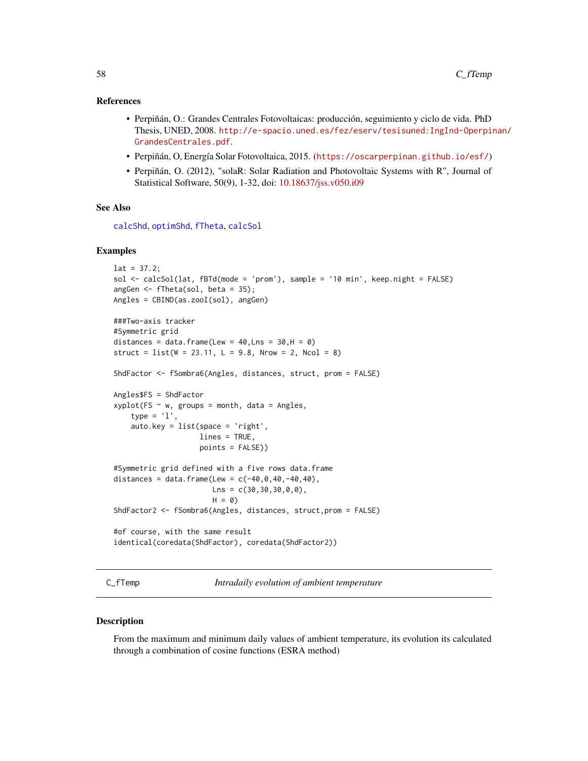### References

- Perpiñán, O.: Grandes Centrales Fotovoltaicas: producción, seguimiento y ciclo de vida. PhD Thesis, UNED, 2008. http://e-spacio.uned.es/fez/eserv/tesisuned:IngInd-Operpinan/GrandesCentrales.pdf.
- Perpiñán, O, Energía Solar Fotovoltaica, 2015. (https://oscarperpinan.github.io/esf/)
- Perpiñán, O. (2012), "solaR: Solar Radiation and Photovoltaic Systems with R", Journal of Statistical Software, 50(9), 1-32, doi: 10.18637/jss.v050.i09

### See Also

calcShd, optimShd, fTheta, calcSol

### Examples

```
lat = 37.2;
sol <- calcSol(lat, fBTd(mode = 'prom'), sample = '10 min', keep.night = FALSE)
angGen <- fTheta(sol, beta = 35);
Angles = CBIND(as.zooI(sol), angGen)

###Two-axis tracker
#Symmetric grid
distances = data.frame(Lew = 40,Lns = 30,H = 0)
struct = list(W = 23.11, L = 9.8, Nrow = 2, Ncol = 8)

ShdFactor <- fSombra6(Angles, distances, struct, prom = FALSE)

Angles$FS = ShdFactor
xyplot(FS ~ w, groups = month, data = Angles,
    type = 'l',
    auto.key = list(space = 'right',
                    lines = TRUE,
                    points = FALSE))

#Symmetric grid defined with a five rows data.frame
distances = data.frame(Lew = c(-40,0,40,-40,40),
                       Lns = c(30,30,30,0,0),
                       H = 0)
ShdFactor2 <- fSombra6(Angles, distances, struct,prom = FALSE)

#of course, with the same result
identical(coredata(ShdFactor), coredata(ShdFactor2))
```

---

## C_fTemp — *Intradaily evolution of ambient temperature*

### Description

From the maximum and minimum daily values of ambient temperature, its evolution its calculated through a combination of cosine functions (ESRA method)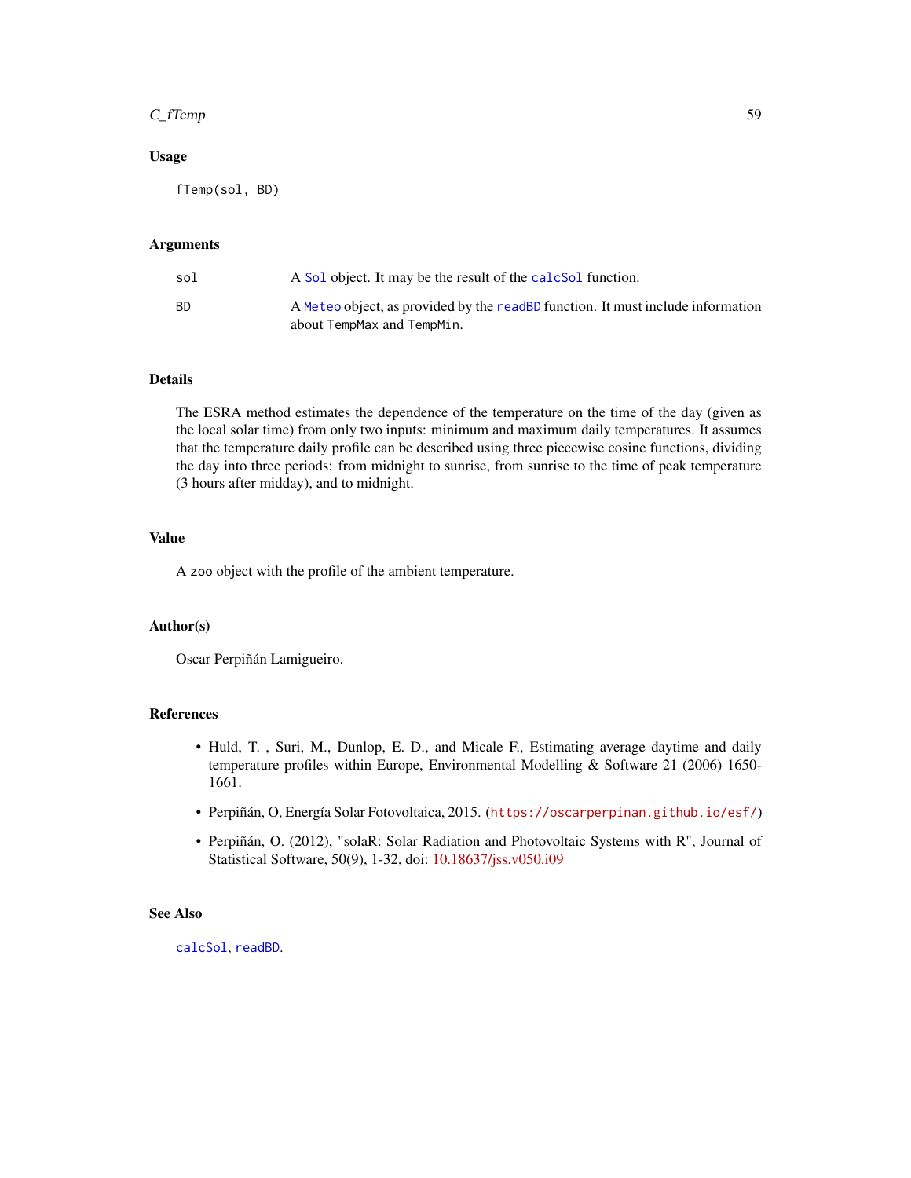### Usage

```
fTemp(sol, BD)
```

### Arguments

| | |
|---|---|
| sol | A `Sol` object. It may be the result of the `calcSol` function. |
| BD | A `Meteo` object, as provided by the `readBD` function. It must include information about `TempMax` and `TempMin`. |

### Details

The ESRA method estimates the dependence of the temperature on the time of the day (given as the local solar time) from only two inputs: minimum and maximum daily temperatures. It assumes that the temperature daily profile can be described using three piecewise cosine functions, dividing the day into three periods: from midnight to sunrise, from sunrise to the time of peak temperature (3 hours after midday), and to midnight.

### Value

A `zoo` object with the profile of the ambient temperature.

### Author(s)

Oscar Perpiñán Lamigueiro.

### References

- Huld, T. , Suri, M., Dunlop, E. D., and Micale F., Estimating average daytime and daily temperature profiles within Europe, Environmental Modelling & Software 21 (2006) 1650-1661.
- Perpiñán, O, Energía Solar Fotovoltaica, 2015. (https://oscarperpinan.github.io/esf/)
- Perpiñán, O. (2012), "solaR: Solar Radiation and Photovoltaic Systems with R", Journal of Statistical Software, 50(9), 1-32, doi: 10.18637/jss.v050.i09

### See Also

`calcSol`, `readBD`.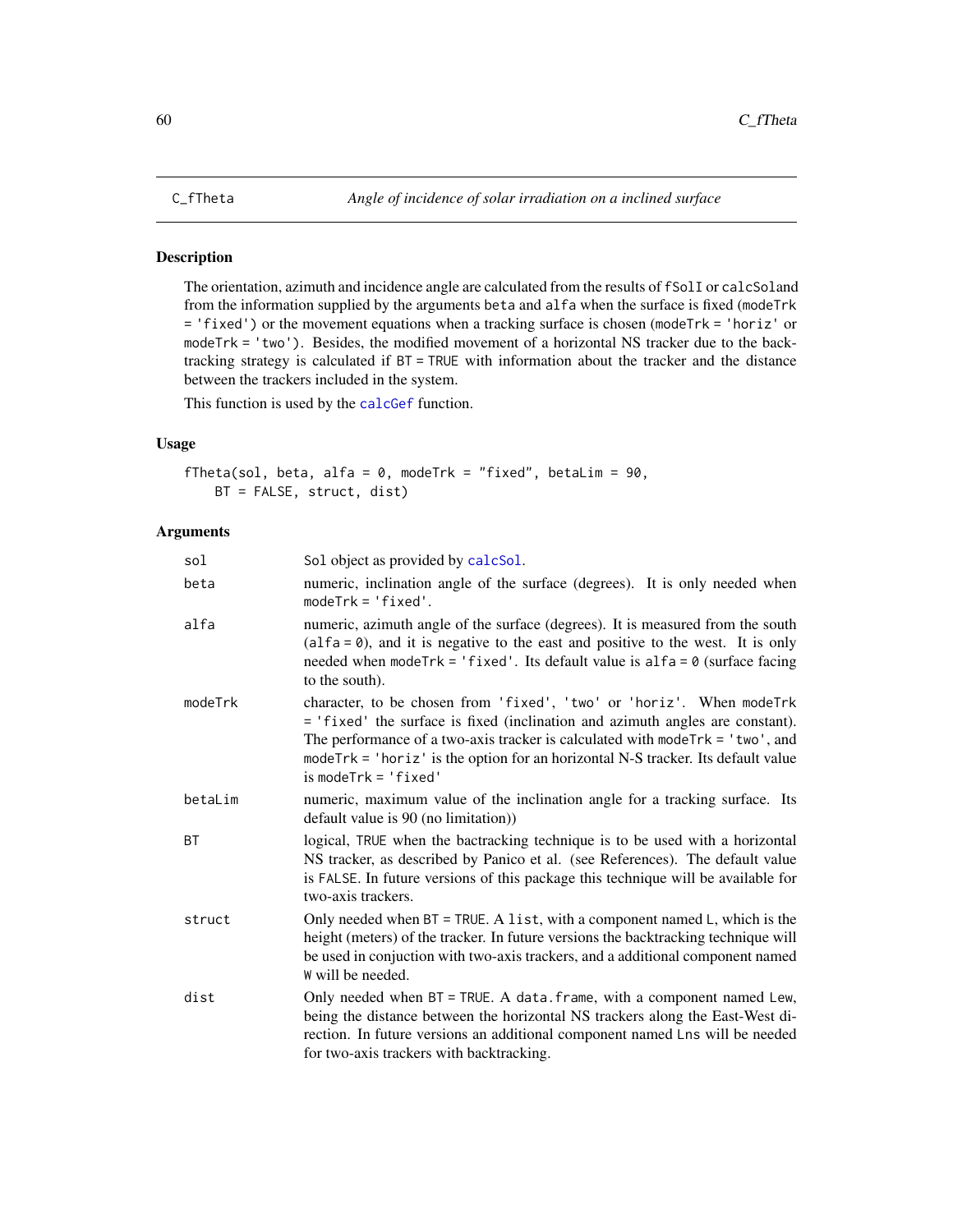C_fTheta — *Angle of incidence of solar irradiation on a inclined surface*

## Description

The orientation, azimuth and incidence angle are calculated from the results of `fSolI` or `calcSol`and from the information supplied by the arguments `beta` and `alfa` when the surface is fixed (`modeTrk = 'fixed'`) or the movement equations when a tracking surface is chosen (`modeTrk = 'horiz'` or `modeTrk = 'two'`). Besides, the modified movement of a horizontal NS tracker due to the back-tracking strategy is calculated if `BT = TRUE` with information about the tracker and the distance between the trackers included in the system.

This function is used by the `calcGef` function.

## Usage

```
fTheta(sol, beta, alfa = 0, modeTrk = "fixed", betaLim = 90,
    BT = FALSE, struct, dist)
```

## Arguments

- `sol` — `Sol` object as provided by `calcSol`.
- `beta` — numeric, inclination angle of the surface (degrees). It is only needed when `modeTrk = 'fixed'`.
- `alfa` — numeric, azimuth angle of the surface (degrees). It is measured from the south (`alfa = 0`), and it is negative to the east and positive to the west. It is only needed when `modeTrk = 'fixed'`. Its default value is `alfa = 0` (surface facing to the south).
- `modeTrk` — character, to be chosen from `'fixed'`, `'two'` or `'horiz'`. When `modeTrk = 'fixed'` the surface is fixed (inclination and azimuth angles are constant). The performance of a two-axis tracker is calculated with `modeTrk = 'two'`, and `modeTrk = 'horiz'` is the option for an horizontal N-S tracker. Its default value is `modeTrk = 'fixed'`
- `betaLim` — numeric, maximum value of the inclination angle for a tracking surface. Its default value is 90 (no limitation))
- `BT` — logical, `TRUE` when the bactracking technique is to be used with a horizontal NS tracker, as described by Panico et al. (see References). The default value is `FALSE`. In future versions of this package this technique will be available for two-axis trackers.
- `struct` — Only needed when `BT = TRUE`. A `list`, with a component named `L`, which is the height (meters) of the tracker. In future versions the backtracking technique will be used in conjuction with two-axis trackers, and a additional component named `W` will be needed.
- `dist` — Only needed when `BT = TRUE`. A `data.frame`, with a component named `Lew`, being the distance between the horizontal NS trackers along the East-West direction. In future versions an additional component named `Lns` will be needed for two-axis trackers with backtracking.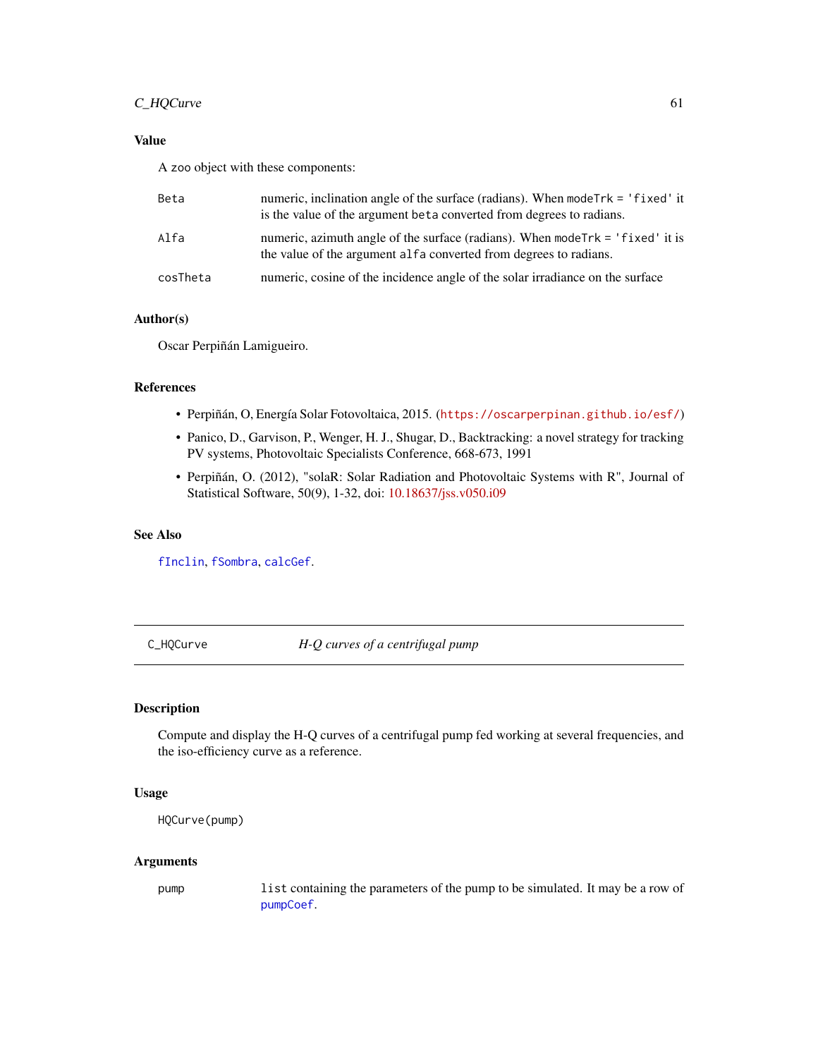## Value

A zoo object with these components:

| | |
|---|---|
| Beta | numeric, inclination angle of the surface (radians). When modeTrk = 'fixed' it is the value of the argument beta converted from degrees to radians. |
| Alfa | numeric, azimuth angle of the surface (radians). When modeTrk = 'fixed' it is the value of the argument alfa converted from degrees to radians. |
| cosTheta | numeric, cosine of the incidence angle of the solar irradiance on the surface |

## Author(s)

Oscar Perpiñán Lamigueiro.

## References

- Perpiñán, O, Energía Solar Fotovoltaica, 2015. (https://oscarperpinan.github.io/esf/)
- Panico, D., Garvison, P., Wenger, H. J., Shugar, D., Backtracking: a novel strategy for tracking PV systems, Photovoltaic Specialists Conference, 668-673, 1991
- Perpiñán, O. (2012), "solaR: Solar Radiation and Photovoltaic Systems with R", Journal of Statistical Software, 50(9), 1-32, doi: 10.18637/jss.v050.i09

## See Also

fInclin, fSombra, calcGef.

---

# C_HQCurve — *H-Q curves of a centrifugal pump*

## Description

Compute and display the H-Q curves of a centrifugal pump fed working at several frequencies, and the iso-efficiency curve as a reference.

## Usage

```
HQCurve(pump)
```

## Arguments

| | |
|---|---|
| pump | list containing the parameters of the pump to be simulated. It may be a row of pumpCoef. |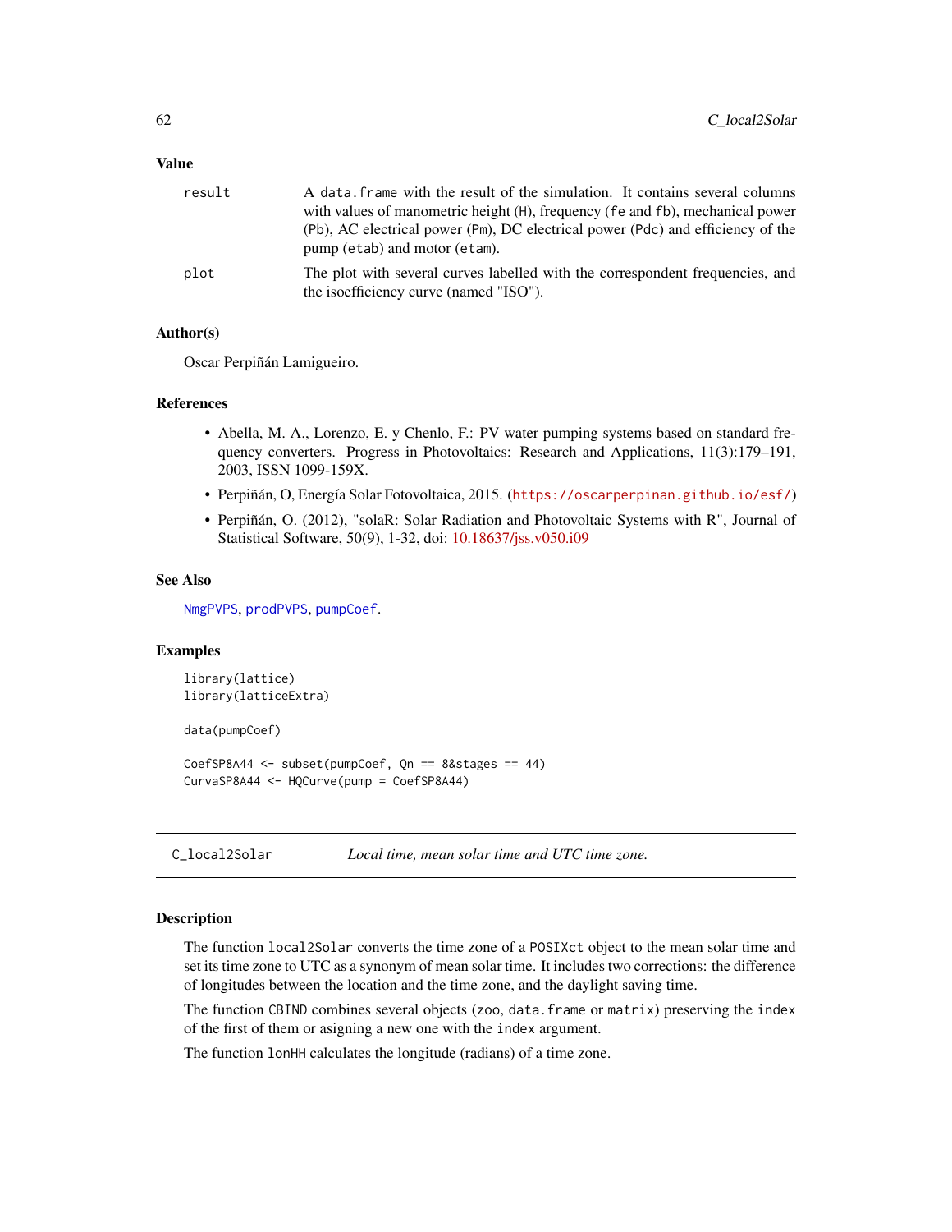### Value

| | |
|---|---|
| result | A `data.frame` with the result of the simulation. It contains several columns with values of manometric height (H), frequency (fe and fb), mechanical power (Pb), AC electrical power (Pm), DC electrical power (Pdc) and efficiency of the pump (etab) and motor (etam). |
| plot | The plot with several curves labelled with the correspondent frequencies, and the isoefficiency curve (named "ISO"). |

### Author(s)

Oscar Perpiñán Lamigueiro.

### References

- Abella, M. A., Lorenzo, E. y Chenlo, F.: PV water pumping systems based on standard frequency converters. Progress in Photovoltaics: Research and Applications, 11(3):179–191, 2003, ISSN 1099-159X.
- Perpiñán, O, Energía Solar Fotovoltaica, 2015. (https://oscarperpinan.github.io/esf/)
- Perpiñán, O. (2012), "solaR: Solar Radiation and Photovoltaic Systems with R", Journal of Statistical Software, 50(9), 1-32, doi: 10.18637/jss.v050.i09

### See Also

NmgPVPS, prodPVPS, pumpCoef.

### Examples

```
library(lattice)
library(latticeExtra)

data(pumpCoef)

CoefSP8A44 <- subset(pumpCoef, Qn == 8&stages == 44)
CurvaSP8A44 <- HQCurve(pump = CoefSP8A44)
```

---

## C_local2Solar — *Local time, mean solar time and UTC time zone.*

### Description

The function `local2Solar` converts the time zone of a `POSIXct` object to the mean solar time and set its time zone to UTC as a synonym of mean solar time. It includes two corrections: the difference of longitudes between the location and the time zone, and the daylight saving time.

The function `CBIND` combines several objects (`zoo`, `data.frame` or `matrix`) preserving the `index` of the first of them or asigning a new one with the `index` argument.

The function `lonHH` calculates the longitude (radians) of a time zone.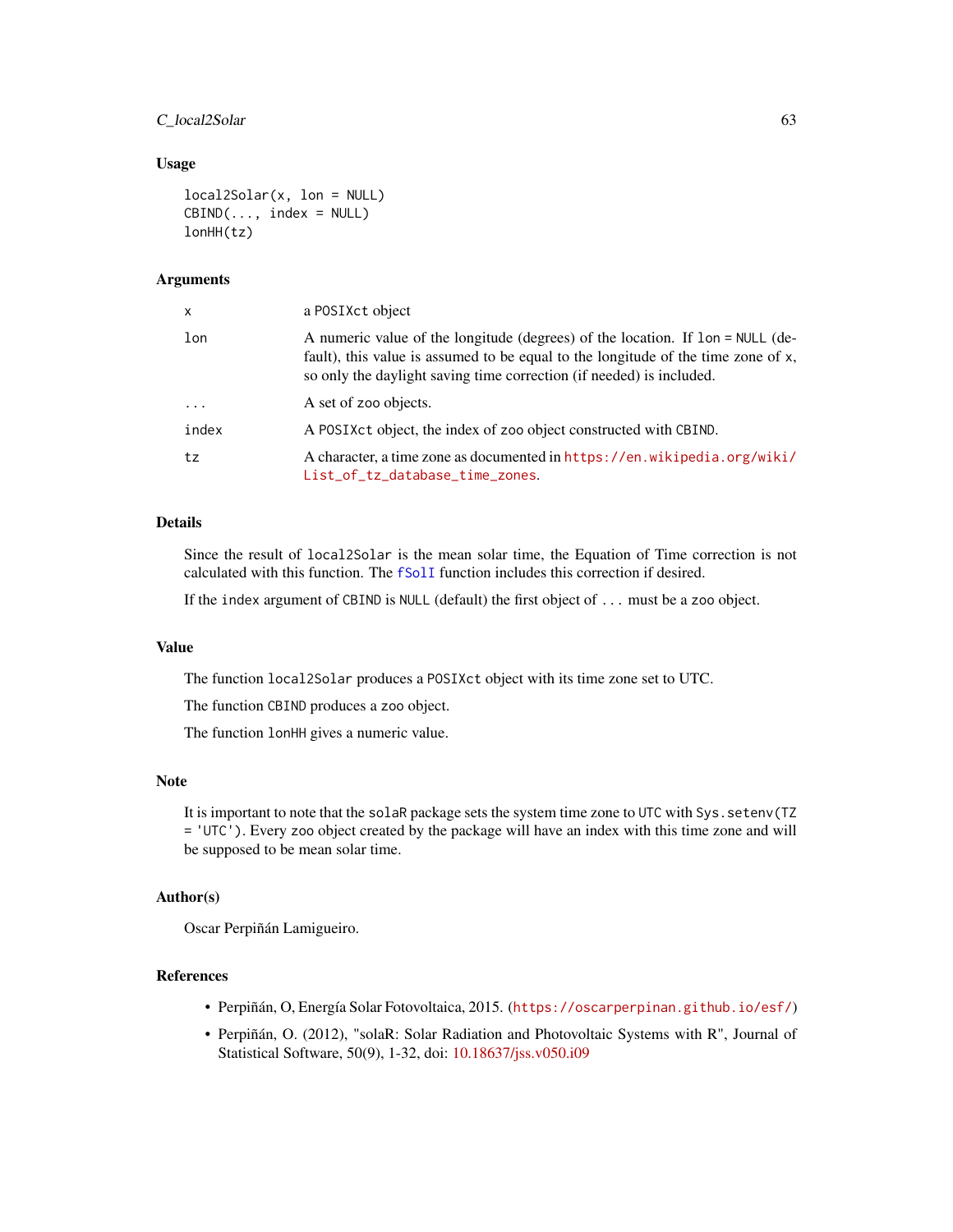### Usage

```
local2Solar(x, lon = NULL)
CBIND(..., index = NULL)
lonHH(tz)
```

### Arguments

| | |
|---|---|
| x | a POSIXct object |
| lon | A numeric value of the longitude (degrees) of the location. If lon = NULL (default), this value is assumed to be equal to the longitude of the time zone of x, so only the daylight saving time correction (if needed) is included. |
| ... | A set of zoo objects. |
| index | A POSIXct object, the index of zoo object constructed with CBIND. |
| tz | A character, a time zone as documented in https://en.wikipedia.org/wiki/List_of_tz_database_time_zones. |

### Details

Since the result of local2Solar is the mean solar time, the Equation of Time correction is not calculated with this function. The fSolI function includes this correction if desired.

If the index argument of CBIND is NULL (default) the first object of ... must be a zoo object.

### Value

The function local2Solar produces a POSIXct object with its time zone set to UTC.

The function CBIND produces a zoo object.

The function lonHH gives a numeric value.

### Note

It is important to note that the solaR package sets the system time zone to UTC with Sys.setenv(TZ = 'UTC'). Every zoo object created by the package will have an index with this time zone and will be supposed to be mean solar time.

### Author(s)

Oscar Perpiñán Lamigueiro.

### References

- Perpiñán, O, Energía Solar Fotovoltaica, 2015. (https://oscarperpinan.github.io/esf/)
- Perpiñán, O. (2012), "solaR: Solar Radiation and Photovoltaic Systems with R", Journal of Statistical Software, 50(9), 1-32, doi: 10.18637/jss.v050.i09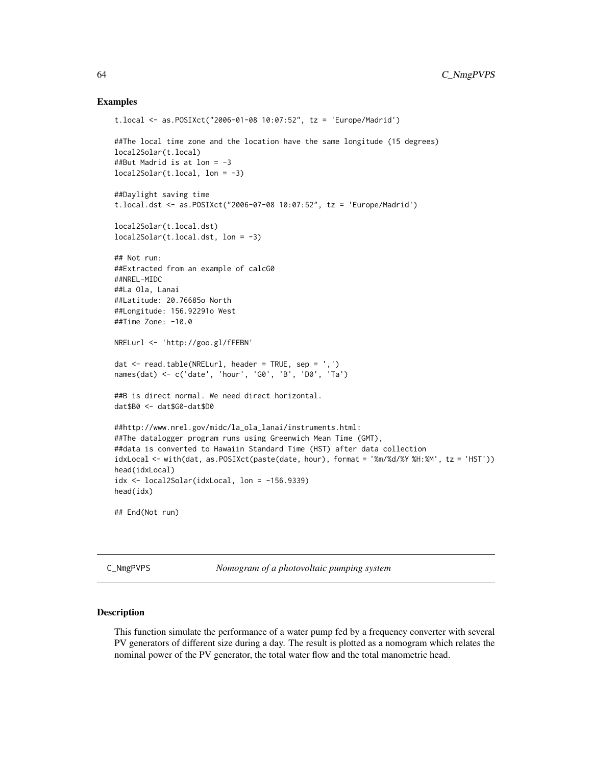## Examples

```
t.local <- as.POSIXct("2006-01-08 10:07:52", tz = 'Europe/Madrid')

##The local time zone and the location have the same longitude (15 degrees)
local2Solar(t.local)
##But Madrid is at lon = -3
local2Solar(t.local, lon = -3)

##Daylight saving time
t.local.dst <- as.POSIXct("2006-07-08 10:07:52", tz = 'Europe/Madrid')

local2Solar(t.local.dst)
local2Solar(t.local.dst, lon = -3)

## Not run:
##Extracted from an example of calcG0
##NREL-MIDC
##La Ola, Lanai
##Latitude: 20.76685o North
##Longitude: 156.92291o West
##Time Zone: -10.0

NRELurl <- 'http://goo.gl/fFEBN'

dat <- read.table(NRELurl, header = TRUE, sep = ',')
names(dat) <- c('date', 'hour', 'G0', 'B', 'D0', 'Ta')

##B is direct normal. We need direct horizontal.
dat$B0 <- dat$G0-dat$D0

##http://www.nrel.gov/midc/la_ola_lanai/instruments.html:
##The datalogger program runs using Greenwich Mean Time (GMT),
##data is converted to Hawaiin Standard Time (HST) after data collection
idxLocal <- with(dat, as.POSIXct(paste(date, hour), format = '%m/%d/%Y %H:%M', tz = 'HST'))
head(idxLocal)
idx <- local2Solar(idxLocal, lon = -156.9339)
head(idx)

## End(Not run)
```

---

# C_NmgPVPS *Nomogram of a photovoltaic pumping system*

## Description

This function simulate the performance of a water pump fed by a frequency converter with several PV generators of different size during a day. The result is plotted as a nomogram which relates the nominal power of the PV generator, the total water flow and the total manometric head.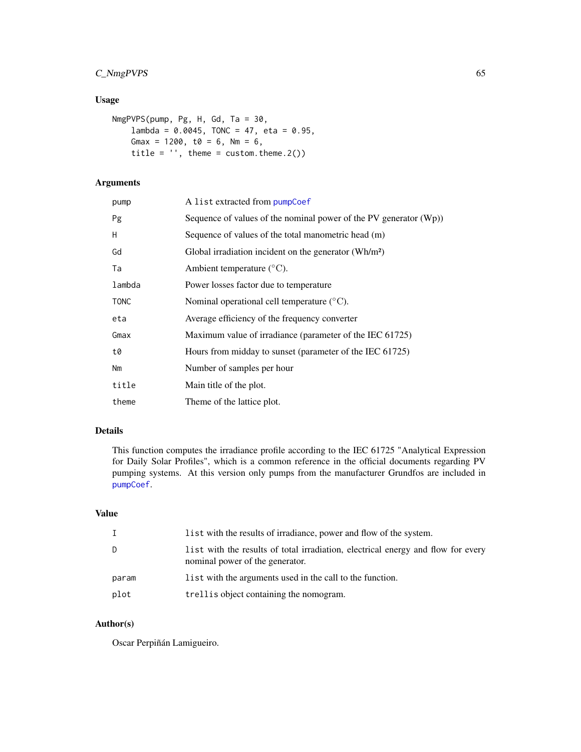### Usage

```
NmgPVPS(pump, Pg, H, Gd, Ta = 30,
    lambda = 0.0045, TONC = 47, eta = 0.95,
    Gmax = 1200, t0 = 6, Nm = 6,
    title = '', theme = custom.theme.2())
```

### Arguments

| | |
|---|---|
| pump | A list extracted from pumpCoef |
| Pg | Sequence of values of the nominal power of the PV generator (Wp)) |
| H | Sequence of values of the total manometric head (m) |
| Gd | Global irradiation incident on the generator (Wh/m²) |
| Ta | Ambient temperature (°C). |
| lambda | Power losses factor due to temperature |
| TONC | Nominal operational cell temperature (°C). |
| eta | Average efficiency of the frequency converter |
| Gmax | Maximum value of irradiance (parameter of the IEC 61725) |
| t0 | Hours from midday to sunset (parameter of the IEC 61725) |
| Nm | Number of samples per hour |
| title | Main title of the plot. |
| theme | Theme of the lattice plot. |

### Details

This function computes the irradiance profile according to the IEC 61725 "Analytical Expression for Daily Solar Profiles", which is a common reference in the official documents regarding PV pumping systems. At this version only pumps from the manufacturer Grundfos are included in pumpCoef.

### Value

| | |
|---|---|
| I | list with the results of irradiance, power and flow of the system. |
| D | list with the results of total irradiation, electrical energy and flow for every nominal power of the generator. |
| param | list with the arguments used in the call to the function. |
| plot | trellis object containing the nomogram. |

### Author(s)

Oscar Perpiñán Lamigueiro.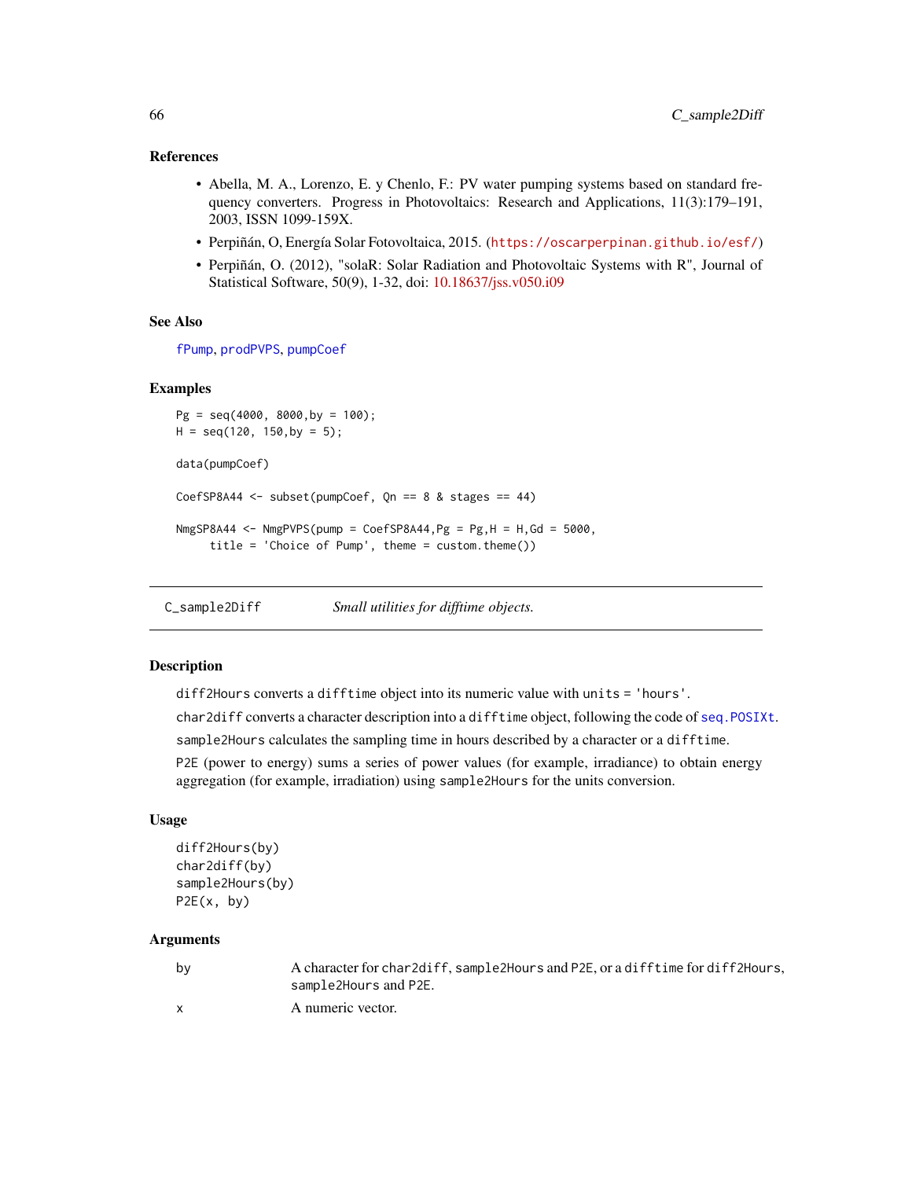## References

- Abella, M. A., Lorenzo, E. y Chenlo, F.: PV water pumping systems based on standard frequency converters. Progress in Photovoltaics: Research and Applications, 11(3):179–191, 2003, ISSN 1099-159X.
- Perpiñán, O, Energía Solar Fotovoltaica, 2015. (https://oscarperpinan.github.io/esf/)
- Perpiñán, O. (2012), "solaR: Solar Radiation and Photovoltaic Systems with R", Journal of Statistical Software, 50(9), 1-32, doi: 10.18637/jss.v050.i09

## See Also

fPump, prodPVPS, pumpCoef

## Examples

```
Pg = seq(4000, 8000,by = 100);
H = seq(120, 150,by = 5);

data(pumpCoef)

CoefSP8A44 <- subset(pumpCoef, Qn == 8 & stages == 44)

NmgSP8A44 <- NmgPVPS(pump = CoefSP8A44,Pg = Pg,H = H,Gd = 5000,
     title = 'Choice of Pump', theme = custom.theme())
```

---

# C_sample2Diff    *Small utilities for difftime objects.*

---

## Description

diff2Hours converts a difftime object into its numeric value with units = 'hours'.

char2diff converts a character description into a difftime object, following the code of seq.POSIXt.

sample2Hours calculates the sampling time in hours described by a character or a difftime.

P2E (power to energy) sums a series of power values (for example, irradiance) to obtain energy aggregation (for example, irradiation) using sample2Hours for the units conversion.

## Usage

```
diff2Hours(by)
char2diff(by)
sample2Hours(by)
P2E(x, by)
```

## Arguments

| | |
|---|---|
| by | A character for char2diff, sample2Hours and P2E, or a difftime for diff2Hours, sample2Hours and P2E. |
| x | A numeric vector. |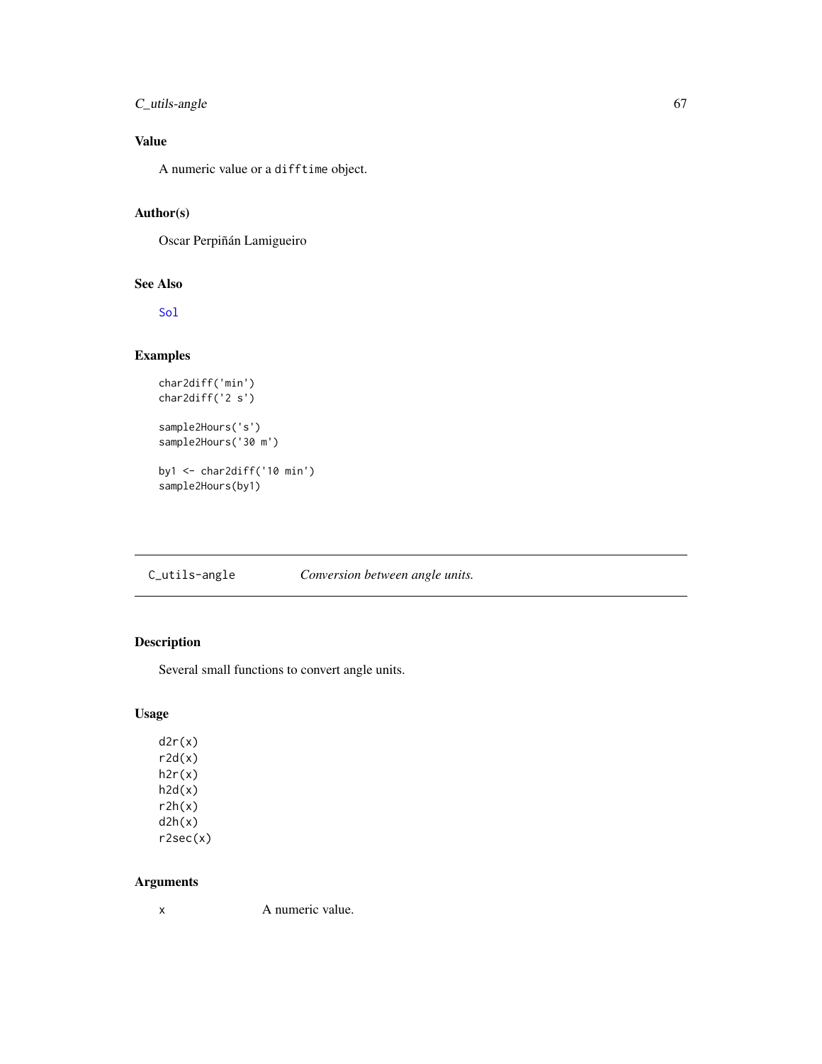## Value

A numeric value or a `difftime` object.

## Author(s)

Oscar Perpiñán Lamigueiro

## See Also

`Sol`

## Examples

```
char2diff('min')
char2diff('2 s')

sample2Hours('s')
sample2Hours('30 m')

by1 <- char2diff('10 min')
sample2Hours(by1)
```

---

# C_utils-angle *Conversion between angle units.*

---

## Description

Several small functions to convert angle units.

## Usage

```
d2r(x)
r2d(x)
h2r(x)
h2d(x)
r2h(x)
d2h(x)
r2sec(x)
```

## Arguments

| | |
|---|---|
| x | A numeric value. |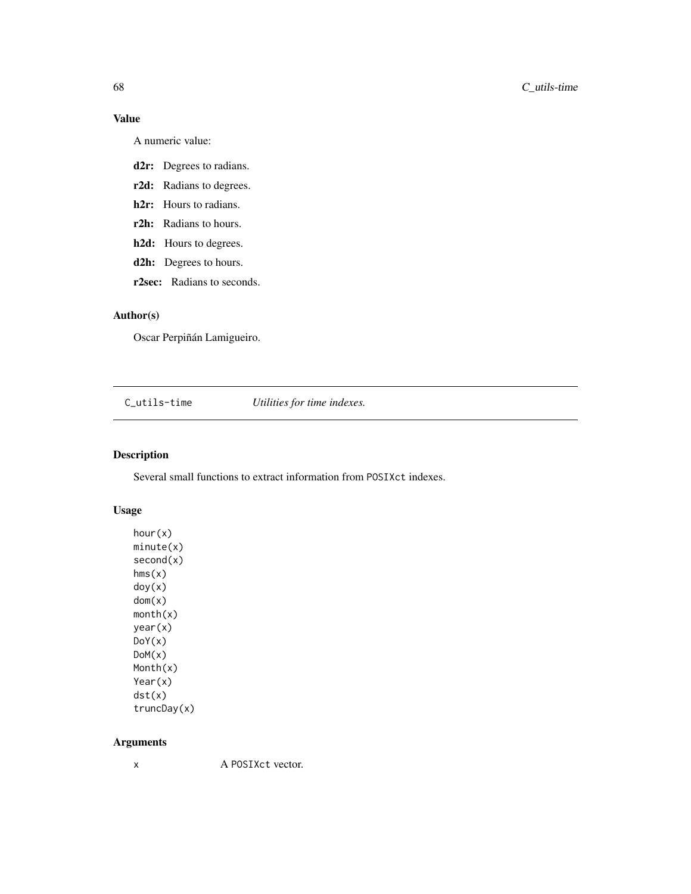### Value

A numeric value:

**d2r:** Degrees to radians.

**r2d:** Radians to degrees.

**h2r:** Hours to radians.

**r2h:** Radians to hours.

**h2d:** Hours to degrees.

**d2h:** Degrees to hours.

**r2sec:** Radians to seconds.

### Author(s)

Oscar Perpiñán Lamigueiro.

---

## C_utils-time *Utilities for time indexes.*

---

### Description

Several small functions to extract information from `POSIXct` indexes.

### Usage

```
hour(x)
minute(x)
second(x)
hms(x)
doy(x)
dom(x)
month(x)
year(x)
DoY(x)
DoM(x)
Month(x)
Year(x)
dst(x)
truncDay(x)
```

### Arguments

| | |
|---|---|
| `x` | A `POSIXct` vector. |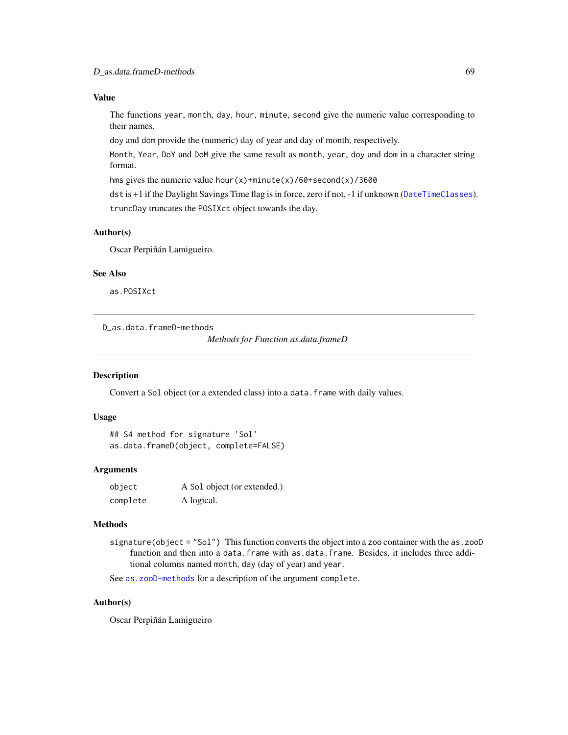### Value

The functions `year`, `month`, `day`, `hour`, `minute`, `second` give the numeric value corresponding to their names.

`doy` and `dom` provide the (numeric) day of year and day of month, respectively.

`Month`, `Year`, `DoY` and `DoM` give the same result as `month`, `year`, `doy` and `dom` in a character string format.

`hms` gives the numeric value `hour(x)+minute(x)/60+second(x)/3600`

`dst` is +1 if the Daylight Savings Time flag is in force, zero if not, -1 if unknown (`DateTimeClasses`).

`truncDay` truncates the `POSIXct` object towards the day.

### Author(s)

Oscar Perpiñán Lamigueiro.

### See Also

`as.POSIXct`

---

## D_as.data.frameD-methods

*Methods for Function as.data.frameD*

---

### Description

Convert a `Sol` object (or a extended class) into a `data.frame` with daily values.

### Usage

```
## S4 method for signature 'Sol'
as.data.frameD(object, complete=FALSE)
```

### Arguments

| | |
|---|---|
| `object` | A `Sol` object (or extended.) |
| `complete` | A logical. |

### Methods

`signature(object = "Sol")` This function converts the object into a `zoo` container with the `as.zooD` function and then into a `data.frame` with `as.data.frame`. Besides, it includes three additional columns named `month`, `day` (day of year) and `year`.

See `as.zooD-methods` for a description of the argument `complete`.

### Author(s)

Oscar Perpiñán Lamigueiro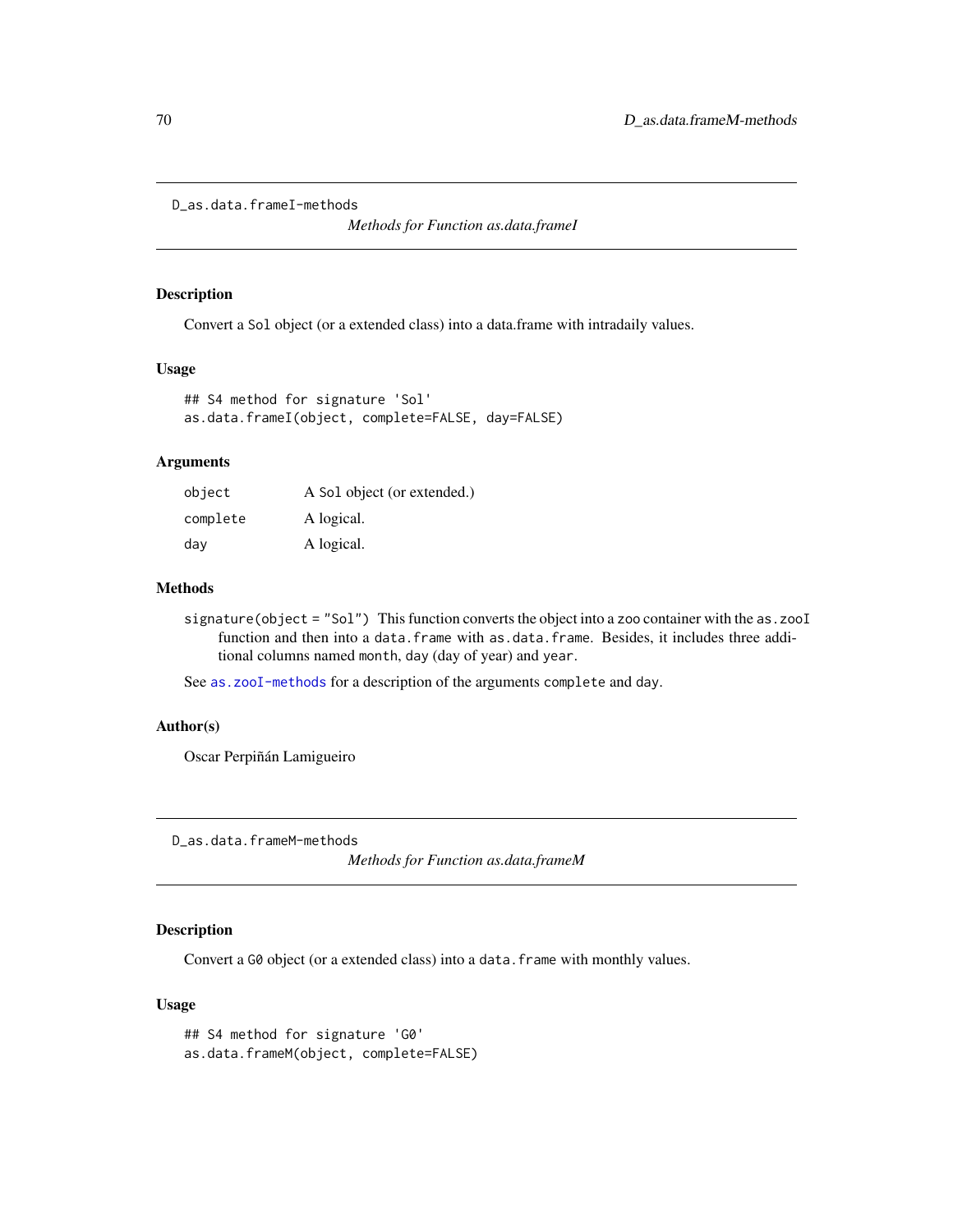D_as.data.frameI-methods

## *Methods for Function as.data.frameI*

### Description

Convert a Sol object (or a extended class) into a data.frame with intradaily values.

### Usage

```
## S4 method for signature 'Sol'
as.data.frameI(object, complete=FALSE, day=FALSE)
```

### Arguments

| | |
|---|---|
| object | A Sol object (or extended.) |
| complete | A logical. |
| day | A logical. |

### Methods

signature(object = "Sol") This function converts the object into a zoo container with the as.zooI function and then into a data.frame with as.data.frame. Besides, it includes three additional columns named month, day (day of year) and year.

See as.zooI-methods for a description of the arguments complete and day.

### Author(s)

Oscar Perpiñán Lamigueiro

D_as.data.frameM-methods

## *Methods for Function as.data.frameM*

### Description

Convert a G0 object (or a extended class) into a data.frame with monthly values.

### Usage

```
## S4 method for signature 'G0'
as.data.frameM(object, complete=FALSE)
```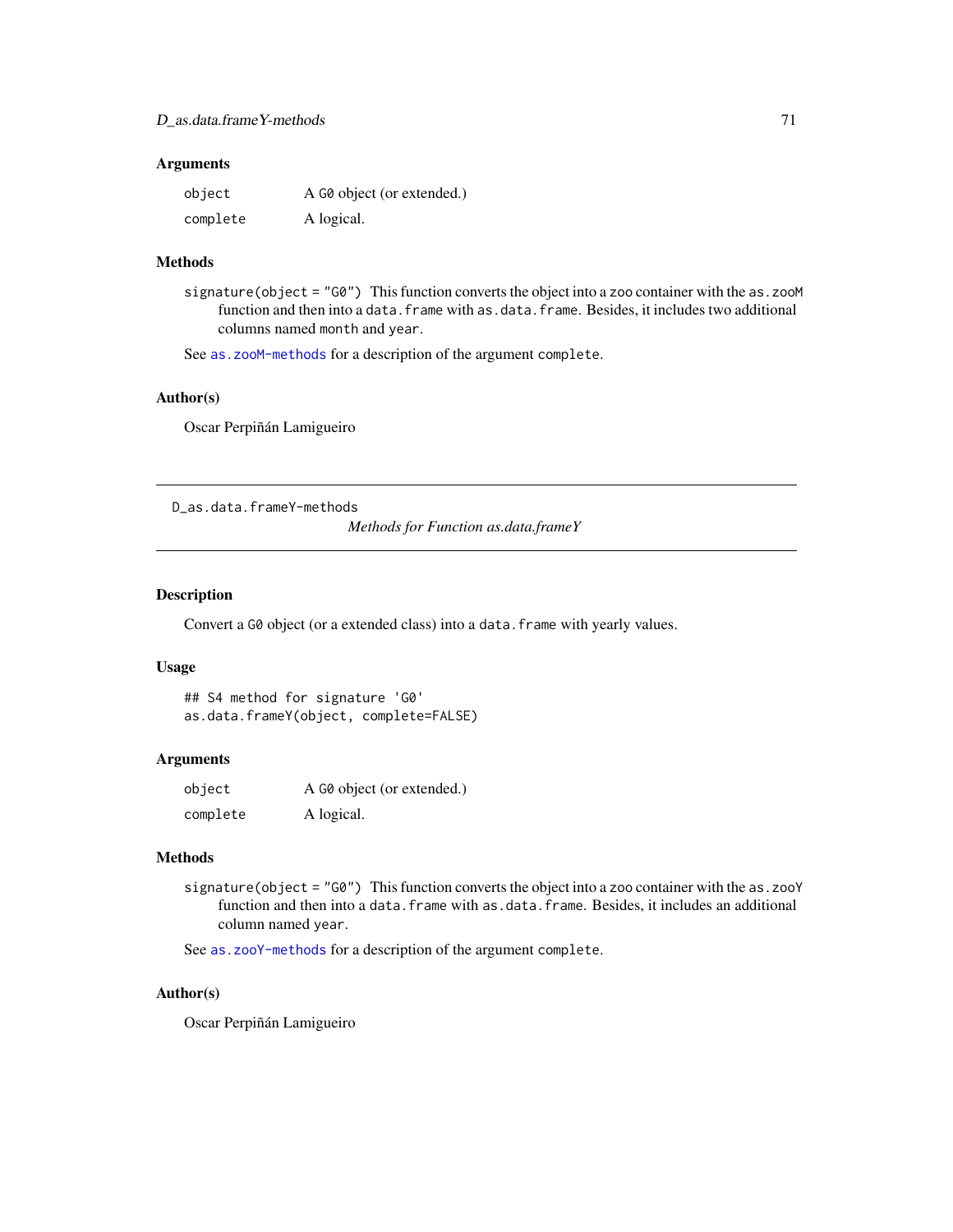### Arguments

| | |
|---|---|
| `object` | A `G0` object (or extended.) |
| `complete` | A logical. |

### Methods

`signature(object = "G0")` This function converts the object into a `zoo` container with the `as.zooM` function and then into a `data.frame` with `as.data.frame`. Besides, it includes two additional columns named `month` and `year`.

See `as.zooM-methods` for a description of the argument `complete`.

### Author(s)

Oscar Perpiñán Lamigueiro

---

`D_as.data.frameY-methods`

## *Methods for Function as.data.frameY*

---

### Description

Convert a `G0` object (or a extended class) into a `data.frame` with yearly values.

### Usage

```
## S4 method for signature 'G0'
as.data.frameY(object, complete=FALSE)
```

### Arguments

| | |
|---|---|
| `object` | A `G0` object (or extended.) |
| `complete` | A logical. |

### Methods

`signature(object = "G0")` This function converts the object into a `zoo` container with the `as.zooY` function and then into a `data.frame` with `as.data.frame`. Besides, it includes an additional column named `year`.

See `as.zooY-methods` for a description of the argument `complete`.

### Author(s)

Oscar Perpiñán Lamigueiro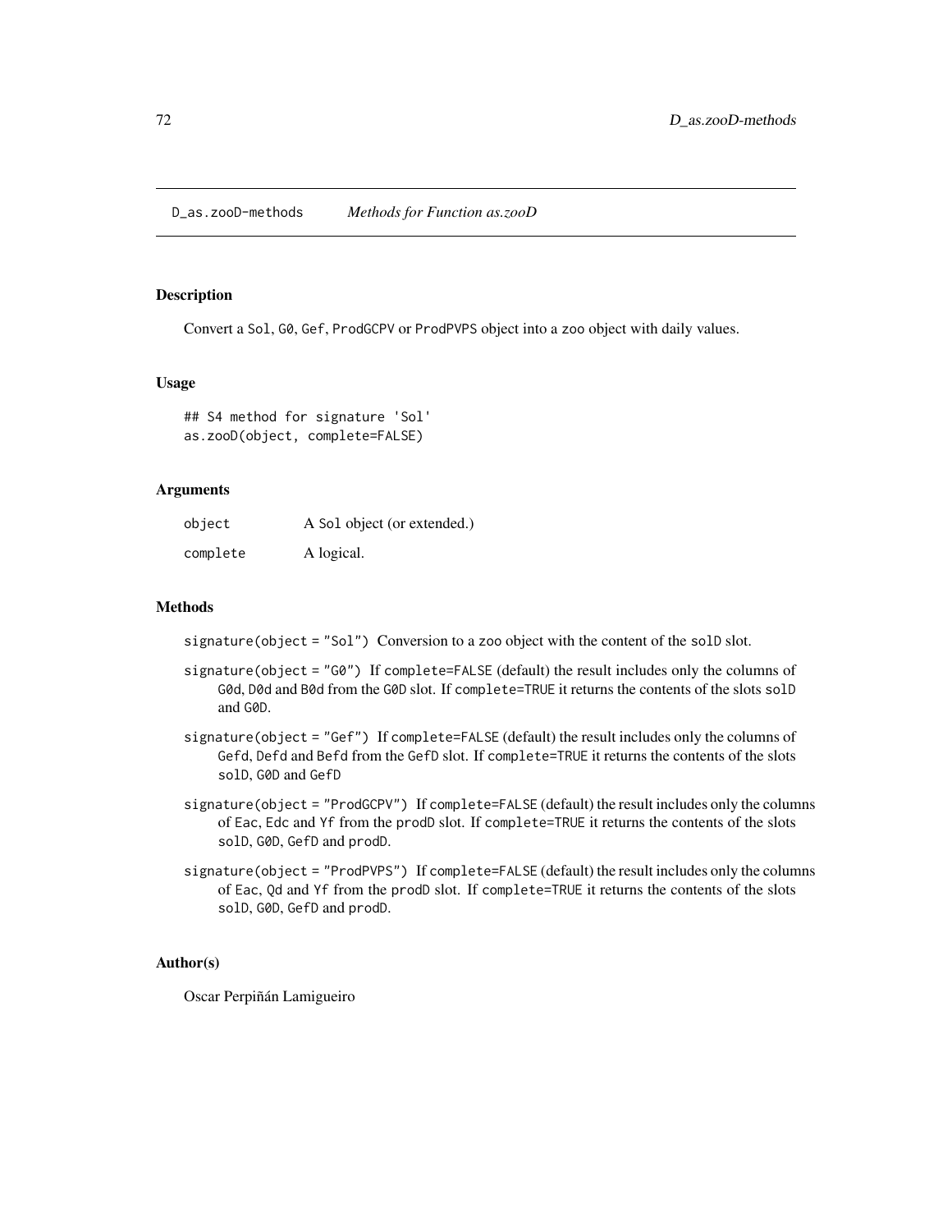D_as.zooD-methods *Methods for Function as.zooD*

## Description

Convert a Sol, G0, Gef, ProdGCPV or ProdPVPS object into a zoo object with daily values.

## Usage

```
## S4 method for signature 'Sol'
as.zooD(object, complete=FALSE)
```

## Arguments

| | |
|---|---|
| object | A Sol object (or extended.) |
| complete | A logical. |

## Methods

- `signature(object = "Sol")` Conversion to a zoo object with the content of the solD slot.
- `signature(object = "G0")` If complete=FALSE (default) the result includes only the columns of G0d, D0d and B0d from the G0D slot. If complete=TRUE it returns the contents of the slots solD and G0D.
- `signature(object = "Gef")` If complete=FALSE (default) the result includes only the columns of Gefd, Defd and Befd from the GefD slot. If complete=TRUE it returns the contents of the slots solD, G0D and GefD
- `signature(object = "ProdGCPV")` If complete=FALSE (default) the result includes only the columns of Eac, Edc and Yf from the prodD slot. If complete=TRUE it returns the contents of the slots solD, G0D, GefD and prodD.
- `signature(object = "ProdPVPS")` If complete=FALSE (default) the result includes only the columns of Eac, Qd and Yf from the prodD slot. If complete=TRUE it returns the contents of the slots solD, G0D, GefD and prodD.

## Author(s)

Oscar Perpiñán Lamigueiro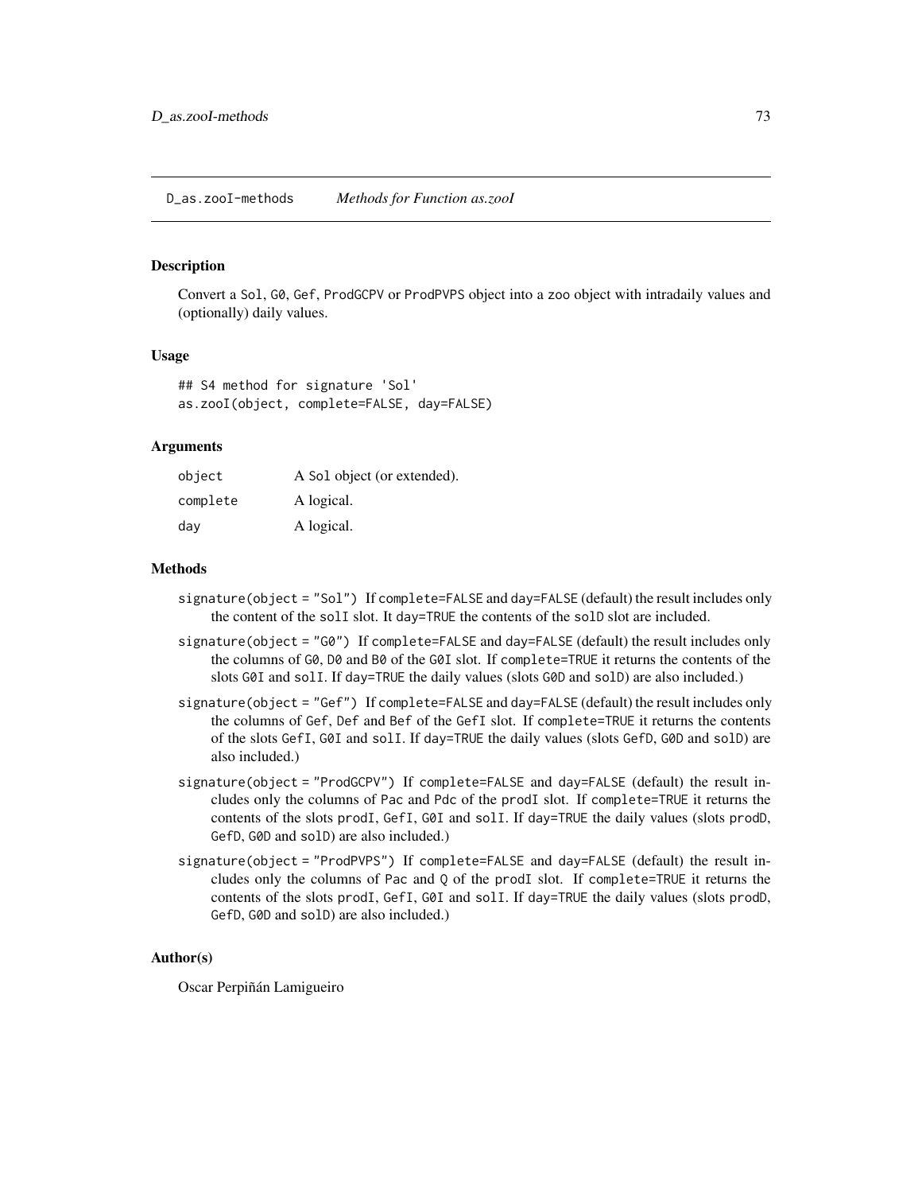# D_as.zooI-methods — *Methods for Function as.zooI*

## Description

Convert a `Sol`, `G0`, `Gef`, `ProdGCPV` or `ProdPVPS` object into a `zoo` object with intradaily values and (optionally) daily values.

## Usage

```
## S4 method for signature 'Sol'
as.zooI(object, complete=FALSE, day=FALSE)
```

## Arguments

| | |
|---|---|
| `object` | A `Sol` object (or extended). |
| `complete` | A logical. |
| `day` | A logical. |

## Methods

- `signature(object = "Sol")` If `complete=FALSE` and `day=FALSE` (default) the result includes only the content of the `solI` slot. It `day=TRUE` the contents of the `solD` slot are included.
- `signature(object = "G0")` If `complete=FALSE` and `day=FALSE` (default) the result includes only the columns of `G0`, `D0` and `B0` of the `G0I` slot. If `complete=TRUE` it returns the contents of the slots `G0I` and `solI`. If `day=TRUE` the daily values (slots `G0D` and `solD`) are also included.)
- `signature(object = "Gef")` If `complete=FALSE` and `day=FALSE` (default) the result includes only the columns of `Gef`, `Def` and `Bef` of the `GefI` slot. If `complete=TRUE` it returns the contents of the slots `GefI`, `G0I` and `solI`. If `day=TRUE` the daily values (slots `GefD`, `G0D` and `solD`) are also included.)
- `signature(object = "ProdGCPV")` If `complete=FALSE` and `day=FALSE` (default) the result includes only the columns of `Pac` and `Pdc` of the `prodI` slot. If `complete=TRUE` it returns the contents of the slots `prodI`, `GefI`, `G0I` and `solI`. If `day=TRUE` the daily values (slots `prodD`, `GefD`, `G0D` and `solD`) are also included.)
- `signature(object = "ProdPVPS")` If `complete=FALSE` and `day=FALSE` (default) the result includes only the columns of `Pac` and `Q` of the `prodI` slot. If `complete=TRUE` it returns the contents of the slots `prodI`, `GefI`, `G0I` and `solI`. If `day=TRUE` the daily values (slots `prodD`, `GefD`, `G0D` and `solD`) are also included.)

## Author(s)

Oscar Perpiñán Lamigueiro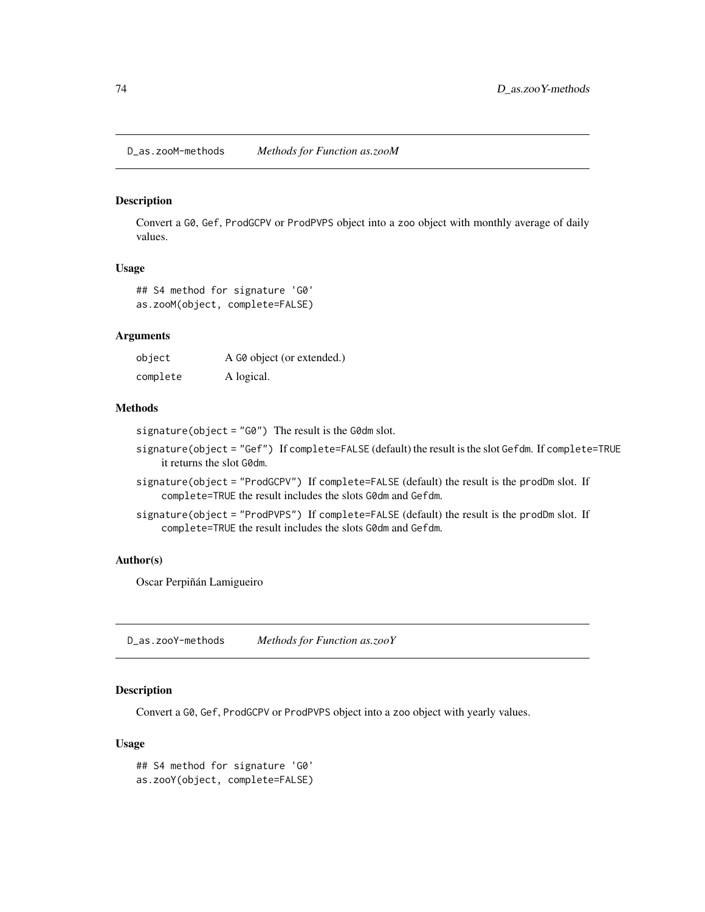## D_as.zooM-methods *Methods for Function as.zooM*

### Description

Convert a `G0`, `Gef`, `ProdGCPV` or `ProdPVPS` object into a `zoo` object with monthly average of daily values.

### Usage

```
## S4 method for signature 'G0'
as.zooM(object, complete=FALSE)
```

### Arguments

| | |
|---|---|
| `object` | A `G0` object (or extended.) |
| `complete` | A logical. |

### Methods

- `signature(object = "G0")` The result is the `G0dm` slot.
- `signature(object = "Gef")` If `complete=FALSE` (default) the result is the slot `Gefdm`. If `complete=TRUE` it returns the slot `G0dm`.
- `signature(object = "ProdGCPV")` If `complete=FALSE` (default) the result is the `prodDm` slot. If `complete=TRUE` the result includes the slots `G0dm` and `Gefdm`.
- `signature(object = "ProdPVPS")` If `complete=FALSE` (default) the result is the `prodDm` slot. If `complete=TRUE` the result includes the slots `G0dm` and `Gefdm`.

### Author(s)

Oscar Perpiñán Lamigueiro

## D_as.zooY-methods *Methods for Function as.zooY*

### Description

Convert a `G0`, `Gef`, `ProdGCPV` or `ProdPVPS` object into a `zoo` object with yearly values.

### Usage

```
## S4 method for signature 'G0'
as.zooY(object, complete=FALSE)
```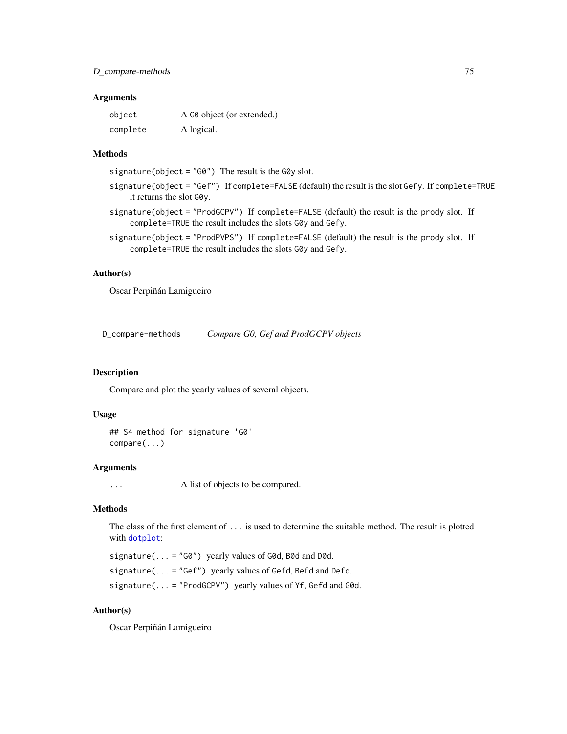### Arguments

| | |
|---|---|
| `object` | A `G0` object (or extended.) |
| `complete` | A logical. |

### Methods

`signature(object = "G0")` The result is the `G0y` slot.

`signature(object = "Gef")` If `complete=FALSE` (default) the result is the slot `Gefy`. If `complete=TRUE` it returns the slot `G0y`.

`signature(object = "ProdGCPV")` If `complete=FALSE` (default) the result is the `prody` slot. If `complete=TRUE` the result includes the slots `G0y` and `Gefy`.

`signature(object = "ProdPVPS")` If `complete=FALSE` (default) the result is the `prody` slot. If `complete=TRUE` the result includes the slots `G0y` and `Gefy`.

### Author(s)

Oscar Perpiñán Lamigueiro

---

## D_compare-methods *Compare G0, Gef and ProdGCPV objects*

### Description

Compare and plot the yearly values of several objects.

### Usage

```
## S4 method for signature 'G0'
compare(...)
```

### Arguments

| | |
|---|---|
| `...` | A list of objects to be compared. |

### Methods

The class of the first element of `...` is used to determine the suitable method. The result is plotted with `dotplot`:

`signature(... = "G0")` yearly values of `G0d`, `B0d` and `D0d`.

`signature(... = "Gef")` yearly values of `Gefd`, `Befd` and `Defd`.

`signature(... = "ProdGCPV")` yearly values of `Yf`, `Gefd` and `G0d`.

### Author(s)

Oscar Perpiñán Lamigueiro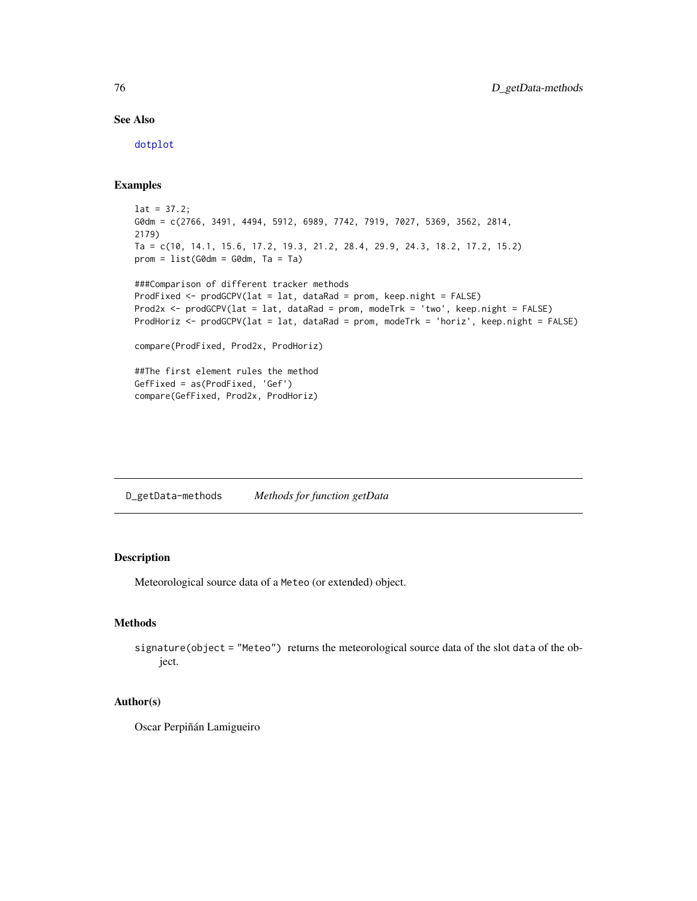## See Also

dotplot

## Examples

```
lat = 37.2;
G0dm = c(2766, 3491, 4494, 5912, 6989, 7742, 7919, 7027, 5369, 3562, 2814,
2179)
Ta = c(10, 14.1, 15.6, 17.2, 19.3, 21.2, 28.4, 29.9, 24.3, 18.2, 17.2, 15.2)
prom = list(G0dm = G0dm, Ta = Ta)

###Comparison of different tracker methods
ProdFixed <- prodGCPV(lat = lat, dataRad = prom, keep.night = FALSE)
Prod2x <- prodGCPV(lat = lat, dataRad = prom, modeTrk = 'two', keep.night = FALSE)
ProdHoriz <- prodGCPV(lat = lat, dataRad = prom, modeTrk = 'horiz', keep.night = FALSE)

compare(ProdFixed, Prod2x, ProdHoriz)

##The first element rules the method
GefFixed = as(ProdFixed, 'Gef')
compare(GefFixed, Prod2x, ProdHoriz)
```

---

# D_getData-methods *Methods for function getData*

## Description

Meteorological source data of a Meteo (or extended) object.

## Methods

signature(object = "Meteo") returns the meteorological source data of the slot data of the object.

## Author(s)

Oscar Perpiñán Lamigueiro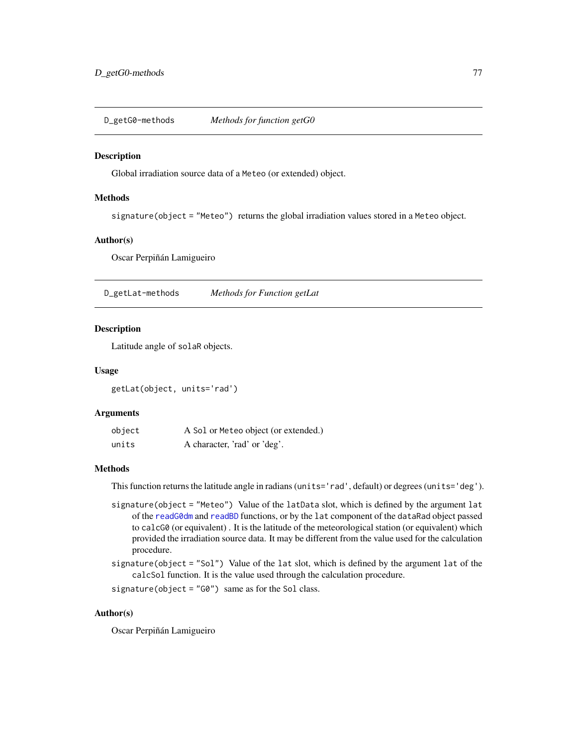## D_getG0-methods *Methods for function getG0*

### Description

Global irradiation source data of a `Meteo` (or extended) object.

### Methods

`signature(object = "Meteo")` returns the global irradiation values stored in a `Meteo` object.

### Author(s)

Oscar Perpiñán Lamigueiro

## D_getLat-methods *Methods for Function getLat*

### Description

Latitude angle of `solaR` objects.

### Usage

```
getLat(object, units='rad')
```

### Arguments

| | |
|---|---|
| `object` | A `Sol` or `Meteo` object (or extended.) |
| `units` | A character, 'rad' or 'deg'. |

### Methods

This function returns the latitude angle in radians (`units='rad'`, default) or degrees (`units='deg'`).

`signature(object = "Meteo")` Value of the `latData` slot, which is defined by the argument `lat` of the `readG0dm` and `readBD` functions, or by the `lat` component of the `dataRad` object passed to `calcG0` (or equivalent) . It is the latitude of the meteorological station (or equivalent) which provided the irradiation source data. It may be different from the value used for the calculation procedure.

`signature(object = "Sol")` Value of the `lat` slot, which is defined by the argument `lat` of the `calcSol` function. It is the value used through the calculation procedure.

`signature(object = "G0")` same as for the `Sol` class.

### Author(s)

Oscar Perpiñán Lamigueiro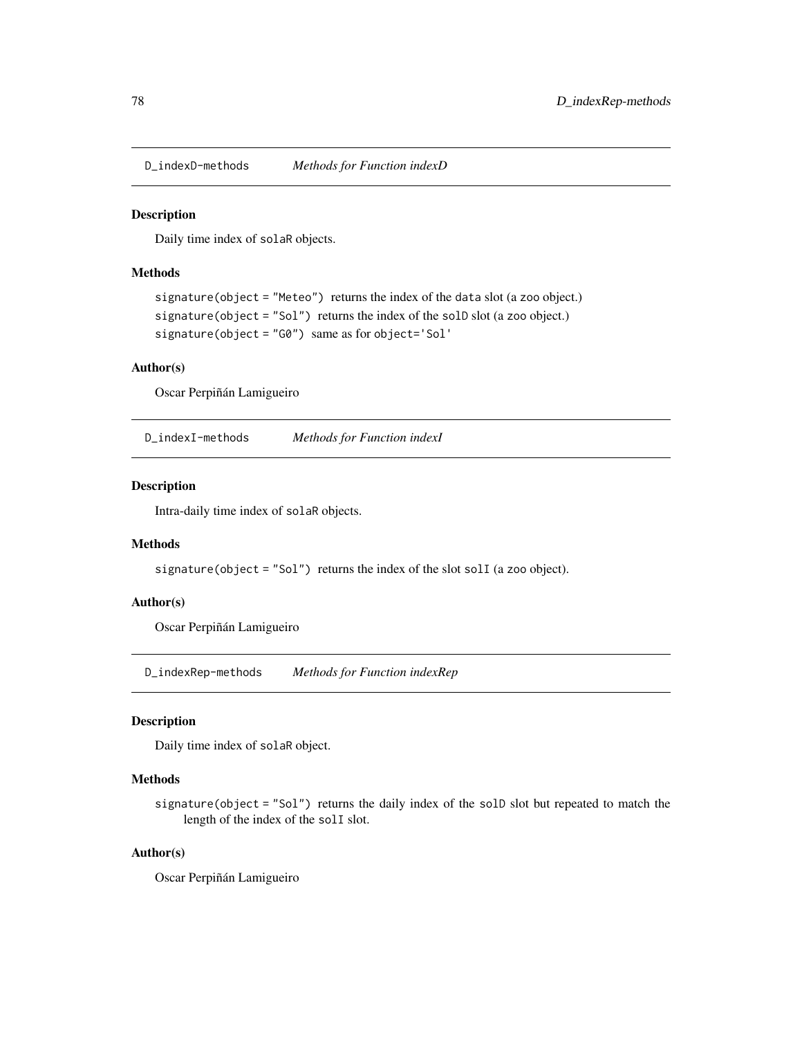## D_indexD-methods *Methods for Function indexD*

### Description

Daily time index of solaR objects.

### Methods

signature(object = "Meteo") returns the index of the data slot (a zoo object.)

signature(object = "Sol") returns the index of the solD slot (a zoo object.)

signature(object = "G0") same as for object='Sol'

### Author(s)

Oscar Perpiñán Lamigueiro

## D_indexI-methods *Methods for Function indexI*

### Description

Intra-daily time index of solaR objects.

### Methods

signature(object = "Sol") returns the index of the slot solI (a zoo object).

### Author(s)

Oscar Perpiñán Lamigueiro

## D_indexRep-methods *Methods for Function indexRep*

### Description

Daily time index of solaR object.

### Methods

signature(object = "Sol") returns the daily index of the solD slot but repeated to match the length of the index of the solI slot.

### Author(s)

Oscar Perpiñán Lamigueiro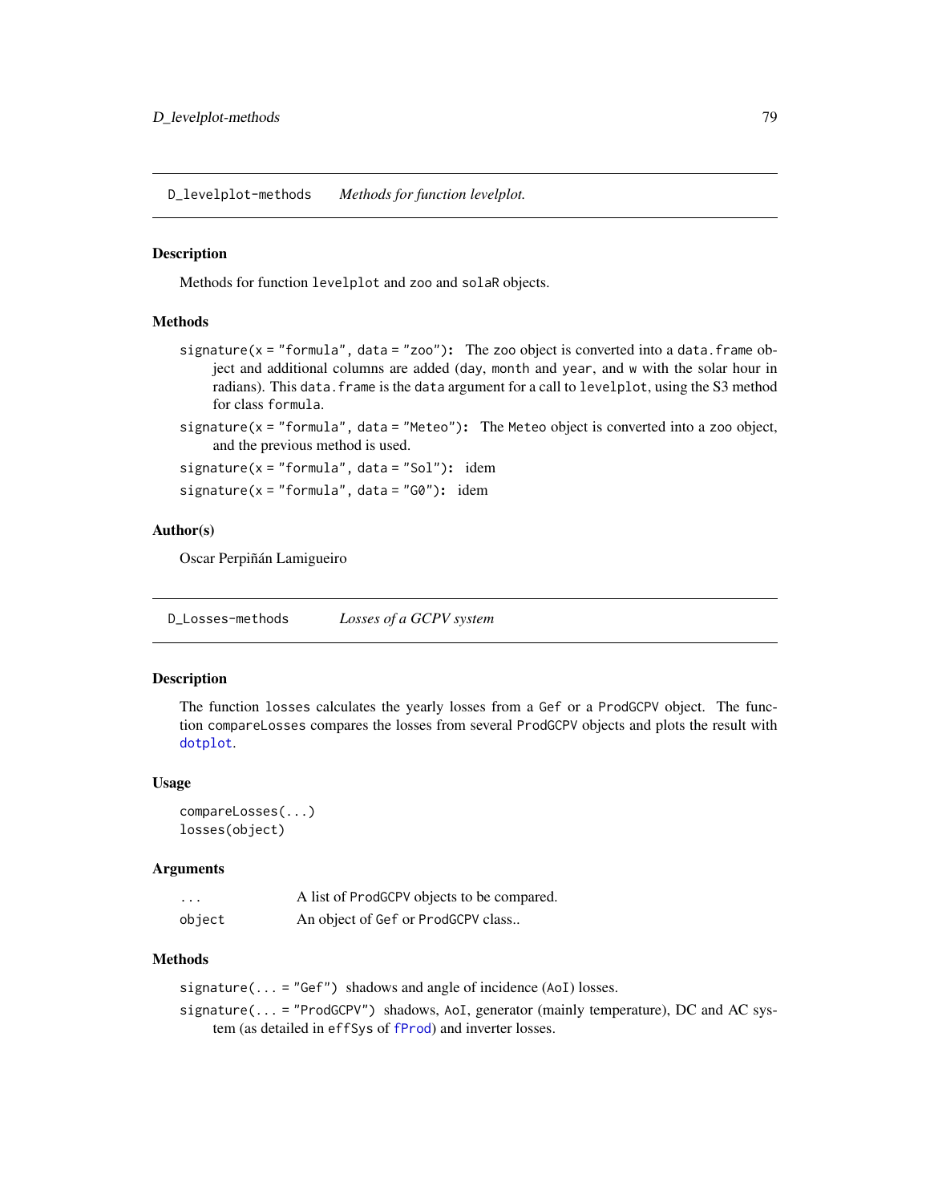## D_levelplot-methods — *Methods for function levelplot.*

### Description

Methods for function `levelplot` and `zoo` and `solaR` objects.

### Methods

`signature(x = "formula", data = "zoo")`: The `zoo` object is converted into a `data.frame` object and additional columns are added (`day`, `month` and `year`, and `w` with the solar hour in radians). This `data.frame` is the `data` argument for a call to `levelplot`, using the S3 method for class `formula`.

`signature(x = "formula", data = "Meteo")`: The `Meteo` object is converted into a `zoo` object, and the previous method is used.

`signature(x = "formula", data = "Sol")`: idem

`signature(x = "formula", data = "G0")`: idem

### Author(s)

Oscar Perpiñán Lamigueiro

## D_Losses-methods — *Losses of a GCPV system*

### Description

The function `losses` calculates the yearly losses from a `Gef` or a `ProdGCPV` object. The function `compareLosses` compares the losses from several `ProdGCPV` objects and plots the result with `dotplot`.

### Usage

```
compareLosses(...)
losses(object)
```

### Arguments

| | |
|---|---|
| `...` | A list of `ProdGCPV` objects to be compared. |
| `object` | An object of `Gef` or `ProdGCPV` class.. |

### Methods

`signature(... = "Gef")` shadows and angle of incidence (`AoI`) losses.

`signature(... = "ProdGCPV")` shadows, `AoI`, generator (mainly temperature), DC and AC system (as detailed in `effSys` of `fProd`) and inverter losses.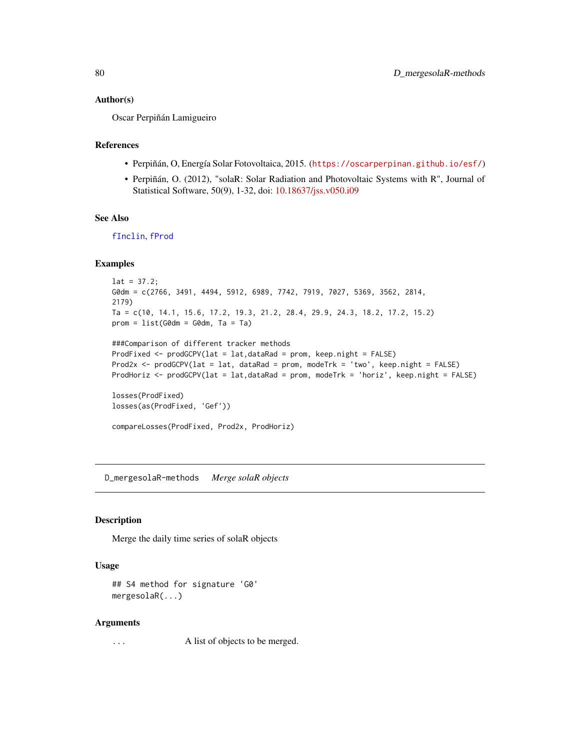### Author(s)

Oscar Perpiñán Lamigueiro

### References

- Perpiñán, O, Energía Solar Fotovoltaica, 2015. (https://oscarperpinan.github.io/esf/)
- Perpiñán, O. (2012), "solaR: Solar Radiation and Photovoltaic Systems with R", Journal of Statistical Software, 50(9), 1-32, doi: 10.18637/jss.v050.i09

### See Also

`fInclin`, `fProd`

### Examples

```
lat = 37.2;
G0dm = c(2766, 3491, 4494, 5912, 6989, 7742, 7919, 7027, 5369, 3562, 2814,
2179)
Ta = c(10, 14.1, 15.6, 17.2, 19.3, 21.2, 28.4, 29.9, 24.3, 18.2, 17.2, 15.2)
prom = list(G0dm = G0dm, Ta = Ta)

###Comparison of different tracker methods
ProdFixed <- prodGCPV(lat = lat,dataRad = prom, keep.night = FALSE)
Prod2x <- prodGCPV(lat = lat, dataRad = prom, modeTrk = 'two', keep.night = FALSE)
ProdHoriz <- prodGCPV(lat = lat,dataRad = prom, modeTrk = 'horiz', keep.night = FALSE)

losses(ProdFixed)
losses(as(ProdFixed, 'Gef'))

compareLosses(ProdFixed, Prod2x, ProdHoriz)
```

---

## D_mergesolaR-methods    *Merge solaR objects*

### Description

Merge the daily time series of solaR objects

### Usage

```
## S4 method for signature 'G0'
mergesolaR(...)
```

### Arguments

| | |
|---|---|
| ... | A list of objects to be merged. |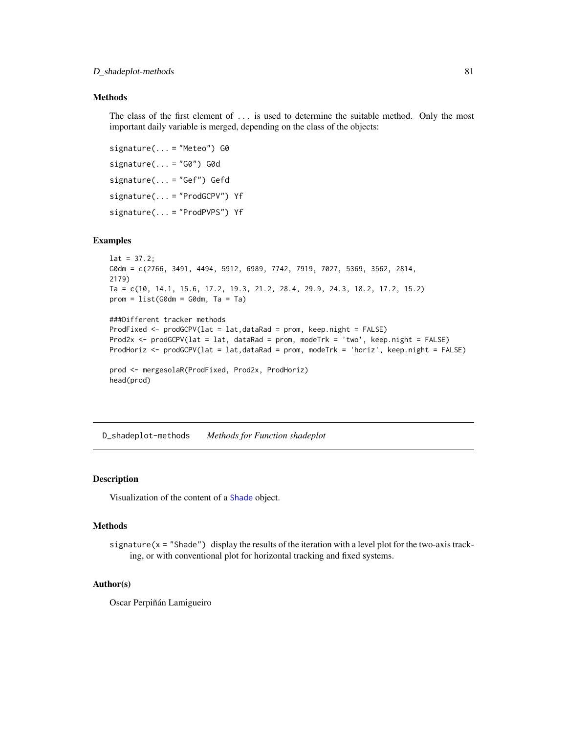### Methods

The class of the first element of `...` is used to determine the suitable method. Only the most important daily variable is merged, depending on the class of the objects:

`signature(... = "Meteo")` G0

`signature(... = "G0")` G0d

`signature(... = "Gef")` Gefd

`signature(... = "ProdGCPV")` Yf

`signature(... = "ProdPVPS")` Yf

### Examples

```
lat = 37.2;
G0dm = c(2766, 3491, 4494, 5912, 6989, 7742, 7919, 7027, 5369, 3562, 2814,
2179)
Ta = c(10, 14.1, 15.6, 17.2, 19.3, 21.2, 28.4, 29.9, 24.3, 18.2, 17.2, 15.2)
prom = list(G0dm = G0dm, Ta = Ta)

###Different tracker methods
ProdFixed <- prodGCPV(lat = lat,dataRad = prom, keep.night = FALSE)
Prod2x <- prodGCPV(lat = lat, dataRad = prom, modeTrk = 'two', keep.night = FALSE)
ProdHoriz <- prodGCPV(lat = lat,dataRad = prom, modeTrk = 'horiz', keep.night = FALSE)

prod <- mergesolaR(ProdFixed, Prod2x, ProdHoriz)
head(prod)
```

---

## D_shadeplot-methods    *Methods for Function shadeplot*

### Description

Visualization of the content of a `Shade` object.

### Methods

`signature(x = "Shade")` display the results of the iteration with a level plot for the two-axis tracking, or with conventional plot for horizontal tracking and fixed systems.

### Author(s)

Oscar Perpiñán Lamigueiro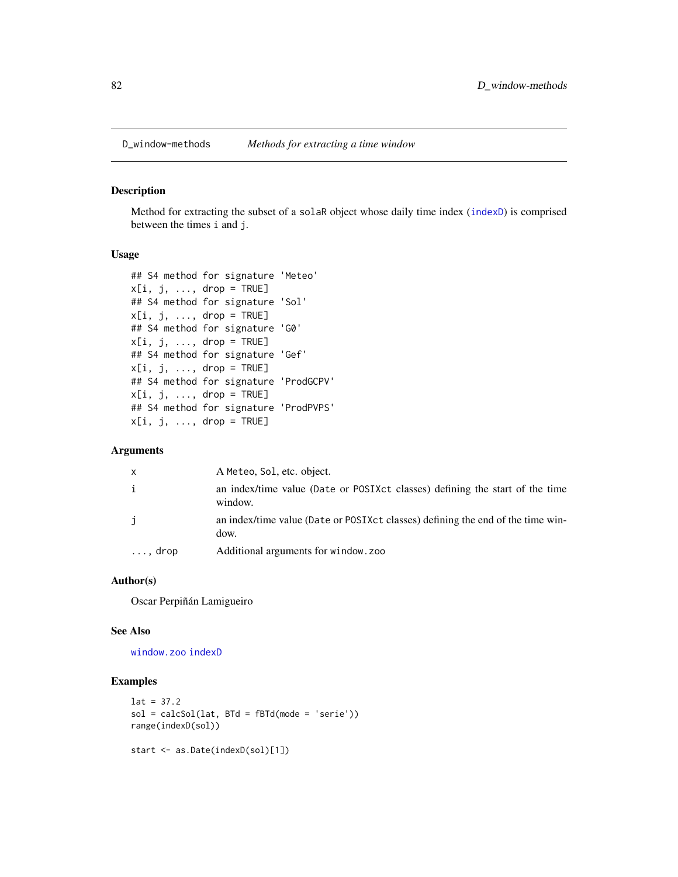# D_window-methods — *Methods for extracting a time window*

## Description

Method for extracting the subset of a solaR object whose daily time index (indexD) is comprised between the times i and j.

## Usage

```
## S4 method for signature 'Meteo'
x[i, j, ..., drop = TRUE]
## S4 method for signature 'Sol'
x[i, j, ..., drop = TRUE]
## S4 method for signature 'G0'
x[i, j, ..., drop = TRUE]
## S4 method for signature 'Gef'
x[i, j, ..., drop = TRUE]
## S4 method for signature 'ProdGCPV'
x[i, j, ..., drop = TRUE]
## S4 method for signature 'ProdPVPS'
x[i, j, ..., drop = TRUE]
```

## Arguments

| | |
|---|---|
| x | A Meteo, Sol, etc. object. |
| i | an index/time value (Date or POSIXct classes) defining the start of the time window. |
| j | an index/time value (Date or POSIXct classes) defining the end of the time window. |
| ..., drop | Additional arguments for window.zoo |

## Author(s)

Oscar Perpiñán Lamigueiro

## See Also

window.zoo indexD

## Examples

```
lat = 37.2
sol = calcSol(lat, BTd = fBTd(mode = 'serie'))
range(indexD(sol))

start <- as.Date(indexD(sol)[1])
```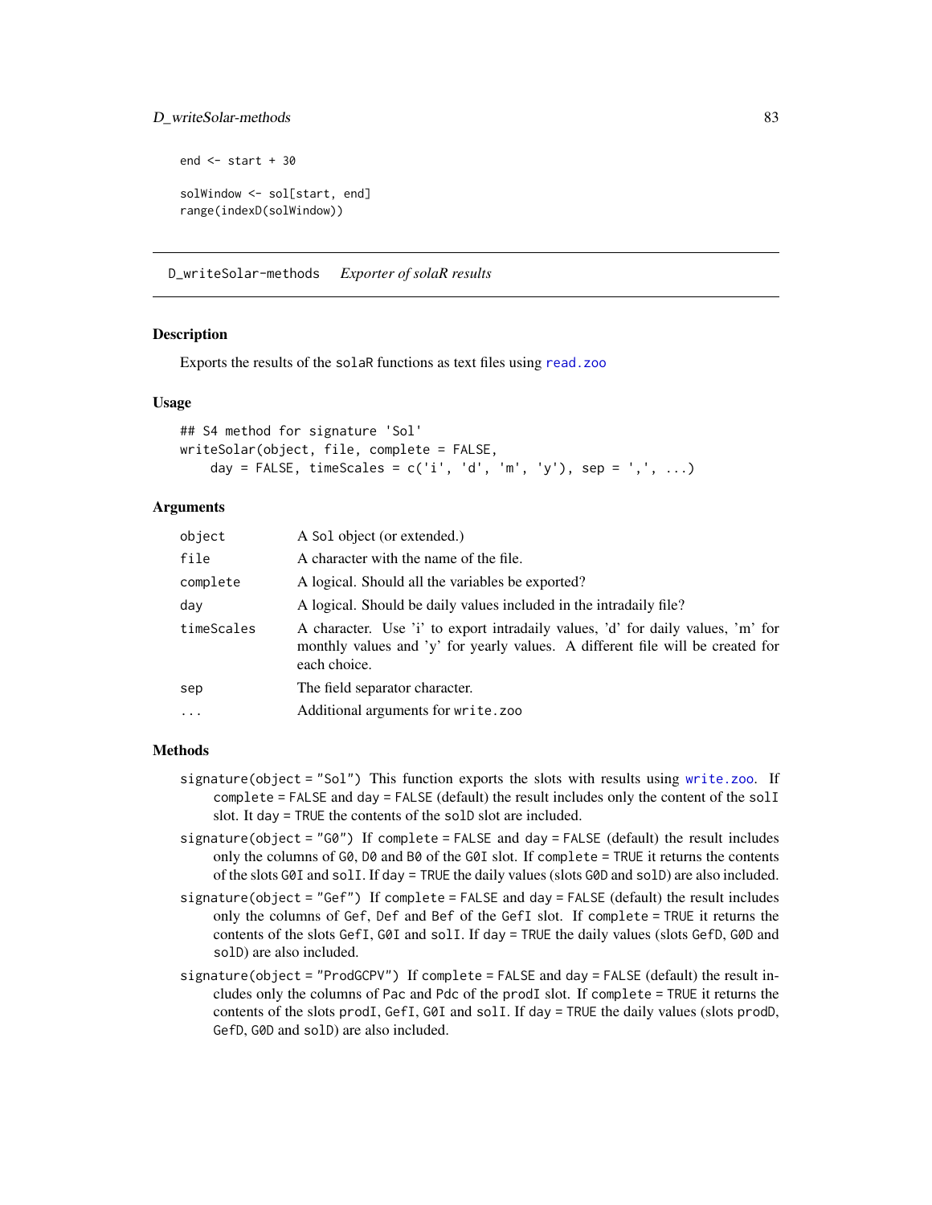```
end <- start + 30

solWindow <- sol[start, end]
range(indexD(solWindow))
```

## D_writeSolar-methods *Exporter of solaR results*

### Description

Exports the results of the solaR functions as text files using read.zoo

### Usage

```
## S4 method for signature 'Sol'
writeSolar(object, file, complete = FALSE,
    day = FALSE, timeScales = c('i', 'd', 'm', 'y'), sep = ',', ...)
```

### Arguments

| | |
|---|---|
| object | A Sol object (or extended.) |
| file | A character with the name of the file. |
| complete | A logical. Should all the variables be exported? |
| day | A logical. Should be daily values included in the intradaily file? |
| timeScales | A character. Use 'i' to export intradaily values, 'd' for daily values, 'm' for monthly values and 'y' for yearly values. A different file will be created for each choice. |
| sep | The field separator character. |
| ... | Additional arguments for write.zoo |

### Methods

- signature(object = "Sol") This function exports the slots with results using write.zoo. If complete = FALSE and day = FALSE (default) the result includes only the content of the solI slot. It day = TRUE the contents of the solD slot are included.
- signature(object = "G0") If complete = FALSE and day = FALSE (default) the result includes only the columns of G0, D0 and B0 of the G0I slot. If complete = TRUE it returns the contents of the slots G0I and solI. If day = TRUE the daily values (slots G0D and solD) are also included.
- signature(object = "Gef") If complete = FALSE and day = FALSE (default) the result includes only the columns of Gef, Def and Bef of the GefI slot. If complete = TRUE it returns the contents of the slots GefI, G0I and solI. If day = TRUE the daily values (slots GefD, G0D and solD) are also included.
- signature(object = "ProdGCPV") If complete = FALSE and day = FALSE (default) the result includes only the columns of Pac and Pdc of the prodI slot. If complete = TRUE it returns the contents of the slots prodI, GefI, G0I and solI. If day = TRUE the daily values (slots prodD, GefD, G0D and solD) are also included.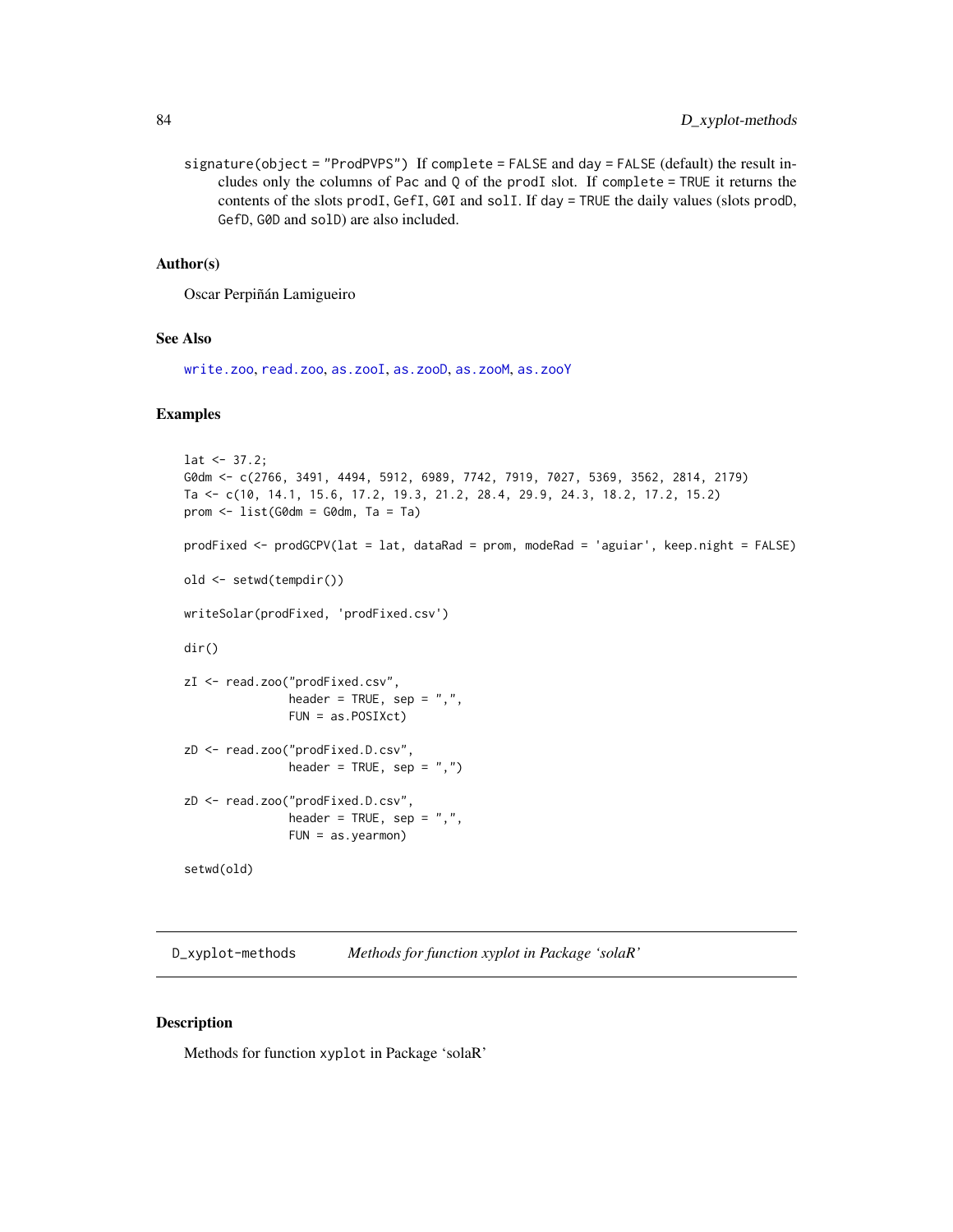`signature(object = "ProdPVPS")` If `complete = FALSE` and `day = FALSE` (default) the result includes only the columns of `Pac` and `Q` of the `prodI` slot. If `complete = TRUE` it returns the contents of the slots `prodI`, `GefI`, `G0I` and `solI`. If `day = TRUE` the daily values (slots `prodD`, `GefD`, `G0D` and `solD`) are also included.

### Author(s)

Oscar Perpiñán Lamigueiro

### See Also

`write.zoo`, `read.zoo`, `as.zooI`, `as.zooD`, `as.zooM`, `as.zooY`

### Examples

```
lat <- 37.2;
G0dm <- c(2766, 3491, 4494, 5912, 6989, 7742, 7919, 7027, 5369, 3562, 2814, 2179)
Ta <- c(10, 14.1, 15.6, 17.2, 19.3, 21.2, 28.4, 29.9, 24.3, 18.2, 17.2, 15.2)
prom <- list(G0dm = G0dm, Ta = Ta)

prodFixed <- prodGCPV(lat = lat, dataRad = prom, modeRad = 'aguiar', keep.night = FALSE)

old <- setwd(tempdir())

writeSolar(prodFixed, 'prodFixed.csv')

dir()

zI <- read.zoo("prodFixed.csv",
               header = TRUE, sep = ",",
               FUN = as.POSIXct)

zD <- read.zoo("prodFixed.D.csv",
               header = TRUE, sep = ",")

zD <- read.zoo("prodFixed.D.csv",
               header = TRUE, sep = ",",
               FUN = as.yearmon)

setwd(old)
```

## D_xyplot-methods *Methods for function xyplot in Package 'solaR'*

### Description

Methods for function `xyplot` in Package 'solaR'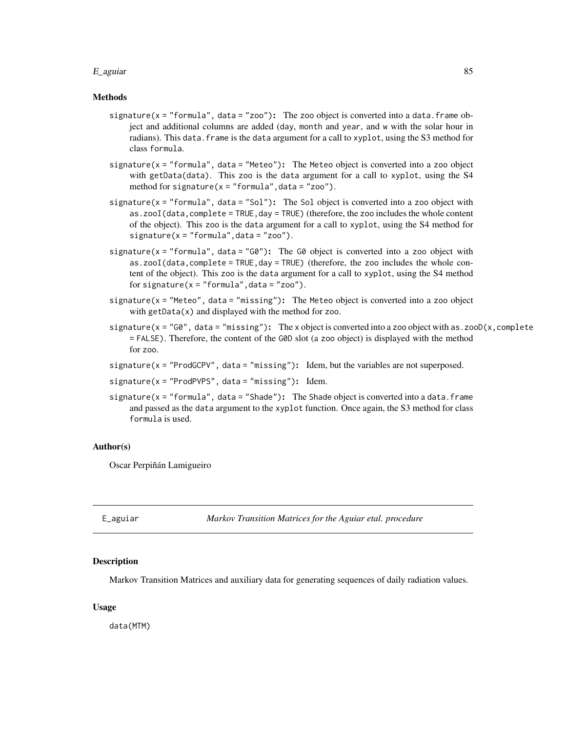### Methods

`signature(x = "formula", data = "zoo")`: The `zoo` object is converted into a `data.frame` object and additional columns are added (`day`, `month` and `year`, and `w` with the solar hour in radians). This `data.frame` is the `data` argument for a call to `xyplot`, using the S3 method for class `formula`.

`signature(x = "formula", data = "Meteo")`: The `Meteo` object is converted into a `zoo` object with `getData(data)`. This `zoo` is the `data` argument for a call to `xyplot`, using the S4 method for `signature(x = "formula",data = "zoo")`.

`signature(x = "formula", data = "Sol")`: The `Sol` object is converted into a `zoo` object with `as.zooI(data,complete = TRUE,day = TRUE)` (therefore, the `zoo` includes the whole content of the object). This `zoo` is the `data` argument for a call to `xyplot`, using the S4 method for `signature(x = "formula",data = "zoo")`.

`signature(x = "formula", data = "G0")`: The `G0` object is converted into a `zoo` object with `as.zooI(data,complete = TRUE,day = TRUE)` (therefore, the `zoo` includes the whole content of the object). This `zoo` is the `data` argument for a call to `xyplot`, using the S4 method for `signature(x = "formula",data = "zoo")`.

`signature(x = "Meteo", data = "missing")`: The `Meteo` object is converted into a `zoo` object with `getData(x)` and displayed with the method for `zoo`.

`signature(x = "G0", data = "missing")`: The `x` object is converted into a `zoo` object with `as.zooD(x,complete = FALSE)`. Therefore, the content of the `G0D` slot (a `zoo` object) is displayed with the method for `zoo`.

`signature(x = "ProdGCPV", data = "missing")`: Idem, but the variables are not superposed.

`signature(x = "ProdPVPS", data = "missing")`: Idem.

`signature(x = "formula", data = "Shade")`: The `Shade` object is converted into a `data.frame` and passed as the `data` argument to the `xyplot` function. Once again, the S3 method for class `formula` is used.

### Author(s)

Oscar Perpiñán Lamigueiro

---

## E_aguiar — *Markov Transition Matrices for the Aguiar etal. procedure*

### Description

Markov Transition Matrices and auxiliary data for generating sequences of daily radiation values.

### Usage

```
data(MTM)
```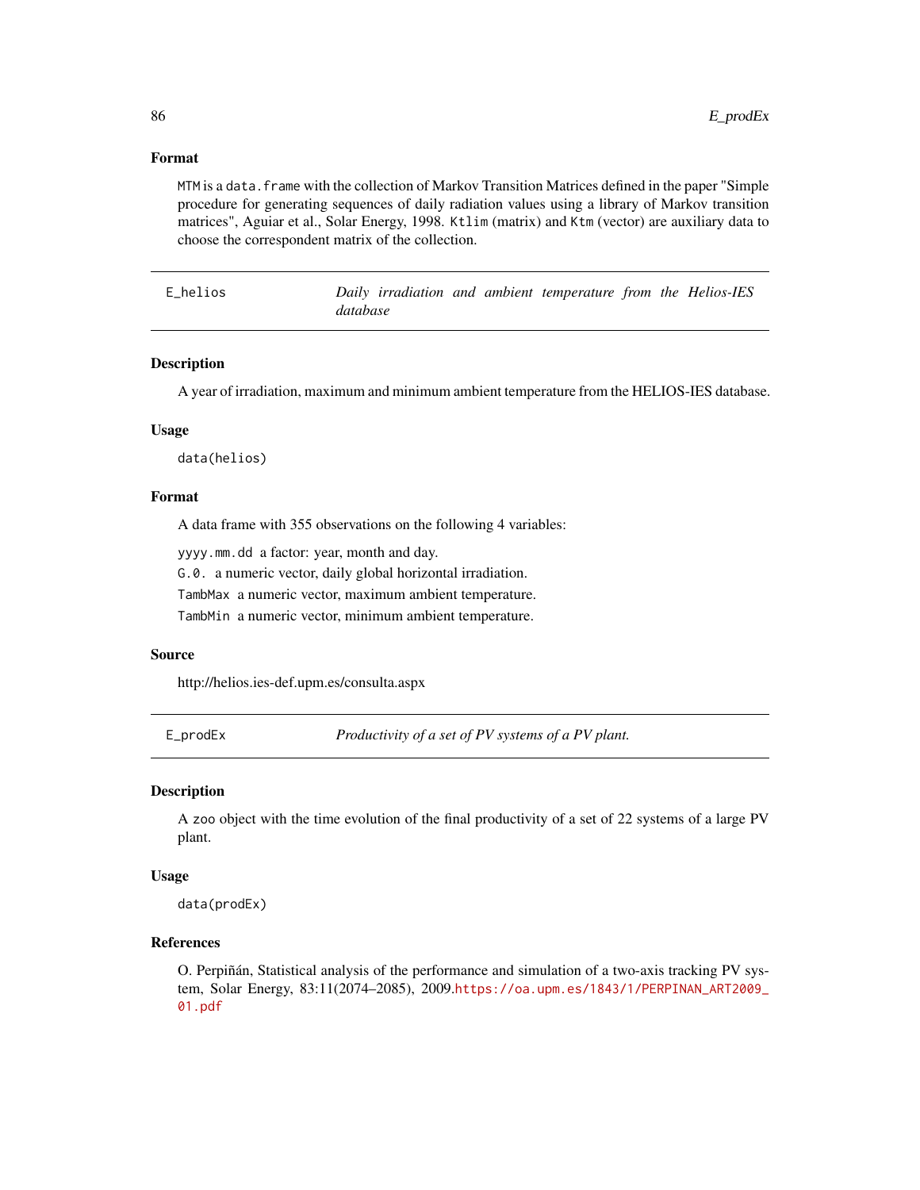### Format

`MTM` is a `data.frame` with the collection of Markov Transition Matrices defined in the paper "Simple procedure for generating sequences of daily radiation values using a library of Markov transition matrices", Aguiar et al., Solar Energy, 1998. `Ktlim` (matrix) and `Ktm` (vector) are auxiliary data to choose the correspondent matrix of the collection.

---

## E_helios — *Daily irradiation and ambient temperature from the Helios-IES database*

### Description

A year of irradiation, maximum and minimum ambient temperature from the HELIOS-IES database.

### Usage

```
data(helios)
```

### Format

A data frame with 355 observations on the following 4 variables:

`yyyy.mm.dd` a factor: year, month and day.

`G.0.` a numeric vector, daily global horizontal irradiation.

`TambMax` a numeric vector, maximum ambient temperature.

`TambMin` a numeric vector, minimum ambient temperature.

### Source

http://helios.ies-def.upm.es/consulta.aspx

---

## E_prodEx — *Productivity of a set of PV systems of a PV plant.*

### Description

A `zoo` object with the time evolution of the final productivity of a set of 22 systems of a large PV plant.

### Usage

```
data(prodEx)
```

### References

O. Perpiñán, Statistical analysis of the performance and simulation of a two-axis tracking PV system, Solar Energy, 83:11(2074–2085), 2009.https://oa.upm.es/1843/1/PERPINAN_ART2009_01.pdf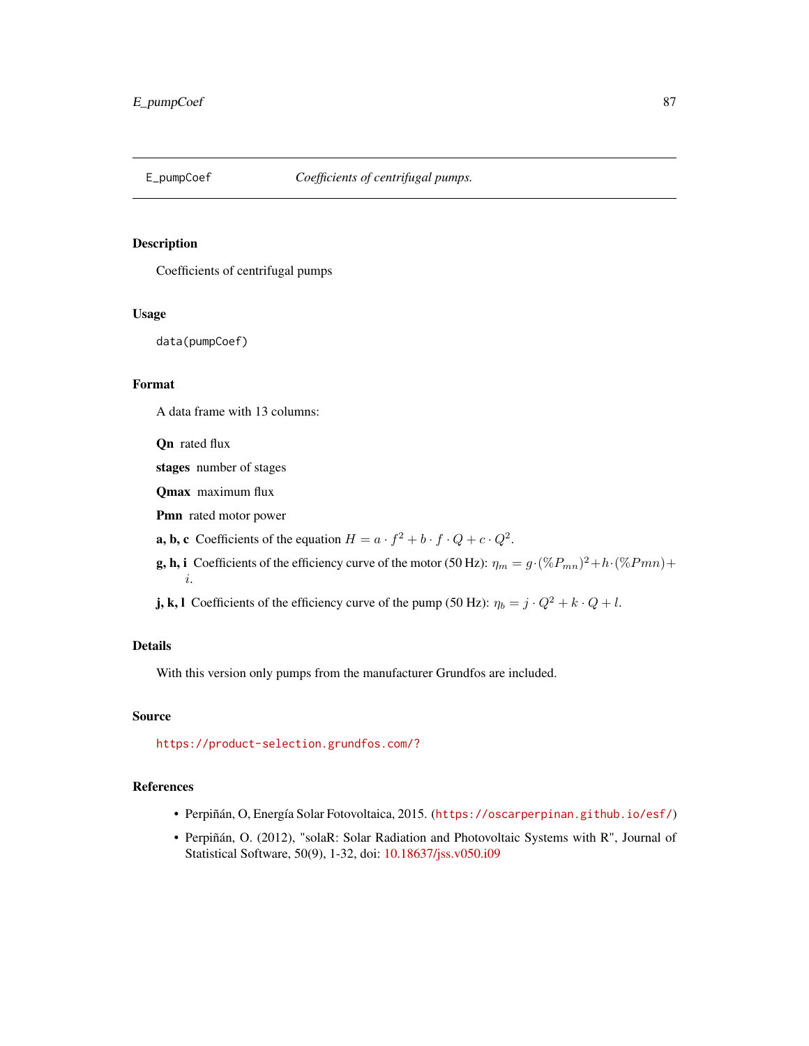# E_pumpCoef — *Coefficients of centrifugal pumps.*

## Description

Coefficients of centrifugal pumps

## Usage

```
data(pumpCoef)
```

## Format

A data frame with 13 columns:

**Qn** rated flux

**stages** number of stages

**Qmax** maximum flux

**Pmn** rated motor power

**a, b, c** Coefficients of the equation $H = a \cdot f^2 + b \cdot f \cdot Q + c \cdot Q^2$.

**g, h, i** Coefficients of the efficiency curve of the motor (50 Hz): $\eta_m = g \cdot (\%P_{mn})^2 + h \cdot (\%Pmn) + i$.

**j, k, l** Coefficients of the efficiency curve of the pump (50 Hz): $\eta_b = j \cdot Q^2 + k \cdot Q + l$.

## Details

With this version only pumps from the manufacturer Grundfos are included.

## Source

https://product-selection.grundfos.com/?

## References

- Perpiñán, O, Energía Solar Fotovoltaica, 2015. (https://oscarperpinan.github.io/esf/)
- Perpiñán, O. (2012), "solaR: Solar Radiation and Photovoltaic Systems with R", Journal of Statistical Software, 50(9), 1-32, doi: 10.18637/jss.v050.i09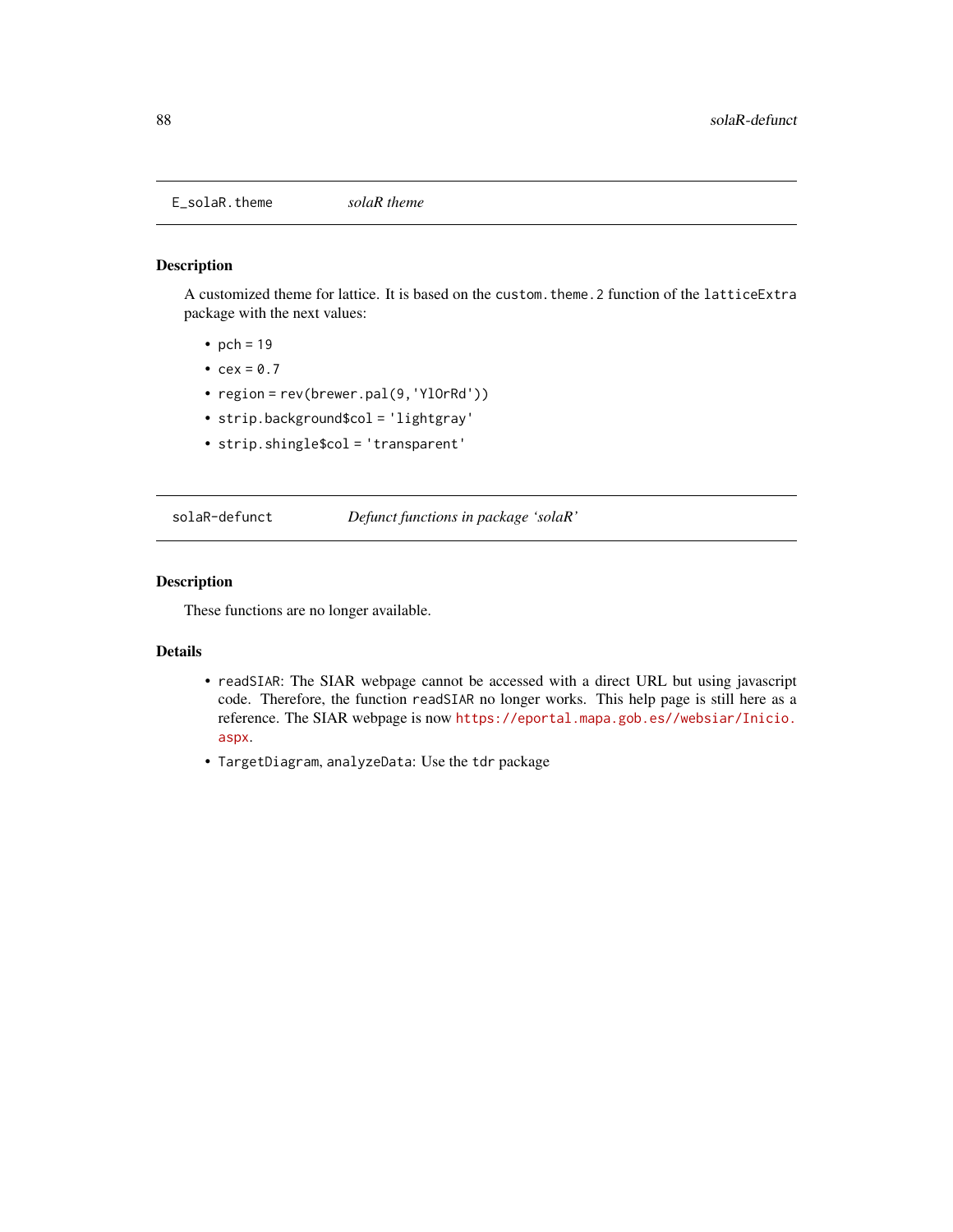## E_solaR.theme *solaR theme*

### Description

A customized theme for lattice. It is based on the `custom.theme.2` function of the `latticeExtra` package with the next values:

- `pch` = `19`
- `cex` = `0.7`
- `region` = `rev(brewer.pal(9,'YlOrRd'))`
- `strip.background$col` = `'lightgray'`
- `strip.shingle$col` = `'transparent'`

## solaR-defunct *Defunct functions in package 'solaR'*

### Description

These functions are no longer available.

### Details

- `readSIAR`: The SIAR webpage cannot be accessed with a direct URL but using javascript code. Therefore, the function `readSIAR` no longer works. This help page is still here as a reference. The SIAR webpage is now https://eportal.mapa.gob.es//websiar/Inicio.aspx.
- `TargetDiagram`, `analyzeData`: Use the `tdr` package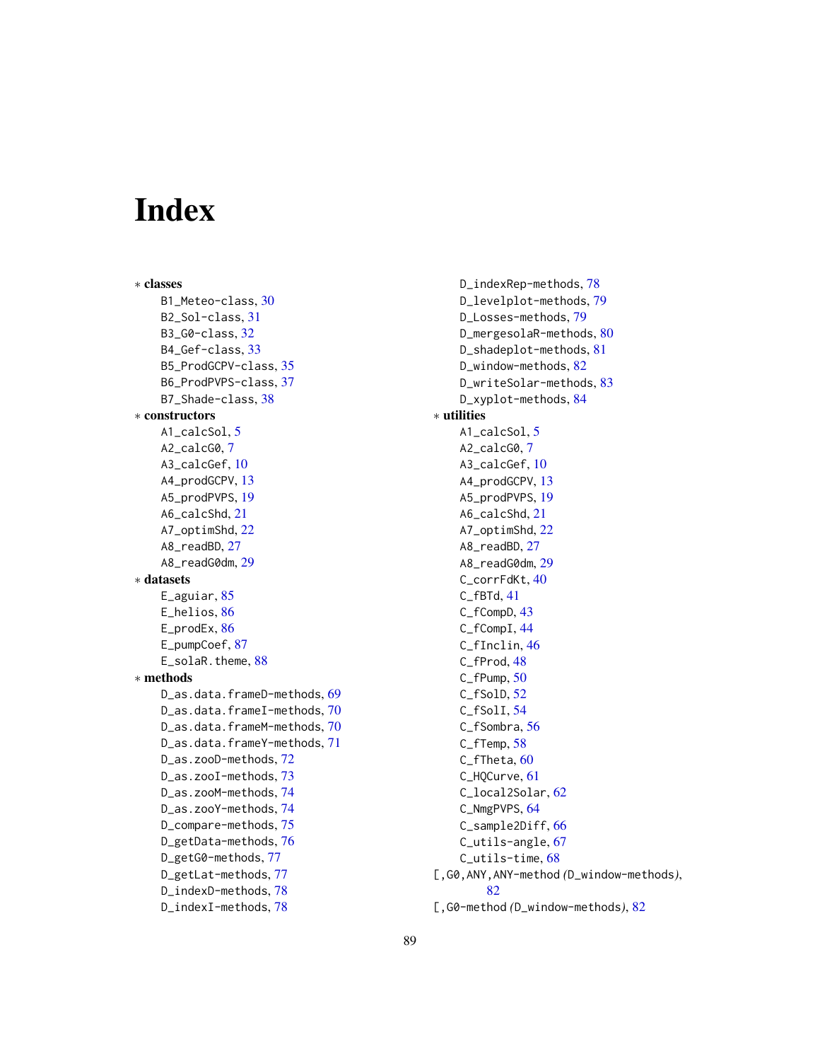# Index

∗ **classes**
- B1_Meteo-class, 30
- B2_Sol-class, 31
- B3_G0-class, 32
- B4_Gef-class, 33
- B5_ProdGCPV-class, 35
- B6_ProdPVPS-class, 37
- B7_Shade-class, 38

∗ **constructors**
- A1_calcSol, 5
- A2_calcG0, 7
- A3_calcGef, 10
- A4_prodGCPV, 13
- A5_prodPVPS, 19
- A6_calcShd, 21
- A7_optimShd, 22
- A8_readBD, 27
- A8_readG0dm, 29

∗ **datasets**
- E_aguiar, 85
- E_helios, 86
- E_prodEx, 86
- E_pumpCoef, 87
- E_solaR.theme, 88

∗ **methods**
- D_as.data.frameD-methods, 69
- D_as.data.frameI-methods, 70
- D_as.data.frameM-methods, 70
- D_as.data.frameY-methods, 71
- D_as.zooD-methods, 72
- D_as.zooI-methods, 73
- D_as.zooM-methods, 74
- D_as.zooY-methods, 74
- D_compare-methods, 75
- D_getData-methods, 76
- D_getG0-methods, 77
- D_getLat-methods, 77
- D_indexD-methods, 78
- D_indexI-methods, 78
- D_indexRep-methods, 78
- D_levelplot-methods, 79
- D_Losses-methods, 79
- D_mergesolaR-methods, 80
- D_shadeplot-methods, 81
- D_window-methods, 82
- D_writeSolar-methods, 83
- D_xyplot-methods, 84

∗ **utilities**
- A1_calcSol, 5
- A2_calcG0, 7
- A3_calcGef, 10
- A4_prodGCPV, 13
- A5_prodPVPS, 19
- A6_calcShd, 21
- A7_optimShd, 22
- A8_readBD, 27
- A8_readG0dm, 29
- C_corrFdKt, 40
- C_fBTd, 41
- C_fCompD, 43
- C_fCompI, 44
- C_fInclin, 46
- C_fProd, 48
- C_fPump, 50
- C_fSolD, 52
- C_fSolI, 54
- C_fSombra, 56
- C_fTemp, 58
- C_fTheta, 60
- C_HQCurve, 61
- C_local2Solar, 62
- C_NmgPVPS, 64
- C_sample2Diff, 66
- C_utils-angle, 67
- C_utils-time, 68

[,G0,ANY,ANY-method *(D_window-methods)*, 82

[,G0-method *(D_window-methods)*, 82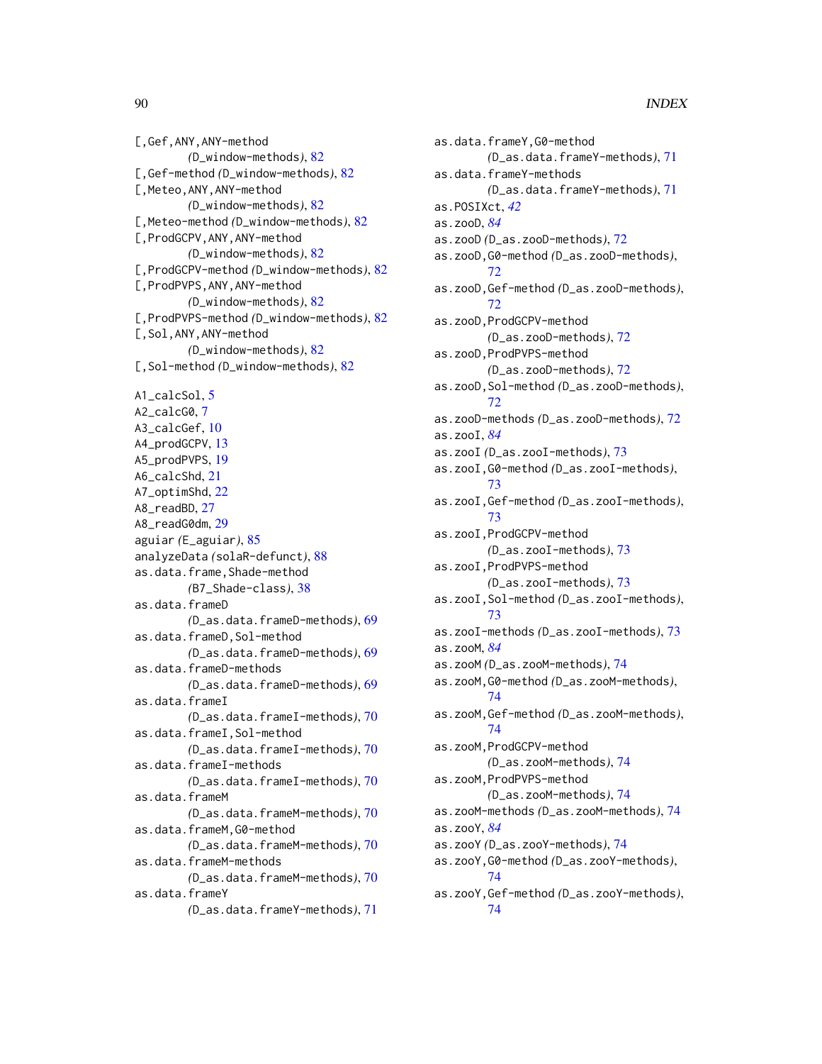[,Gef,ANY,ANY-method
(D_window-methods), 82
[,Gef-method (D_window-methods), 82
[,Meteo,ANY,ANY-method
(D_window-methods), 82
[,Meteo-method (D_window-methods), 82
[,ProdGCPV,ANY,ANY-method
(D_window-methods), 82
[,ProdGCPV-method (D_window-methods), 82
[,ProdPVPS,ANY,ANY-method
(D_window-methods), 82
[,ProdPVPS-method (D_window-methods), 82
[,Sol,ANY,ANY-method
(D_window-methods), 82
[,Sol-method (D_window-methods), 82

A1_calcSol, 5
A2_calcG0, 7
A3_calcGef, 10
A4_prodGCPV, 13
A5_prodPVPS, 19
A6_calcShd, 21
A7_optimShd, 22
A8_readBD, 27
A8_readG0dm, 29
aguiar (E_aguiar), 85
analyzeData (solaR-defunct), 88
as.data.frame,Shade-method
(B7_Shade-class), 38
as.data.frameD
(D_as.data.frameD-methods), 69
as.data.frameD,Sol-method
(D_as.data.frameD-methods), 69
as.data.frameD-methods
(D_as.data.frameD-methods), 69
as.data.frameI
(D_as.data.frameI-methods), 70
as.data.frameI,Sol-method
(D_as.data.frameI-methods), 70
as.data.frameI-methods
(D_as.data.frameI-methods), 70
as.data.frameM
(D_as.data.frameM-methods), 70
as.data.frameM,G0-method
(D_as.data.frameM-methods), 70
as.data.frameM-methods
(D_as.data.frameM-methods), 70
as.data.frameY
(D_as.data.frameY-methods), 71
as.data.frameY,G0-method
(D_as.data.frameY-methods), 71
as.data.frameY-methods
(D_as.data.frameY-methods), 71
as.POSIXct, *42*
as.zooD, *84*
as.zooD (D_as.zooD-methods), 72
as.zooD,G0-method (D_as.zooD-methods), 72
as.zooD,Gef-method (D_as.zooD-methods), 72
as.zooD,ProdGCPV-method
(D_as.zooD-methods), 72
as.zooD,ProdPVPS-method
(D_as.zooD-methods), 72
as.zooD,Sol-method (D_as.zooD-methods), 72
as.zooD-methods (D_as.zooD-methods), 72
as.zooI, *84*
as.zooI (D_as.zooI-methods), 73
as.zooI,G0-method (D_as.zooI-methods), 73
as.zooI,Gef-method (D_as.zooI-methods), 73
as.zooI,ProdGCPV-method
(D_as.zooI-methods), 73
as.zooI,ProdPVPS-method
(D_as.zooI-methods), 73
as.zooI,Sol-method (D_as.zooI-methods), 73
as.zooI-methods (D_as.zooI-methods), 73
as.zooM, *84*
as.zooM (D_as.zooM-methods), 74
as.zooM,G0-method (D_as.zooM-methods), 74
as.zooM,Gef-method (D_as.zooM-methods), 74
as.zooM,ProdGCPV-method
(D_as.zooM-methods), 74
as.zooM,ProdPVPS-method
(D_as.zooM-methods), 74
as.zooM-methods (D_as.zooM-methods), 74
as.zooY, *84*
as.zooY (D_as.zooY-methods), 74
as.zooY,G0-method (D_as.zooY-methods), 74
as.zooY,Gef-method (D_as.zooY-methods), 74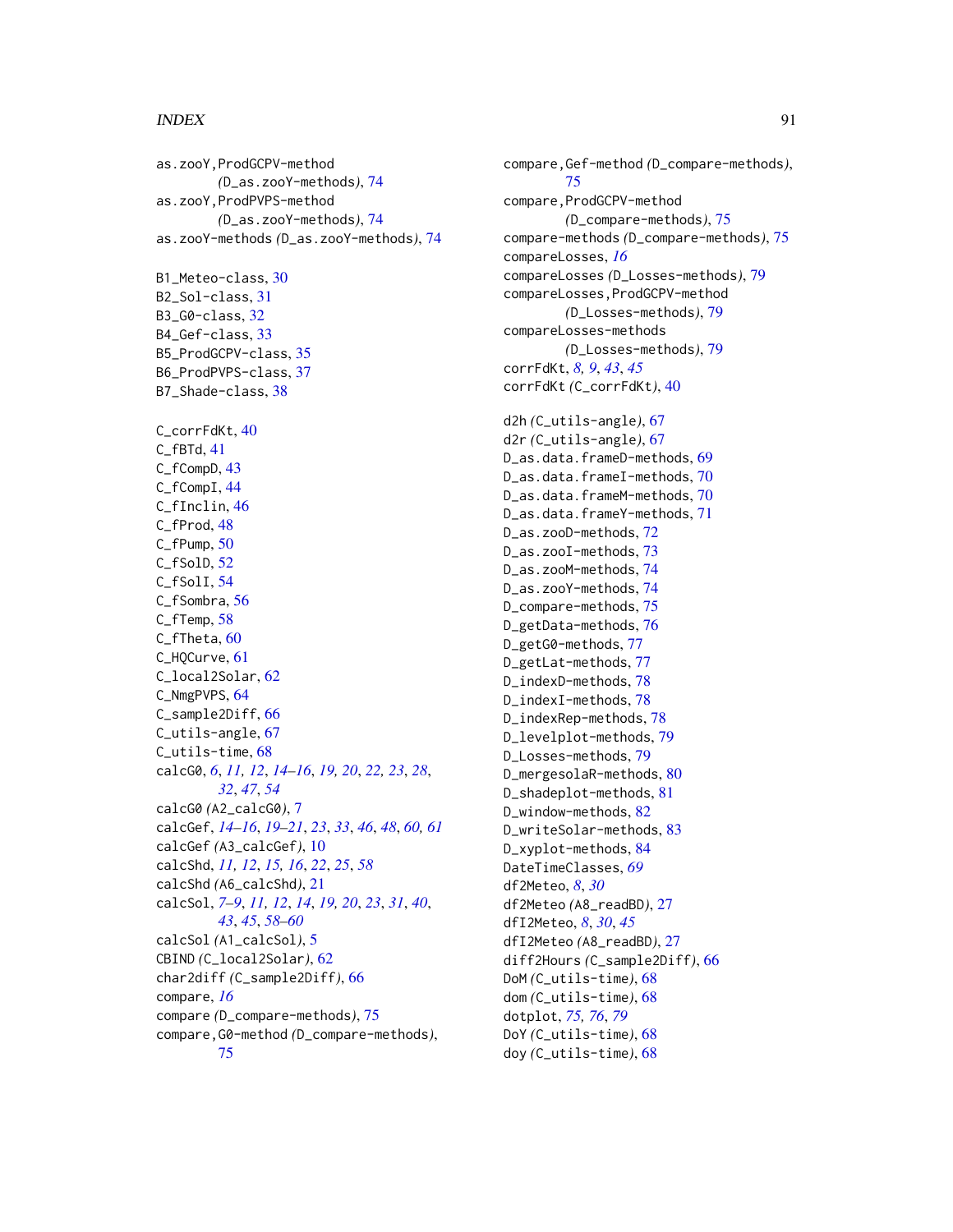as.zooY,ProdGCPV-method
(D_as.zooY-methods), 74
as.zooY,ProdPVPS-method
(D_as.zooY-methods), 74
as.zooY-methods (D_as.zooY-methods), 74

B1_Meteo-class, 30
B2_Sol-class, 31
B3_G0-class, 32
B4_Gef-class, 33
B5_ProdGCPV-class, 35
B6_ProdPVPS-class, 37
B7_Shade-class, 38

C_corrFdKt, 40
C_fBTd, 41
C_fCompD, 43
C_fCompI, 44
C_fInclin, 46
C_fProd, 48
C_fPump, 50
C_fSolD, 52
C_fSolI, 54
C_fSombra, 56
C_fTemp, 58
C_fTheta, 60
C_HQCurve, 61
C_local2Solar, 62
C_NmgPVPS, 64
C_sample2Diff, 66
C_utils-angle, 67
C_utils-time, 68
calcG0, *6*, *11, 12*, *14–16*, *19, 20*, *22, 23*, *28*, *32*, *47*, *54*
calcG0 (A2_calcG0), 7
calcGef, *14–16*, *19–21*, *23*, *33*, *46*, *48*, *60, 61*
calcGef (A3_calcGef), 10
calcShd, *11, 12*, *15, 16*, *22*, *25*, *58*
calcShd (A6_calcShd), 21
calcSol, *7–9*, *11, 12*, *14*, *19, 20*, *23*, *31*, *40*, *43*, *45*, *58–60*
calcSol (A1_calcSol), 5
CBIND (C_local2Solar), 62
char2diff (C_sample2Diff), 66
compare, *16*
compare (D_compare-methods), 75
compare,G0-method (D_compare-methods), 75
compare,Gef-method (D_compare-methods), 75
compare,ProdGCPV-method
(D_compare-methods), 75
compare-methods (D_compare-methods), 75
compareLosses, *16*
compareLosses (D_Losses-methods), 79
compareLosses,ProdGCPV-method
(D_Losses-methods), 79
compareLosses-methods
(D_Losses-methods), 79
corrFdKt, *8, 9*, *43*, *45*
corrFdKt (C_corrFdKt), 40

d2h (C_utils-angle), 67
d2r (C_utils-angle), 67
D_as.data.frameD-methods, 69
D_as.data.frameI-methods, 70
D_as.data.frameM-methods, 70
D_as.data.frameY-methods, 71
D_as.zooD-methods, 72
D_as.zooI-methods, 73
D_as.zooM-methods, 74
D_as.zooY-methods, 74
D_compare-methods, 75
D_getData-methods, 76
D_getG0-methods, 77
D_getLat-methods, 77
D_indexD-methods, 78
D_indexI-methods, 78
D_indexRep-methods, 78
D_levelplot-methods, 79
D_Losses-methods, 79
D_mergesolaR-methods, 80
D_shadeplot-methods, 81
D_window-methods, 82
D_writeSolar-methods, 83
D_xyplot-methods, 84
DateTimeClasses, *69*
df2Meteo, *8*, *30*
df2Meteo (A8_readBD), 27
dfI2Meteo, *8*, *30*, *45*
dfI2Meteo (A8_readBD), 27
diff2Hours (C_sample2Diff), 66
DoM (C_utils-time), 68
dom (C_utils-time), 68
dotplot, *75, 76*, *79*
DoY (C_utils-time), 68
doy (C_utils-time), 68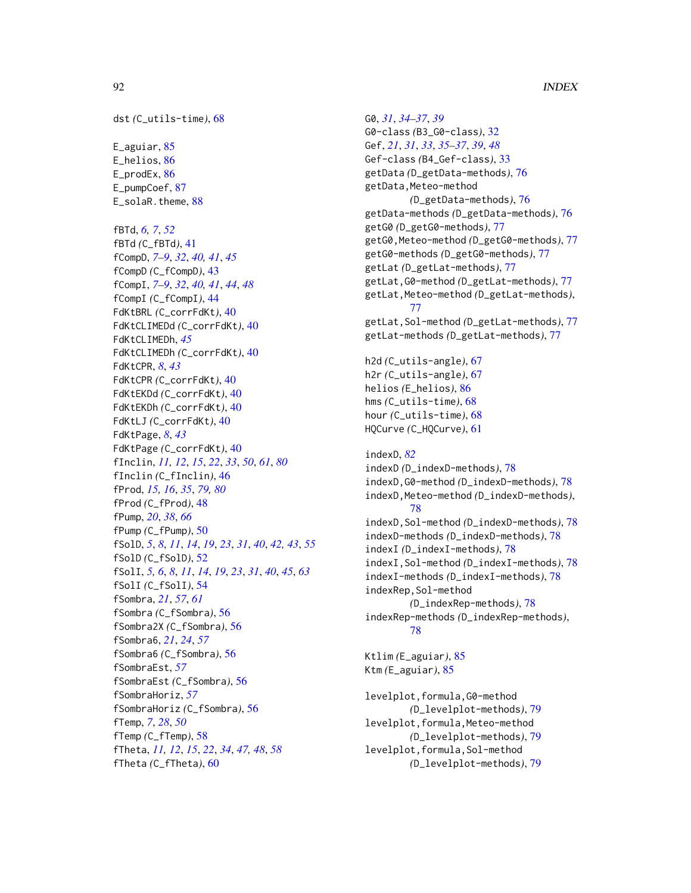dst *(C_utils-time)*, 68

E_aguiar, 85
E_helios, 86
E_prodEx, 86
E_pumpCoef, 87
E_solaR.theme, 88

fBTd, *6, 7*, *52*
fBTd *(C_fBTd)*, 41
fCompD, *7–9*, *32*, *40, 41*, *45*
fCompD *(C_fCompD)*, 43
fCompI, *7–9*, *32*, *40, 41*, *44*, *48*
fCompI *(C_fCompI)*, 44
FdKtBRL *(C_corrFdKt)*, 40
FdKtCLIMEDd *(C_corrFdKt)*, 40
FdKtCLIMEDh, *45*
FdKtCLIMEDh *(C_corrFdKt)*, 40
FdKtCPR, *8*, *43*
FdKtCPR *(C_corrFdKt)*, 40
FdKtEKDd *(C_corrFdKt)*, 40
FdKtEKDh *(C_corrFdKt)*, 40
FdKtLJ *(C_corrFdKt)*, 40
FdKtPage, *8*, *43*
FdKtPage *(C_corrFdKt)*, 40
fInclin, *11, 12*, *15*, *22*, *33*, *50*, *61*, *80*
fInclin *(C_fInclin)*, 46
fProd, *15, 16*, *35*, *79, 80*
fProd *(C_fProd)*, 48
fPump, *20*, *38*, *66*
fPump *(C_fPump)*, 50
fSolD, *5*, *8*, *11*, *14*, *19*, *23*, *31*, *40*, *42, 43*, *55*
fSolD *(C_fSolD)*, 52
fSolI, *5, 6*, *8*, *11*, *14*, *19*, *23*, *31*, *40*, *45*, *63*
fSolI *(C_fSolI)*, 54
fSombra, *21*, *57*, *61*
fSombra *(C_fSombra)*, 56
fSombra2X *(C_fSombra)*, 56
fSombra6, *21*, *24*, *57*
fSombra6 *(C_fSombra)*, 56
fSombraEst, *57*
fSombraEst *(C_fSombra)*, 56
fSombraHoriz, *57*
fSombraHoriz *(C_fSombra)*, 56
fTemp, *7*, *28*, *50*
fTemp *(C_fTemp)*, 58
fTheta, *11, 12*, *15*, *22*, *34*, *47, 48*, *58*
fTheta *(C_fTheta)*, 60

G0, *31*, *34–37*, *39*
G0-class *(B3_G0-class)*, 32
Gef, *21*, *31*, *33*, *35–37*, *39*, *48*
Gef-class *(B4_Gef-class)*, 33
getData *(D_getData-methods)*, 76
getData,Meteo-method *(D_getData-methods)*, 76
getData-methods *(D_getData-methods)*, 76
getG0 *(D_getG0-methods)*, 77
getG0,Meteo-method *(D_getG0-methods)*, 77
getG0-methods *(D_getG0-methods)*, 77
getLat *(D_getLat-methods)*, 77
getLat,G0-method *(D_getLat-methods)*, 77
getLat,Meteo-method *(D_getLat-methods)*, 77
getLat,Sol-method *(D_getLat-methods)*, 77
getLat-methods *(D_getLat-methods)*, 77

h2d *(C_utils-angle)*, 67
h2r *(C_utils-angle)*, 67
helios *(E_helios)*, 86
hms *(C_utils-time)*, 68
hour *(C_utils-time)*, 68
HQCurve *(C_HQCurve)*, 61

indexD, *82*
indexD *(D_indexD-methods)*, 78
indexD,G0-method *(D_indexD-methods)*, 78
indexD,Meteo-method *(D_indexD-methods)*, 78
indexD,Sol-method *(D_indexD-methods)*, 78
indexD-methods *(D_indexD-methods)*, 78
indexI *(D_indexI-methods)*, 78
indexI,Sol-method *(D_indexI-methods)*, 78
indexI-methods *(D_indexI-methods)*, 78
indexRep,Sol-method *(D_indexRep-methods)*, 78
indexRep-methods *(D_indexRep-methods)*, 78

Ktlim *(E_aguiar)*, 85
Ktm *(E_aguiar)*, 85

levelplot,formula,G0-method *(D_levelplot-methods)*, 79
levelplot,formula,Meteo-method *(D_levelplot-methods)*, 79
levelplot,formula,Sol-method *(D_levelplot-methods)*, 79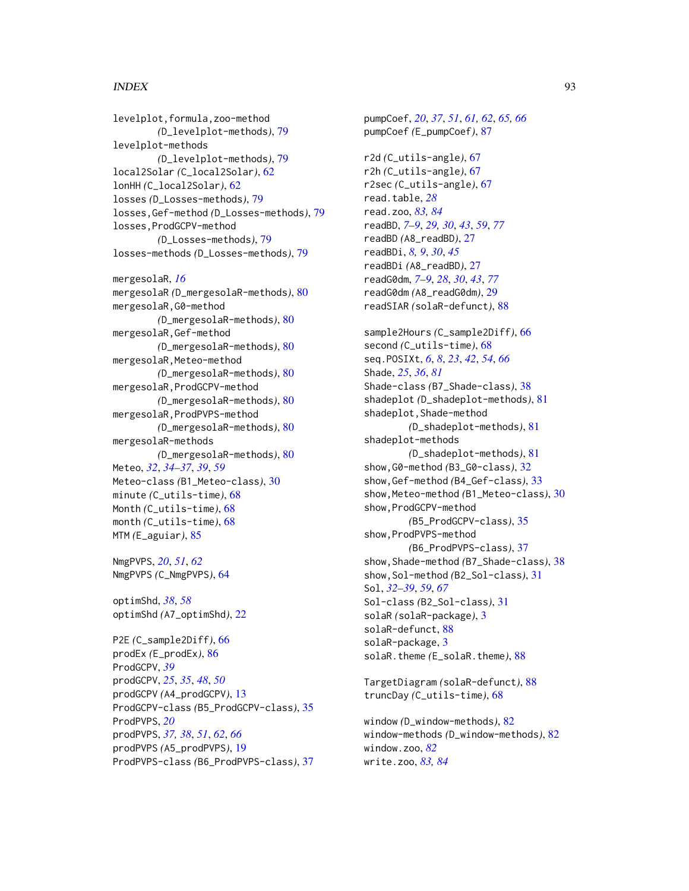levelplot,formula,zoo-method
 *(*D_levelplot-methods*)*, 79
levelplot-methods
 *(*D_levelplot-methods*)*, 79
local2Solar *(*C_local2Solar*)*, 62
lonHH *(*C_local2Solar*)*, 62
losses *(*D_Losses-methods*)*, 79
losses,Gef-method *(*D_Losses-methods*)*, 79
losses,ProdGCPV-method
 *(*D_Losses-methods*)*, 79
losses-methods *(*D_Losses-methods*)*, 79

mergesolaR, *16*
mergesolaR *(*D_mergesolaR-methods*)*, 80
mergesolaR,G0-method
 *(*D_mergesolaR-methods*)*, 80
mergesolaR,Gef-method
 *(*D_mergesolaR-methods*)*, 80
mergesolaR,Meteo-method
 *(*D_mergesolaR-methods*)*, 80
mergesolaR,ProdGCPV-method
 *(*D_mergesolaR-methods*)*, 80
mergesolaR,ProdPVPS-method
 *(*D_mergesolaR-methods*)*, 80
mergesolaR-methods
 *(*D_mergesolaR-methods*)*, 80
Meteo, *32*, *34–37*, *39*, *59*
Meteo-class *(*B1_Meteo-class*)*, 30
minute *(*C_utils-time*)*, 68
Month *(*C_utils-time*)*, 68
month *(*C_utils-time*)*, 68
MTM *(*E_aguiar*)*, 85

NmgPVPS, *20*, *51*, *62*
NmgPVPS *(*C_NmgPVPS*)*, 64

optimShd, *38*, *58*
optimShd *(*A7_optimShd*)*, 22

P2E *(*C_sample2Diff*)*, 66
prodEx *(*E_prodEx*)*, 86
ProdGCPV, *39*
prodGCPV, *25*, *35*, *48*, *50*
prodGCPV *(*A4_prodGCPV*)*, 13
ProdGCPV-class *(*B5_ProdGCPV-class*)*, 35
ProdPVPS, *20*
prodPVPS, *37, 38*, *51*, *62*, *66*
prodPVPS *(*A5_prodPVPS*)*, 19
ProdPVPS-class *(*B6_ProdPVPS-class*)*, 37

pumpCoef, *20*, *37*, *51*, *61, 62*, *65, 66*
pumpCoef *(*E_pumpCoef*)*, 87

r2d *(*C_utils-angle*)*, 67
r2h *(*C_utils-angle*)*, 67
r2sec *(*C_utils-angle*)*, 67
read.table, *28*
read.zoo, *83, 84*
readBD, *7–9*, *29, 30*, *43*, *59*, *77*
readBD *(*A8_readBD*)*, 27
readBDi, *8, 9*, *30*, *45*
readBDi *(*A8_readBD*)*, 27
readG0dm, *7–9*, *28*, *30*, *43*, *77*
readG0dm *(*A8_readG0dm*)*, 29
readSIAR *(*solaR-defunct*)*, 88

sample2Hours *(*C_sample2Diff*)*, 66
second *(*C_utils-time*)*, 68
seq.POSIXt, *6*, *8*, *23*, *42*, *54*, *66*
Shade, *25*, *36*, *81*
Shade-class *(*B7_Shade-class*)*, 38
shadeplot *(*D_shadeplot-methods*)*, 81
shadeplot,Shade-method
 *(*D_shadeplot-methods*)*, 81
shadeplot-methods
 *(*D_shadeplot-methods*)*, 81
show,G0-method *(*B3_G0-class*)*, 32
show,Gef-method *(*B4_Gef-class*)*, 33
show,Meteo-method *(*B1_Meteo-class*)*, 30
show,ProdGCPV-method
 *(*B5_ProdGCPV-class*)*, 35
show,ProdPVPS-method
 *(*B6_ProdPVPS-class*)*, 37
show,Shade-method *(*B7_Shade-class*)*, 38
show,Sol-method *(*B2_Sol-class*)*, 31
Sol, *32–39*, *59*, *67*
Sol-class *(*B2_Sol-class*)*, 31
solaR *(*solaR-package*)*, 3
solaR-defunct, 88
solaR-package, 3
solaR.theme *(*E_solaR.theme*)*, 88

TargetDiagram *(*solaR-defunct*)*, 88
truncDay *(*C_utils-time*)*, 68

window *(*D_window-methods*)*, 82
window-methods *(*D_window-methods*)*, 82
window.zoo, *82*
write.zoo, *83, 84*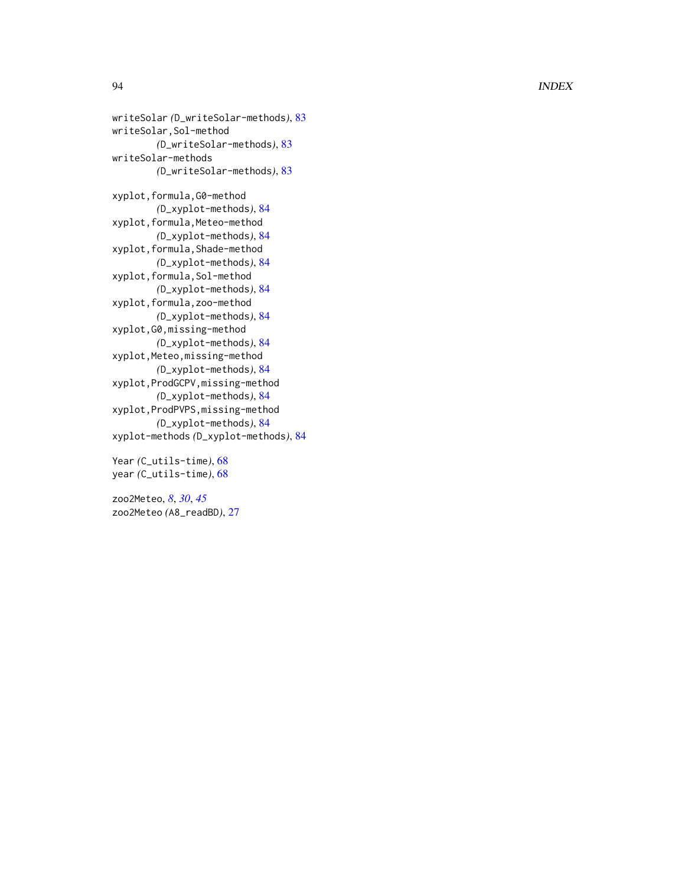writeSolar (D_writeSolar-methods), 83
writeSolar,Sol-method
(D_writeSolar-methods), 83
writeSolar-methods
(D_writeSolar-methods), 83

xyplot,formula,G0-method
(D_xyplot-methods), 84
xyplot,formula,Meteo-method
(D_xyplot-methods), 84
xyplot,formula,Shade-method
(D_xyplot-methods), 84
xyplot,formula,Sol-method
(D_xyplot-methods), 84
xyplot,formula,zoo-method
(D_xyplot-methods), 84
xyplot,G0,missing-method
(D_xyplot-methods), 84
xyplot,Meteo,missing-method
(D_xyplot-methods), 84
xyplot,ProdGCPV,missing-method
(D_xyplot-methods), 84
xyplot,ProdPVPS,missing-method
(D_xyplot-methods), 84
xyplot-methods (D_xyplot-methods), 84

Year (C_utils-time), 68
year (C_utils-time), 68

zoo2Meteo, *8*, *30*, *45*
zoo2Meteo (A8_readBD), 27